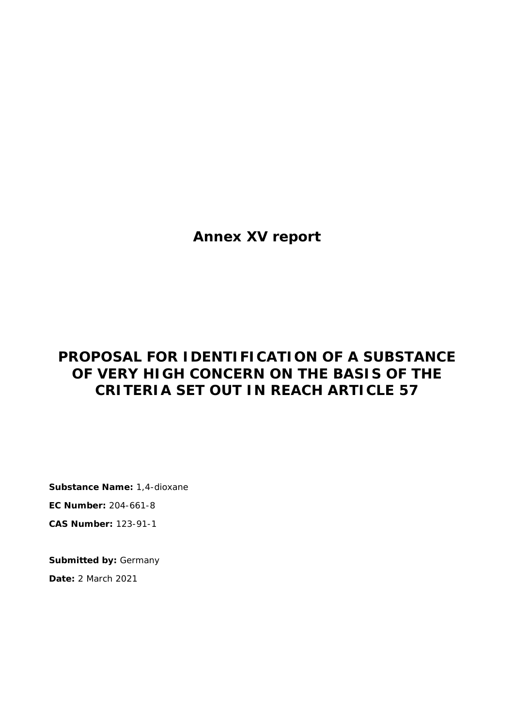# Annex XV report

## PROPOSAL FOR IDENTIFICATION OF A SUBSTANCE OF VERY HIGH CONCERN ON THE BASIS OF THE CRITERIA SET OUT IN REACH ARTICLE 57

**Substance Name:** 1,4-dioxane

**EC Number:** 204-661-8

**CAS Number:** 123-91-1

**Submitted by:** Germany

**Date:** 2 March 2021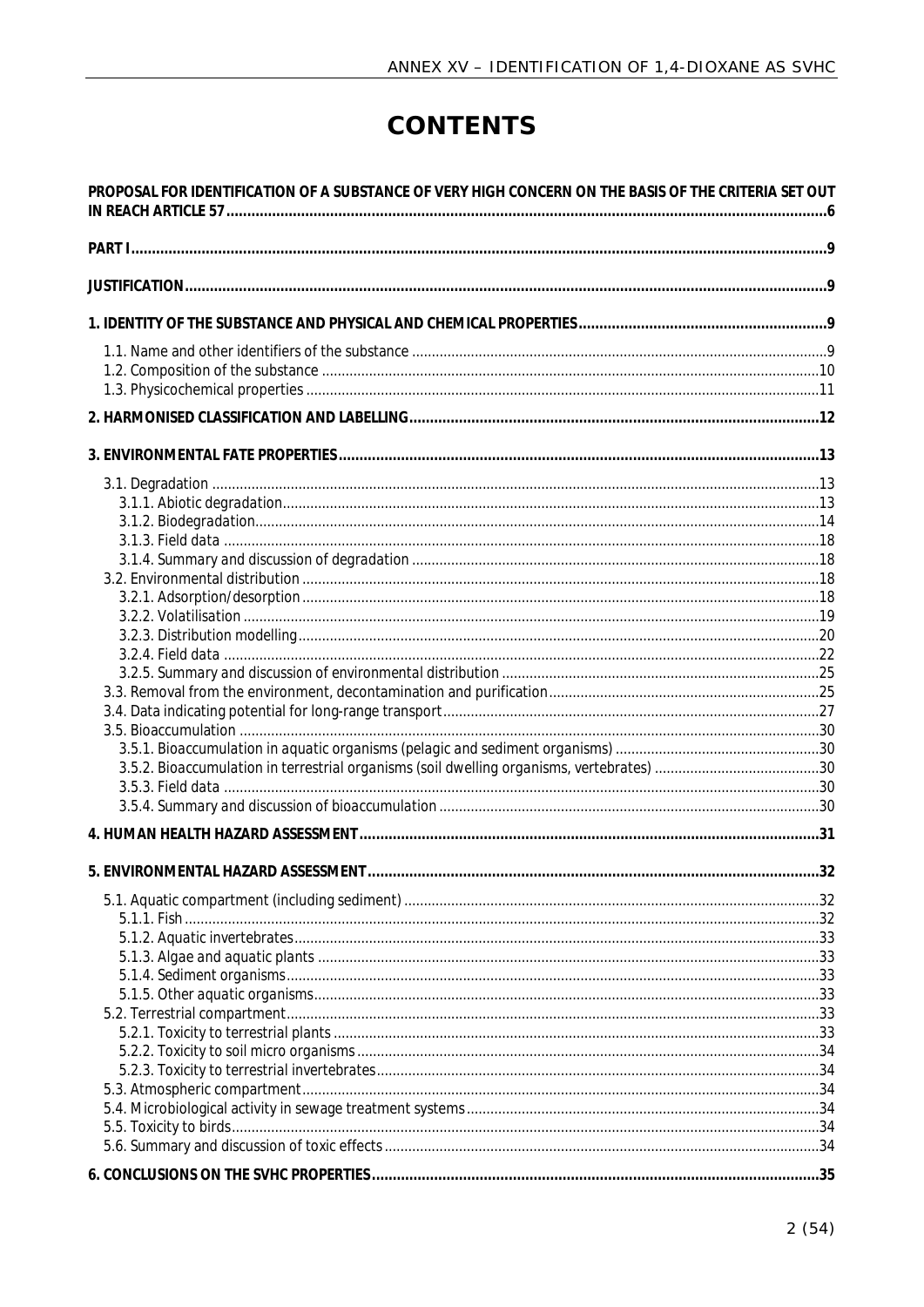# CONTENTS

**PROPOSAL FOR IDENTIFICATION OF A SUBSTANCE OF VERY HIGH CONCERN ON THE BASIS OF THE CRITERIA SET OUT IN REACH ARTICLE 57** ........ 6

**PART I** ........ 9

**JUSTIFICATION** ........ 9

**1. IDENTITY OF THE SUBSTANCE AND PHYSICAL AND CHEMICAL PROPERTIES** ........ 9

- 1.1. Name and other identifiers of the substance ........ 9
- 1.2. Composition of the substance ........ 10
- 1.3. Physicochemical properties ........ 11

**2. HARMONISED CLASSIFICATION AND LABELLING** ........ 12

**3. ENVIRONMENTAL FATE PROPERTIES** ........ 13

- 3.1. Degradation ........ 13
  - 3.1.1. Abiotic degradation ........ 13
  - 3.1.2. Biodegradation ........ 14
  - 3.1.3. Field data ........ 18
  - 3.1.4. Summary and discussion of degradation ........ 18
- 3.2. Environmental distribution ........ 18
  - 3.2.1. Adsorption/desorption ........ 18
  - 3.2.2. Volatilisation ........ 19
  - 3.2.3. Distribution modelling ........ 20
  - 3.2.4. Field data ........ 22
  - 3.2.5. Summary and discussion of environmental distribution ........ 25
- 3.3. Removal from the environment, decontamination and purification ........ 25
- 3.4. Data indicating potential for long-range transport ........ 27
- 3.5. Bioaccumulation ........ 30
  - 3.5.1. Bioaccumulation in aquatic organisms (pelagic and sediment organisms) ........ 30
  - 3.5.2. Bioaccumulation in terrestrial organisms (soil dwelling organisms, vertebrates) ........ 30
  - 3.5.3. Field data ........ 30
  - 3.5.4. Summary and discussion of bioaccumulation ........ 30

**4. HUMAN HEALTH HAZARD ASSESSMENT** ........ 31

**5. ENVIRONMENTAL HAZARD ASSESSMENT** ........ 32

- 5.1. Aquatic compartment (including sediment) ........ 32
  - 5.1.1. Fish ........ 32
  - 5.1.2. Aquatic invertebrates ........ 33
  - 5.1.3. Algae and aquatic plants ........ 33
  - 5.1.4. Sediment organisms ........ 33
  - 5.1.5. Other aquatic organisms ........ 33
- 5.2. Terrestrial compartment ........ 33
  - 5.2.1. Toxicity to terrestrial plants ........ 33
  - 5.2.2. Toxicity to soil micro organisms ........ 34
  - 5.2.3. Toxicity to terrestrial invertebrates ........ 34
- 5.3. Atmospheric compartment ........ 34
- 5.4. Microbiological activity in sewage treatment systems ........ 34
- 5.5. Toxicity to birds ........ 34
- 5.6. Summary and discussion of toxic effects ........ 34

**6. CONCLUSIONS ON THE SVHC PROPERTIES** ........ 35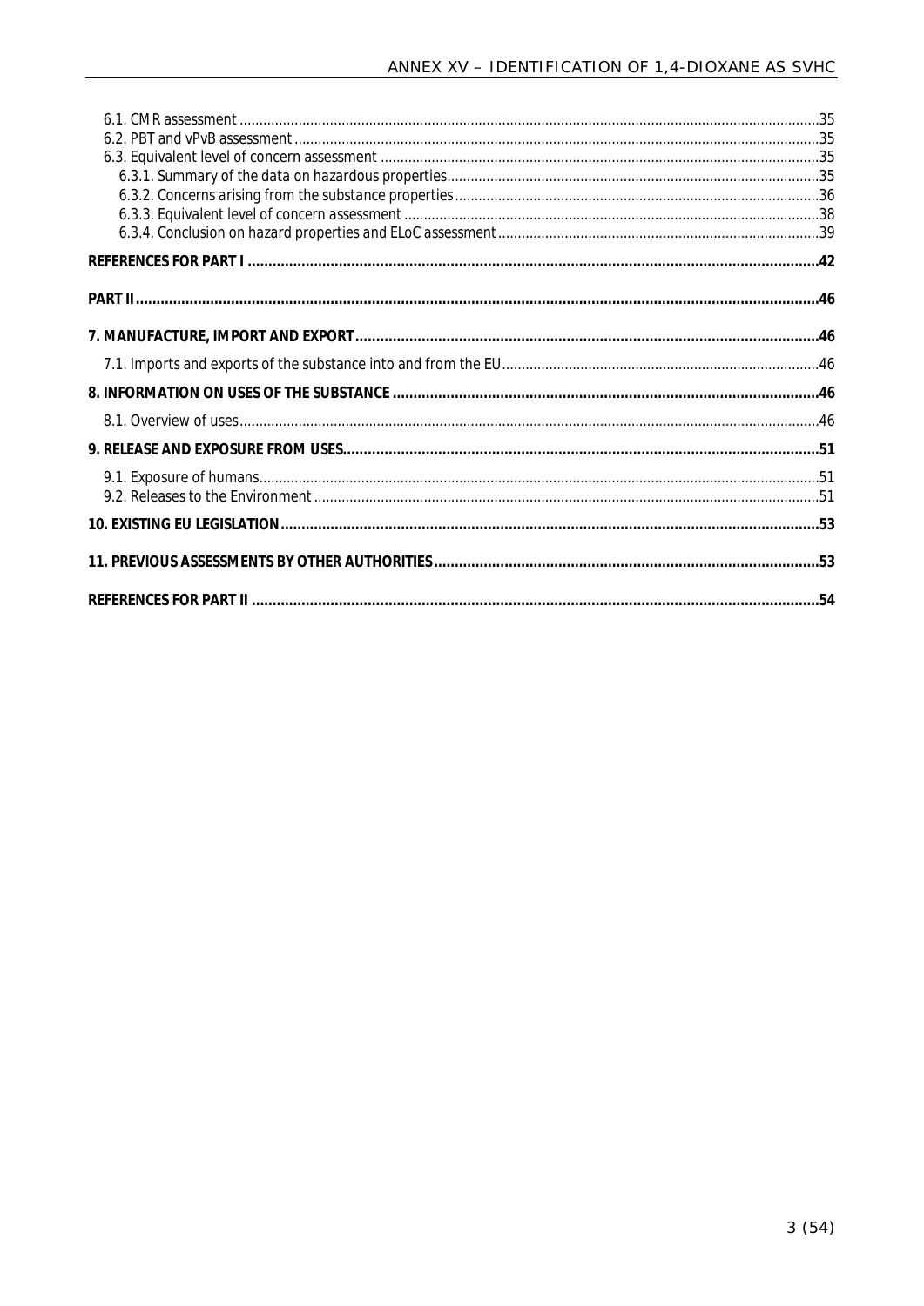6.1. CMR assessment ....................................................................................................................................35
6.2. PBT and vPvB assessment ......................................................................................................................35
6.3. Equivalent level of concern assessment ...................................................................................................35
6.3.1. Summary of the data on hazardous properties.....................................................................................35
6.3.2. Concerns arising from the substance properties ...................................................................................36
6.3.3. Equivalent level of concern assessment ...............................................................................................38
6.3.4. Conclusion on hazard properties and ELoC assessment ........................................................................39

**REFERENCES FOR PART I .............................................................................................................................42**

**PART II.........................................................................................................................................................46**

**7. MANUFACTURE, IMPORT AND EXPORT.....................................................................................................46**

7.1. Imports and exports of the substance into and from the EU......................................................................46

**8. INFORMATION ON USES OF THE SUBSTANCE ..........................................................................................46**

8.1. Overview of uses.....................................................................................................................................46

**9. RELEASE AND EXPOSURE FROM USES......................................................................................................51**

9.1. Exposure of humans.................................................................................................................................51
9.2. Releases to the Environment ...................................................................................................................51

**10. EXISTING EU LEGISLATION.....................................................................................................................53**

**11. PREVIOUS ASSESSMENTS BY OTHER AUTHORITIES................................................................................53**

**REFERENCES FOR PART II ...........................................................................................................................54**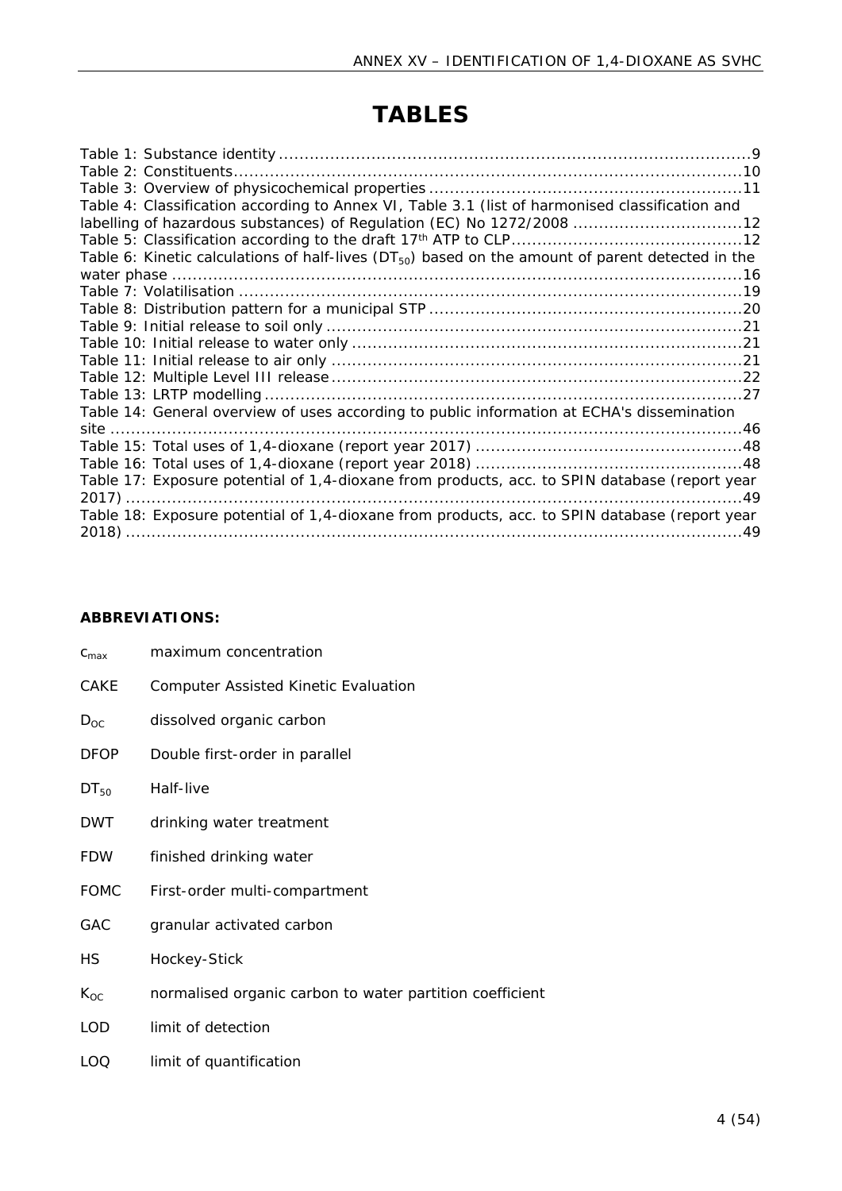# TABLES

Table 1: Substance identity ............................................................................................9
Table 2: Constituents....................................................................................................10
Table 3: Overview of physicochemical properties .............................................................11
Table 4: Classification according to Annex VI, Table 3.1 (list of harmonised classification and labelling of hazardous substances) of Regulation (EC) No 1272/2008 .................................12
Table 5: Classification according to the draft 17th ATP to CLP.............................................12
Table 6: Kinetic calculations of half-lives ($DT_{50}$) based on the amount of parent detected in the water phase .................................................................................................................16
Table 7: Volatilisation ...................................................................................................19
Table 8: Distribution pattern for a municipal STP .............................................................20
Table 9: Initial release to soil only ..................................................................................21
Table 10: Initial release to water only .............................................................................21
Table 11: Initial release to air only .................................................................................21
Table 12: Multiple Level III release .................................................................................22
Table 13: LRTP modelling ..............................................................................................27
Table 14: General overview of uses according to public information at ECHA's dissemination site .............................................................................................................................46
Table 15: Total uses of 1,4-dioxane (report year 2017) ....................................................48
Table 16: Total uses of 1,4-dioxane (report year 2018) ....................................................48
Table 17: Exposure potential of 1,4-dioxane from products, acc. to SPIN database (report year 2017) ..........................................................................................................................49
Table 18: Exposure potential of 1,4-dioxane from products, acc. to SPIN database (report year 2018) ..........................................................................................................................49

**ABBREVIATIONS:**

| | |
|---|---|
| $c_{max}$ | maximum concentration |
| CAKE | Computer Assisted Kinetic Evaluation |
| $D_{OC}$ | dissolved organic carbon |
| DFOP | Double first-order in parallel |
| $DT_{50}$ | Half-live |
| DWT | drinking water treatment |
| FDW | finished drinking water |
| FOMC | First-order multi-compartment |
| GAC | granular activated carbon |
| HS | Hockey-Stick |
| $K_{OC}$ | normalised organic carbon to water partition coefficient |
| LOD | limit of detection |
| LOQ | limit of quantification |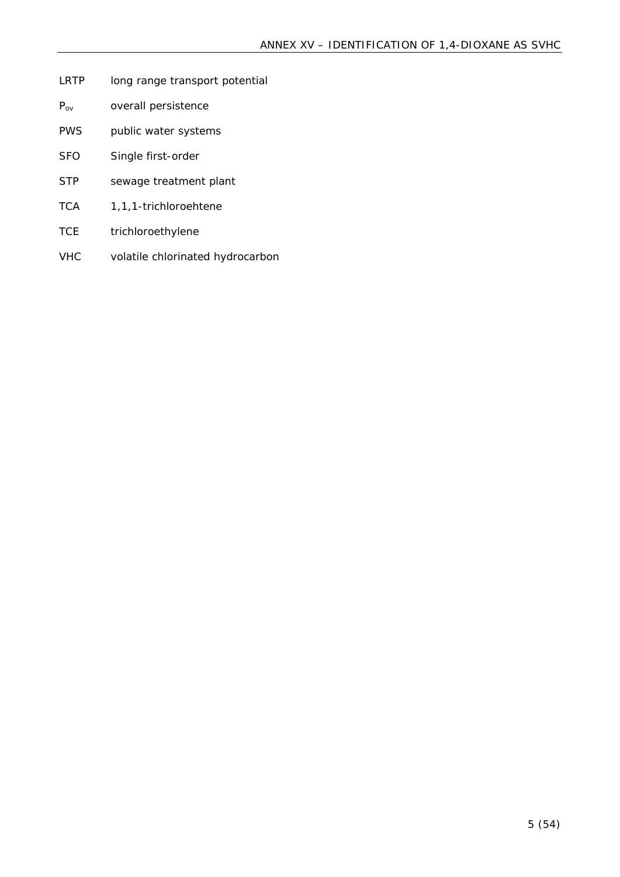LRTP long range transport potential

$P_{ov}$ overall persistence

PWS public water systems

SFO Single first-order

STP sewage treatment plant

TCA 1,1,1-trichloroehtene

TCE trichloroethylene

VHC volatile chlorinated hydrocarbon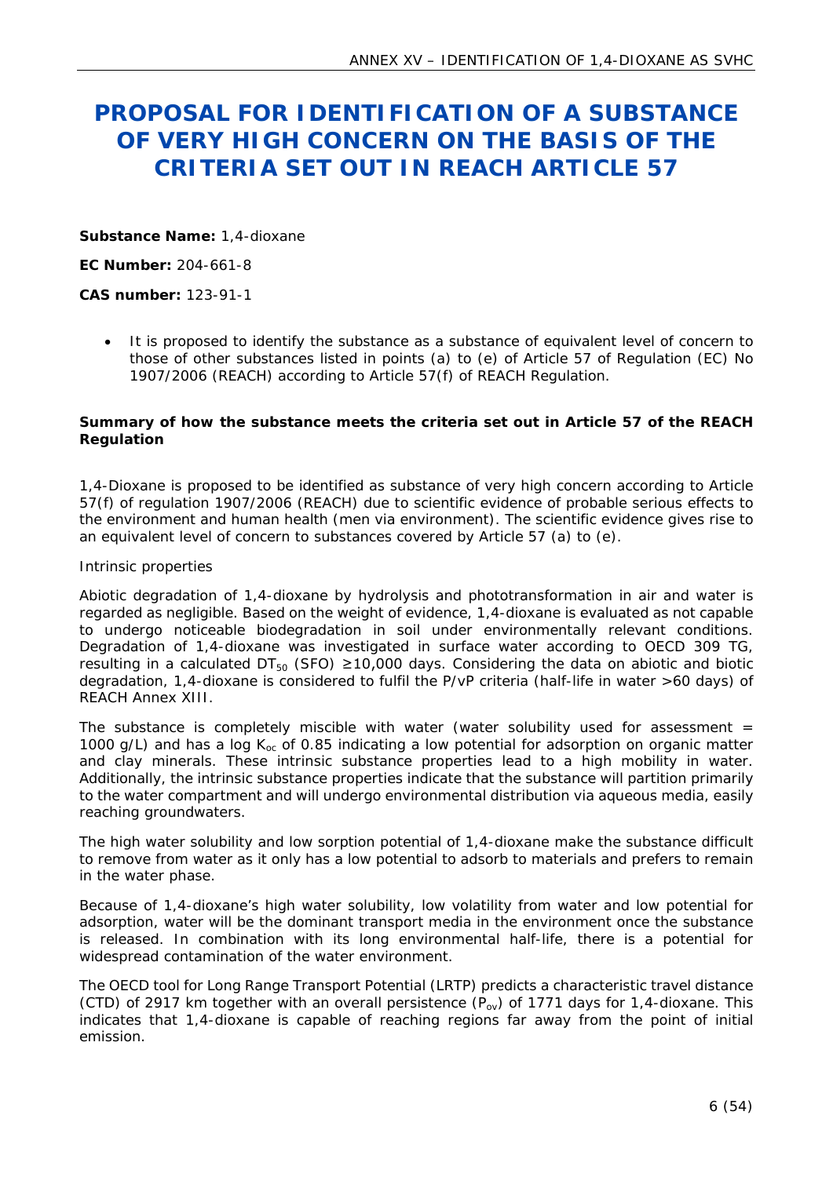# PROPOSAL FOR IDENTIFICATION OF A SUBSTANCE OF VERY HIGH CONCERN ON THE BASIS OF THE CRITERIA SET OUT IN REACH ARTICLE 57

**Substance Name:** 1,4-dioxane

**EC Number:** 204-661-8

**CAS number:** 123-91-1

- It is proposed to identify the substance as a substance of equivalent level of concern to those of other substances listed in points (a) to (e) of Article 57 of Regulation (EC) No 1907/2006 (REACH) according to Article 57(f) of REACH Regulation.

**Summary of how the substance meets the criteria set out in Article 57 of the REACH Regulation**

1,4-Dioxane is proposed to be identified as substance of very high concern according to Article 57(f) of regulation 1907/2006 (REACH) due to scientific evidence of probable serious effects to the environment and human health (men via environment). The scientific evidence gives rise to an equivalent level of concern to substances covered by Article 57 (a) to (e).

Intrinsic properties

Abiotic degradation of 1,4-dioxane by hydrolysis and phototransformation in air and water is regarded as negligible. Based on the weight of evidence, 1,4-dioxane is evaluated as not capable to undergo noticeable biodegradation in soil under environmentally relevant conditions. Degradation of 1,4-dioxane was investigated in surface water according to OECD 309 TG, resulting in a calculated $DT_{50}$ (SFO) ≥10,000 days. Considering the data on abiotic and biotic degradation, 1,4-dioxane is considered to fulfil the P/vP criteria (half-life in water >60 days) of REACH Annex XIII.

The substance is completely miscible with water (water solubility used for assessment = 1000 g/L) and has a log $K_{oc}$ of 0.85 indicating a low potential for adsorption on organic matter and clay minerals. These intrinsic substance properties lead to a high mobility in water. Additionally, the intrinsic substance properties indicate that the substance will partition primarily to the water compartment and will undergo environmental distribution via aqueous media, easily reaching groundwaters.

The high water solubility and low sorption potential of 1,4-dioxane make the substance difficult to remove from water as it only has a low potential to adsorb to materials and prefers to remain in the water phase.

Because of 1,4-dioxane's high water solubility, low volatility from water and low potential for adsorption, water will be the dominant transport media in the environment once the substance is released. In combination with its long environmental half-life, there is a potential for widespread contamination of the water environment.

The OECD tool for Long Range Transport Potential (LRTP) predicts a characteristic travel distance (CTD) of 2917 km together with an overall persistence ($P_{ov}$) of 1771 days for 1,4-dioxane. This indicates that 1,4-dioxane is capable of reaching regions far away from the point of initial emission.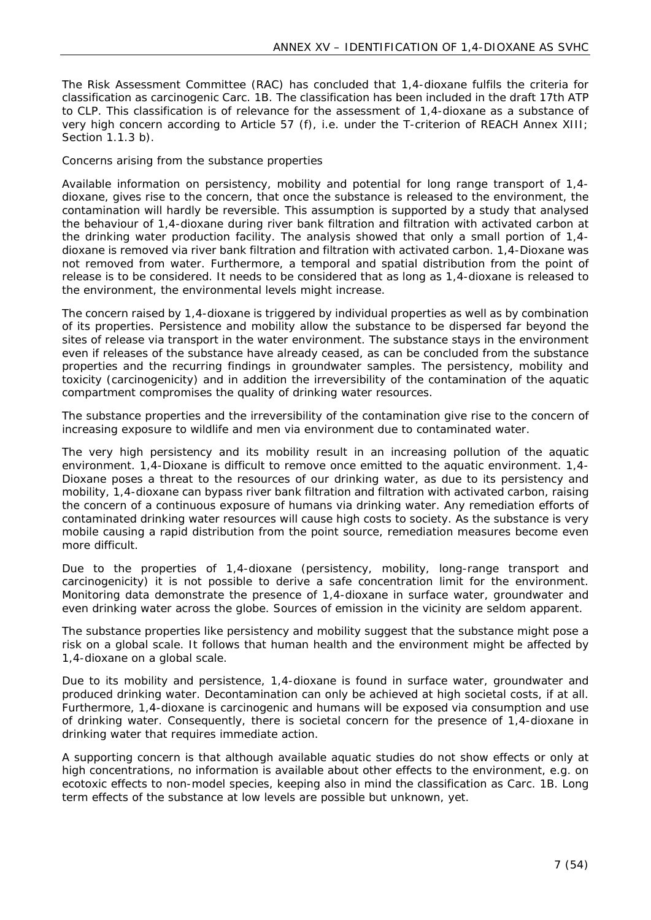The Risk Assessment Committee (RAC) has concluded that 1,4-dioxane fulfils the criteria for classification as carcinogenic Carc. 1B. The classification has been included in the draft 17th ATP to CLP. This classification is of relevance for the assessment of 1,4-dioxane as a substance of very high concern according to Article 57 (f), i.e. under the T-criterion of REACH Annex XIII; Section 1.1.3 b).

Concerns arising from the substance properties

Available information on persistency, mobility and potential for long range transport of 1,4-dioxane, gives rise to the concern, that once the substance is released to the environment, the contamination will hardly be reversible. This assumption is supported by a study that analysed the behaviour of 1,4-dioxane during river bank filtration and filtration with activated carbon at the drinking water production facility. The analysis showed that only a small portion of 1,4-dioxane is removed via river bank filtration and filtration with activated carbon. 1,4-Dioxane was not removed from water. Furthermore, a temporal and spatial distribution from the point of release is to be considered. It needs to be considered that as long as 1,4-dioxane is released to the environment, the environmental levels might increase.

The concern raised by 1,4-dioxane is triggered by individual properties as well as by combination of its properties. Persistence and mobility allow the substance to be dispersed far beyond the sites of release via transport in the water environment. The substance stays in the environment even if releases of the substance have already ceased, as can be concluded from the substance properties and the recurring findings in groundwater samples. The persistency, mobility and toxicity (carcinogenicity) and in addition the irreversibility of the contamination of the aquatic compartment compromises the quality of drinking water resources.

The substance properties and the irreversibility of the contamination give rise to the concern of increasing exposure to wildlife and men via environment due to contaminated water.

The very high persistency and its mobility result in an increasing pollution of the aquatic environment. 1,4-Dioxane is difficult to remove once emitted to the aquatic environment. 1,4-Dioxane poses a threat to the resources of our drinking water, as due to its persistency and mobility, 1,4-dioxane can bypass river bank filtration and filtration with activated carbon, raising the concern of a continuous exposure of humans via drinking water. Any remediation efforts of contaminated drinking water resources will cause high costs to society. As the substance is very mobile causing a rapid distribution from the point source, remediation measures become even more difficult.

Due to the properties of 1,4-dioxane (persistency, mobility, long-range transport and carcinogenicity) it is not possible to derive a safe concentration limit for the environment. Monitoring data demonstrate the presence of 1,4-dioxane in surface water, groundwater and even drinking water across the globe. Sources of emission in the vicinity are seldom apparent.

The substance properties like persistency and mobility suggest that the substance might pose a risk on a global scale. It follows that human health and the environment might be affected by 1,4-dioxane on a global scale.

Due to its mobility and persistence, 1,4-dioxane is found in surface water, groundwater and produced drinking water. Decontamination can only be achieved at high societal costs, if at all. Furthermore, 1,4-dioxane is carcinogenic and humans will be exposed via consumption and use of drinking water. Consequently, there is societal concern for the presence of 1,4-dioxane in drinking water that requires immediate action.

A supporting concern is that although available aquatic studies do not show effects or only at high concentrations, no information is available about other effects to the environment, e.g. on ecotoxic effects to non-model species, keeping also in mind the classification as Carc. 1B. Long term effects of the substance at low levels are possible but unknown, yet.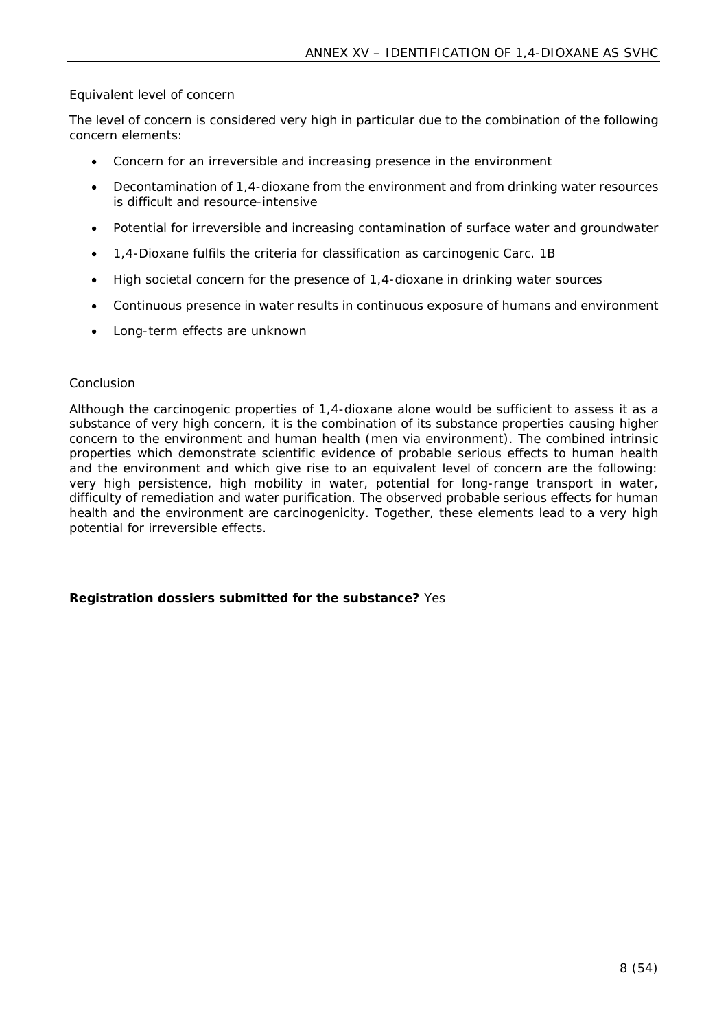Equivalent level of concern

The level of concern is considered very high in particular due to the combination of the following concern elements:

- Concern for an irreversible and increasing presence in the environment
- Decontamination of 1,4-dioxane from the environment and from drinking water resources is difficult and resource-intensive
- Potential for irreversible and increasing contamination of surface water and groundwater
- 1,4-Dioxane fulfils the criteria for classification as carcinogenic Carc. 1B
- High societal concern for the presence of 1,4-dioxane in drinking water sources
- Continuous presence in water results in continuous exposure of humans and environment
- Long-term effects are unknown

Conclusion

Although the carcinogenic properties of 1,4-dioxane alone would be sufficient to assess it as a substance of very high concern, it is the combination of its substance properties causing higher concern to the environment and human health (men via environment). The combined intrinsic properties which demonstrate scientific evidence of probable serious effects to human health and the environment and which give rise to an equivalent level of concern are the following: very high persistence, high mobility in water, potential for long-range transport in water, difficulty of remediation and water purification. The observed probable serious effects for human health and the environment are carcinogenicity. Together, these elements lead to a very high potential for irreversible effects.

**Registration dossiers submitted for the substance?** Yes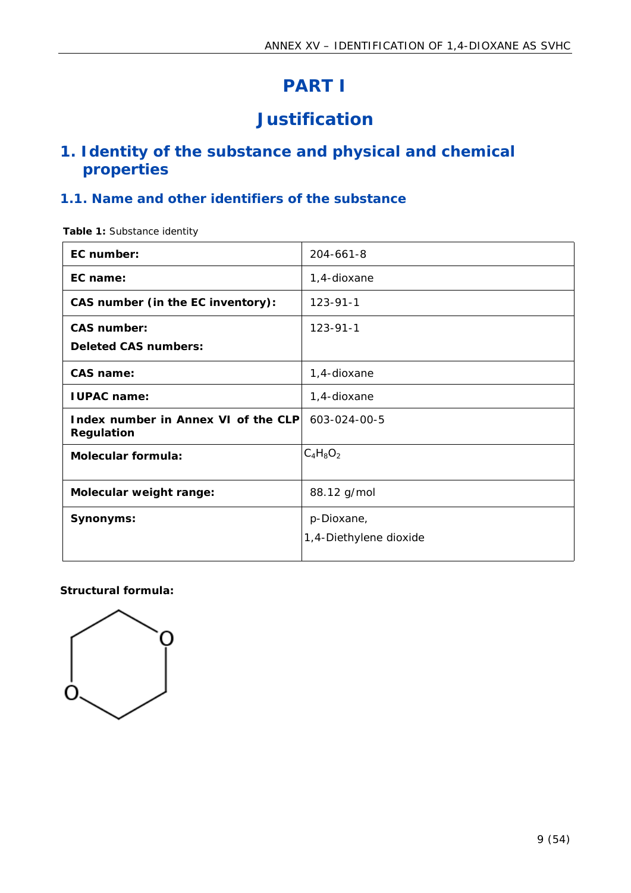# PART I

# Justification

## 1. Identity of the substance and physical and chemical properties

### 1.1. Name and other identifiers of the substance

**Table 1:** Substance identity

| | |
|---|---|
| **EC number:** | 204-661-8 |
| **EC name:** | 1,4-dioxane |
| **CAS number (in the EC inventory):** | 123-91-1 |
| **CAS number:**<br>**Deleted CAS numbers:** | 123-91-1 |
| **CAS name:** | 1,4-dioxane |
| **IUPAC name:** | 1,4-dioxane |
| **Index number in Annex VI of the CLP Regulation** | 603-024-00-5 |
| **Molecular formula:** | $C_4H_8O_2$ |
| **Molecular weight range:** | 88.12 g/mol |
| **Synonyms:** | p-Dioxane,<br>1,4-Diethylene dioxide |

**Structural formula:**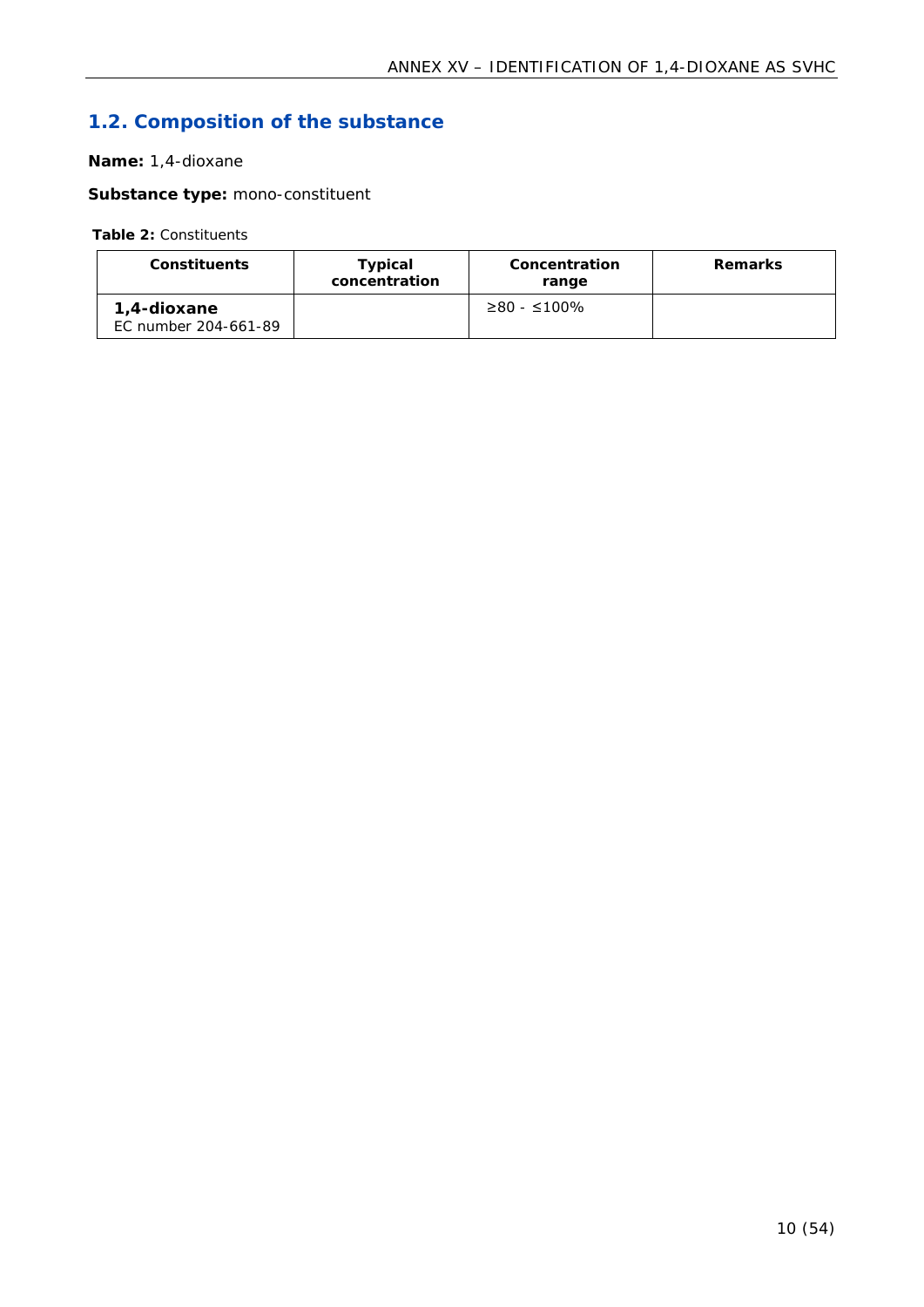## 1.2. Composition of the substance

**Name:** 1,4-dioxane

**Substance type:** mono-constituent

**Table 2:** Constituents

| Constituents | Typical concentration | Concentration range | Remarks |
|---|---|---|---|
| **1,4-dioxane**<br>EC number 204-661-89 | | ≥80 - ≤100% | |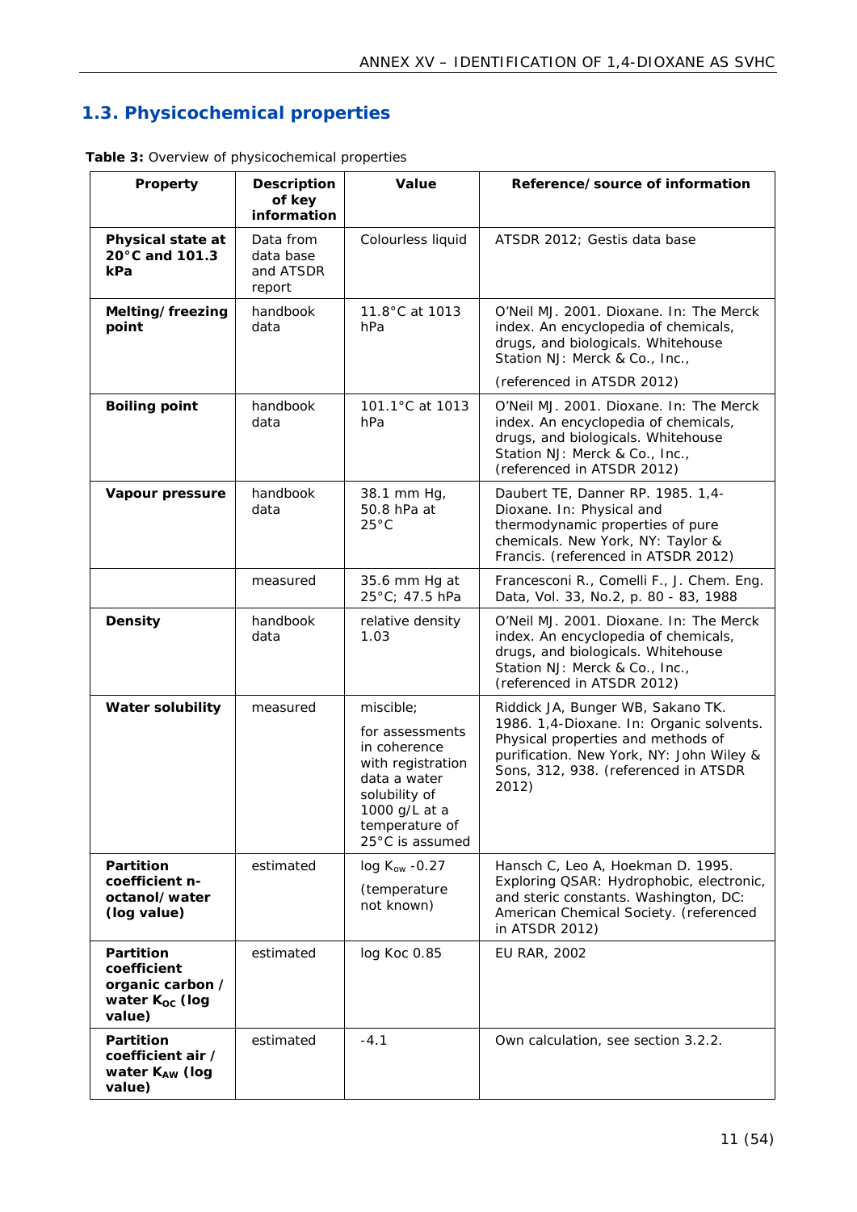## 1.3. Physicochemical properties

**Table 3:** Overview of physicochemical properties

| Property | Description of key information | Value | Reference/source of information |
|---|---|---|---|
| **Physical state at 20°C and 101.3 kPa** | Data from data base and ATSDR report | Colourless liquid | ATSDR 2012; Gestis data base |
| **Melting/freezing point** | handbook data | 11.8°C at 1013 hPa | O'Neil MJ. 2001. Dioxane. In: The Merck index. An encyclopedia of chemicals, drugs, and biologicals. Whitehouse Station NJ: Merck & Co., Inc., (referenced in ATSDR 2012) |
| **Boiling point** | handbook data | 101.1°C at 1013 hPa | O'Neil MJ. 2001. Dioxane. In: The Merck index. An encyclopedia of chemicals, drugs, and biologicals. Whitehouse Station NJ: Merck & Co., Inc., (referenced in ATSDR 2012) |
| **Vapour pressure** | handbook data | 38.1 mm Hg, 50.8 hPa at 25°C | Daubert TE, Danner RP. 1985. 1,4-Dioxane. In: Physical and thermodynamic properties of pure chemicals. New York, NY: Taylor & Francis. (referenced in ATSDR 2012) |
| | measured | 35.6 mm Hg at 25°C; 47.5 hPa | Francesconi R., Comelli F., J. Chem. Eng. Data, Vol. 33, No.2, p. 80 - 83, 1988 |
| **Density** | handbook data | relative density 1.03 | O'Neil MJ. 2001. Dioxane. In: The Merck index. An encyclopedia of chemicals, drugs, and biologicals. Whitehouse Station NJ: Merck & Co., Inc., (referenced in ATSDR 2012) |
| **Water solubility** | measured | miscible; for assessments in coherence with registration data a water solubility of 1000 g/L at a temperature of 25°C is assumed | Riddick JA, Bunger WB, Sakano TK. 1986. 1,4-Dioxane. In: Organic solvents. Physical properties and methods of purification. New York, NY: John Wiley & Sons, 312, 938. (referenced in ATSDR 2012) |
| **Partition coefficient n-octanol/water (log value)** | estimated | log $K_{ow}$ -0.27 (temperature not known) | Hansch C, Leo A, Hoekman D. 1995. Exploring QSAR: Hydrophobic, electronic, and steric constants. Washington, DC: American Chemical Society. (referenced in ATSDR 2012) |
| **Partition coefficient organic carbon / water $K_{OC}$ (log value)** | estimated | log Koc 0.85 | EU RAR, 2002 |
| **Partition coefficient air / water $K_{AW}$ (log value)** | estimated | -4.1 | Own calculation, see section 3.2.2. |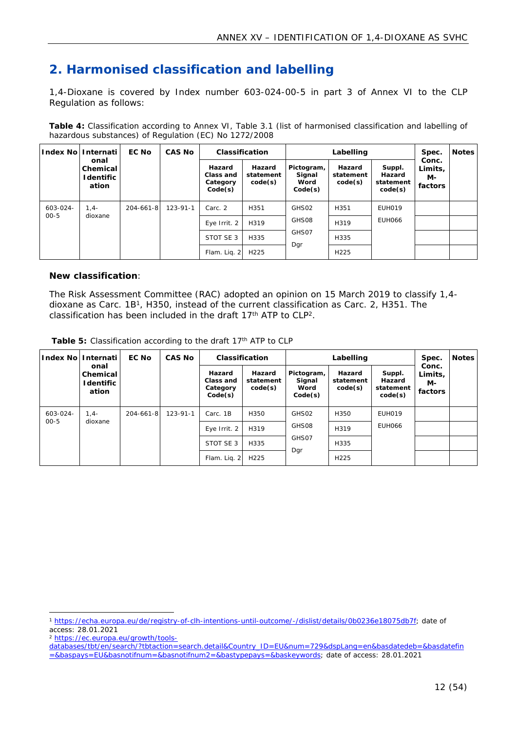## 2. Harmonised classification and labelling

1,4-Dioxane is covered by Index number 603-024-00-5 in part 3 of Annex VI to the CLP Regulation as follows:

**Table 4:** Classification according to Annex VI, Table 3.1 (list of harmonised classification and labelling of hazardous substances) of Regulation (EC) No 1272/2008

| Index No | International Chemical Identification | EC No | CAS No | Classification | | Labelling | | | Spec. Conc. Limits, M-factors | Notes |
|---|---|---|---|---|---|---|---|---|---|---|
| | | | | Hazard Class and Category Code(s) | Hazard statement code(s) | Pictogram, Signal Word Code(s) | Hazard statement code(s) | Suppl. Hazard statement code(s) | | |
| 603-024-00-5 | 1,4-dioxane | 204-661-8 | 123-91-1 | Carc. 2 | H351 | GHS02 | H351 | EUH019 | | |
| | | | | Eye Irrit. 2 | H319 | GHS08 | H319 | EUH066 | | |
| | | | | STOT SE 3 | H335 | GHS07 | H335 | | | |
| | | | | Flam. Liq. 2 | H225 | Dgr | H225 | | | |

**New classification**:

The Risk Assessment Committee (RAC) adopted an opinion on 15 March 2019 to classify 1,4-dioxane as Carc. 1B[1], H350, instead of the current classification as Carc. 2, H351. The classification has been included in the draft 17th ATP to CLP[2].

**Table 5:** Classification according to the draft 17th ATP to CLP

| Index No | International Chemical Identification | EC No | CAS No | Classification | | Labelling | | | Spec. Conc. Limits, M-factors | Notes |
|---|---|---|---|---|---|---|---|---|---|---|
| | | | | Hazard Class and Category Code(s) | Hazard statement code(s) | Pictogram, Signal Word Code(s) | Hazard statement code(s) | Suppl. Hazard statement code(s) | | |
| 603-024-00-5 | 1,4-dioxane | 204-661-8 | 123-91-1 | Carc. 1B | H350 | GHS02 | H350 | EUH019 | | |
| | | | | Eye Irrit. 2 | H319 | GHS08 | H319 | EUH066 | | |
| | | | | STOT SE 3 | H335 | GHS07 | H335 | | | |
| | | | | Flam. Liq. 2 | H225 | Dgr | H225 | | | |

[1] https://echa.europa.eu/de/registry-of-clh-intentions-until-outcome/-/dislist/details/0b0236e18075db7f; date of access: 28.01.2021

[2] https://ec.europa.eu/growth/tools-databases/tbt/en/search/?tbtaction=search.detail&Country_ID=EU&num=729&dspLang=en&basdatedeb=&basdatefin=&baspays=EU&basnotifnum=&basnotifnum2=&bastypepays=&baskeywords; date of access: 28.01.2021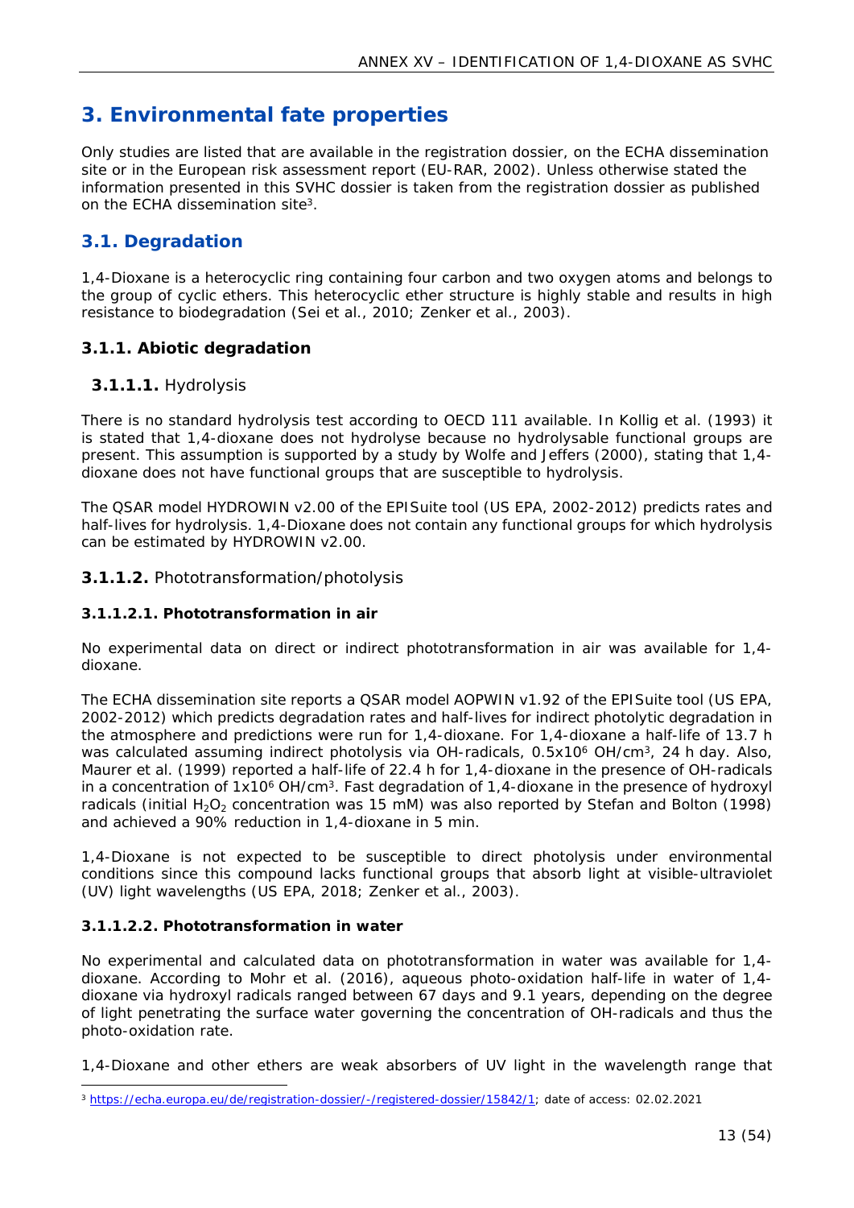# 3. Environmental fate properties

Only studies are listed that are available in the registration dossier, on the ECHA dissemination site or in the European risk assessment report (EU-RAR, 2002). Unless otherwise stated the information presented in this SVHC dossier is taken from the registration dossier as published on the ECHA dissemination site[3].

## 3.1. Degradation

1,4-Dioxane is a heterocyclic ring containing four carbon and two oxygen atoms and belongs to the group of cyclic ethers. This heterocyclic ether structure is highly stable and results in high resistance to biodegradation (Sei et al., 2010; Zenker et al., 2003).

### 3.1.1. Abiotic degradation

#### 3.1.1.1. Hydrolysis

There is no standard hydrolysis test according to OECD 111 available. In Kollig et al. (1993) it is stated that 1,4-dioxane does not hydrolyse because no hydrolysable functional groups are present. This assumption is supported by a study by Wolfe and Jeffers (2000), stating that 1,4-dioxane does not have functional groups that are susceptible to hydrolysis.

The QSAR model HYDROWIN v2.00 of the EPISuite tool (US EPA, 2002-2012) predicts rates and half-lives for hydrolysis. 1,4-Dioxane does not contain any functional groups for which hydrolysis can be estimated by HYDROWIN v2.00.

#### 3.1.1.2. Phototransformation/photolysis

**3.1.1.2.1. Phototransformation in air**

No experimental data on direct or indirect phototransformation in air was available for 1,4-dioxane.

The ECHA dissemination site reports a QSAR model AOPWIN v1.92 of the EPISuite tool (US EPA, 2002-2012) which predicts degradation rates and half-lives for indirect photolytic degradation in the atmosphere and predictions were run for 1,4-dioxane. For 1,4-dioxane a half-life of 13.7 h was calculated assuming indirect photolysis via OH-radicals, $0.5 \times 10^6$ OH/cm$^3$, 24 h day. Also, Maurer et al. (1999) reported a half-life of 22.4 h for 1,4-dioxane in the presence of OH-radicals in a concentration of $1 \times 10^6$ OH/cm$^3$. Fast degradation of 1,4-dioxane in the presence of hydroxyl radicals (initial $H_2O_2$ concentration was 15 mM) was also reported by Stefan and Bolton (1998) and achieved a 90% reduction in 1,4-dioxane in 5 min.

1,4-Dioxane is not expected to be susceptible to direct photolysis under environmental conditions since this compound lacks functional groups that absorb light at visible-ultraviolet (UV) light wavelengths (US EPA, 2018; Zenker et al., 2003).

**3.1.1.2.2. Phototransformation in water**

No experimental and calculated data on phototransformation in water was available for 1,4-dioxane. According to Mohr et al. (2016), aqueous photo-oxidation half-life in water of 1,4-dioxane via hydroxyl radicals ranged between 67 days and 9.1 years, depending on the degree of light penetrating the surface water governing the concentration of OH-radicals and thus the photo-oxidation rate.

1,4-Dioxane and other ethers are weak absorbers of UV light in the wavelength range that

---

[3] https://echa.europa.eu/de/registration-dossier/-/registered-dossier/15842/1; date of access: 02.02.2021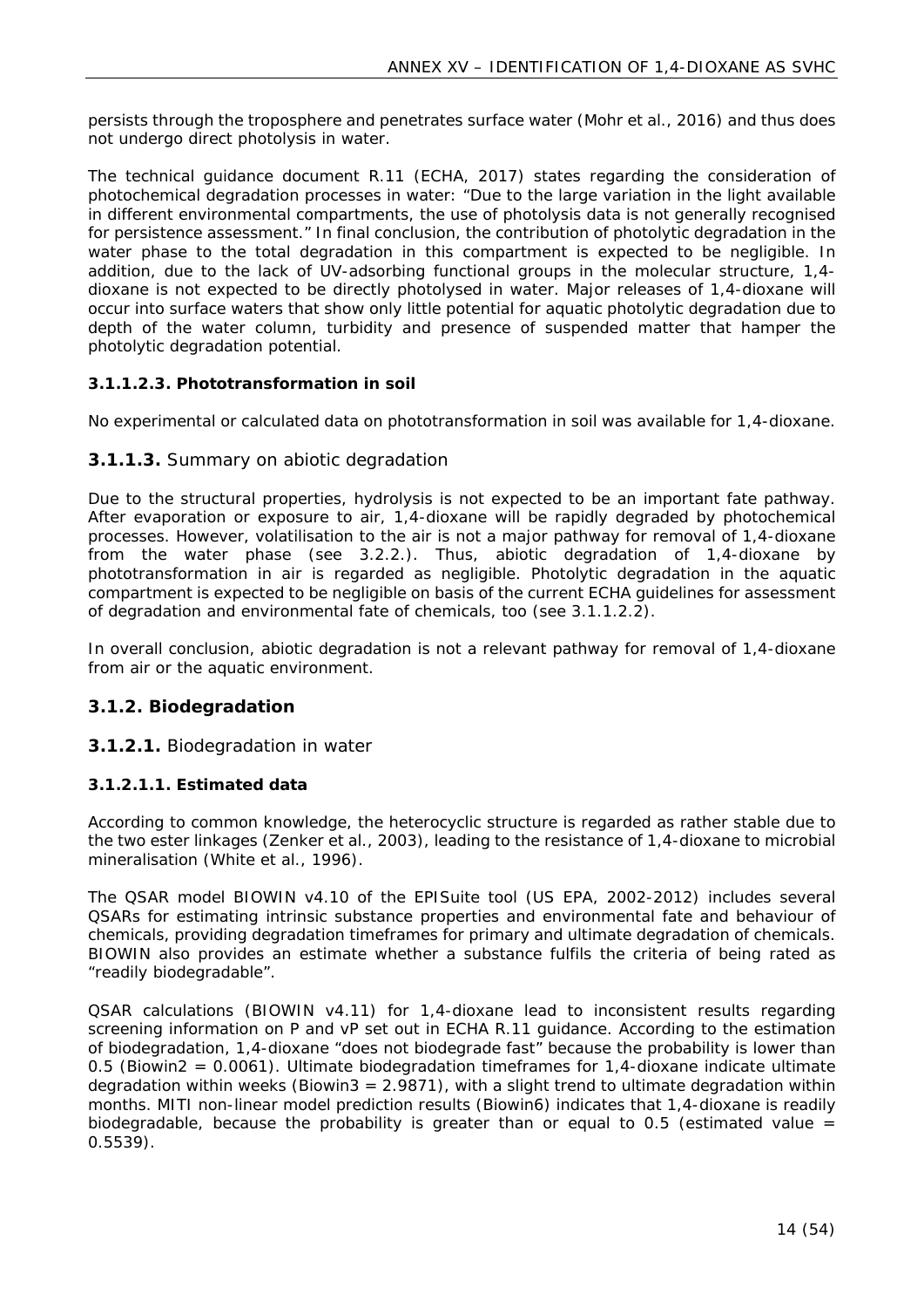persists through the troposphere and penetrates surface water (Mohr et al., 2016) and thus does not undergo direct photolysis in water.

The technical guidance document R.11 (ECHA, 2017) states regarding the consideration of photochemical degradation processes in water: "Due to the large variation in the light available in different environmental compartments, the use of photolysis data is not generally recognised for persistence assessment." In final conclusion, the contribution of photolytic degradation in the water phase to the total degradation in this compartment is expected to be negligible. In addition, due to the lack of UV-adsorbing functional groups in the molecular structure, 1,4-dioxane is not expected to be directly photolysed in water. Major releases of 1,4-dioxane will occur into surface waters that show only little potential for aquatic photolytic degradation due to depth of the water column, turbidity and presence of suspended matter that hamper the photolytic degradation potential.

#### 3.1.1.2.3. Phototransformation in soil

No experimental or calculated data on phototransformation in soil was available for 1,4-dioxane.

### **3.1.1.3.** Summary on abiotic degradation

Due to the structural properties, hydrolysis is not expected to be an important fate pathway. After evaporation or exposure to air, 1,4-dioxane will be rapidly degraded by photochemical processes. However, volatilisation to the air is not a major pathway for removal of 1,4-dioxane from the water phase (see 3.2.2.). Thus, abiotic degradation of 1,4-dioxane by phototransformation in air is regarded as negligible. Photolytic degradation in the aquatic compartment is expected to be negligible on basis of the current ECHA guidelines for assessment of degradation and environmental fate of chemicals, too (see 3.1.1.2.2).

In overall conclusion, abiotic degradation is not a relevant pathway for removal of 1,4-dioxane from air or the aquatic environment.

## 3.1.2. Biodegradation

### **3.1.2.1.** Biodegradation in water

#### 3.1.2.1.1. Estimated data

According to common knowledge, the heterocyclic structure is regarded as rather stable due to the two ester linkages (Zenker et al., 2003), leading to the resistance of 1,4-dioxane to microbial mineralisation (White et al., 1996).

The QSAR model BIOWIN v4.10 of the EPISuite tool (US EPA, 2002-2012) includes several QSARs for estimating intrinsic substance properties and environmental fate and behaviour of chemicals, providing degradation timeframes for primary and ultimate degradation of chemicals. BIOWIN also provides an estimate whether a substance fulfils the criteria of being rated as "readily biodegradable".

QSAR calculations (BIOWIN v4.11) for 1,4-dioxane lead to inconsistent results regarding screening information on P and vP set out in ECHA R.11 guidance. According to the estimation of biodegradation, 1,4-dioxane "does not biodegrade fast" because the probability is lower than 0.5 (Biowin2 = 0.0061). Ultimate biodegradation timeframes for 1,4-dioxane indicate ultimate degradation within weeks (Biowin3 = 2.9871), with a slight trend to ultimate degradation within months. MITI non-linear model prediction results (Biowin6) indicates that 1,4-dioxane is readily biodegradable, because the probability is greater than or equal to 0.5 (estimated value = 0.5539).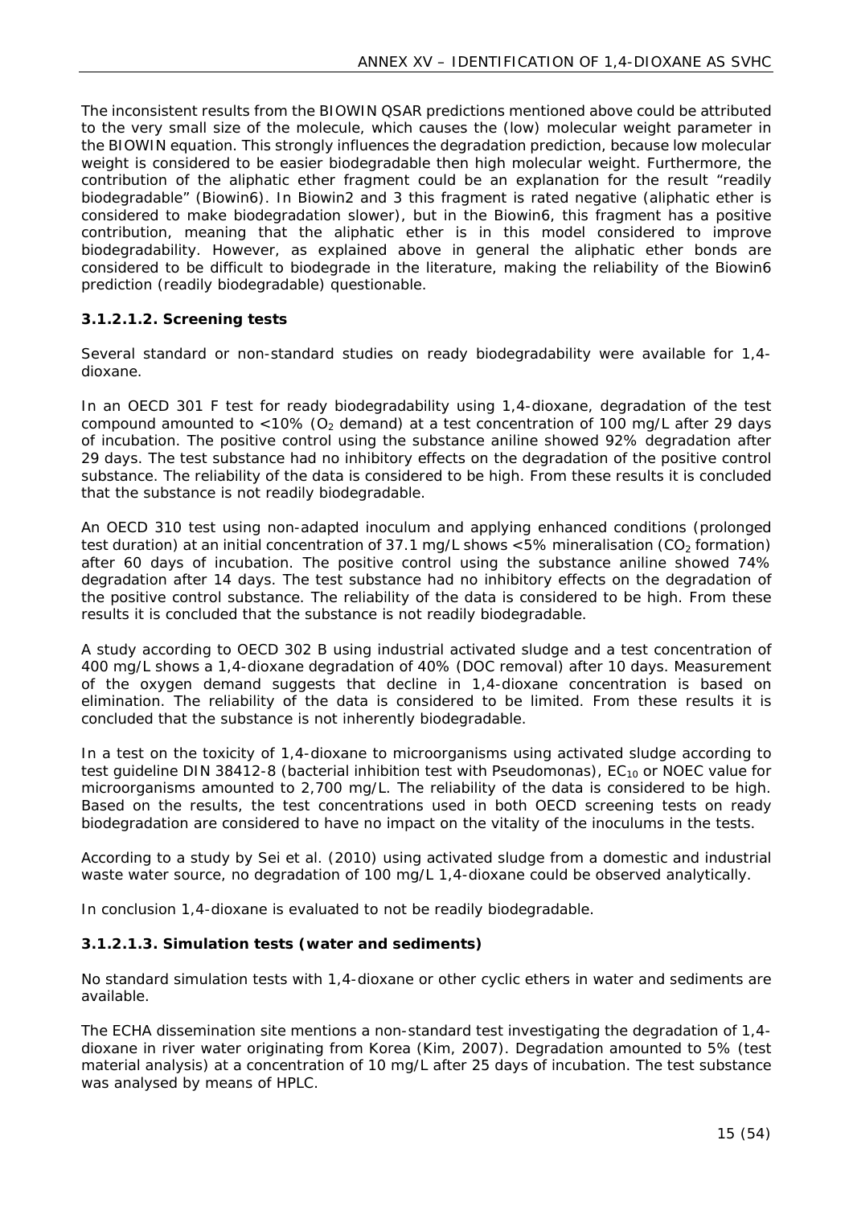The inconsistent results from the BIOWIN QSAR predictions mentioned above could be attributed to the very small size of the molecule, which causes the (low) molecular weight parameter in the BIOWIN equation. This strongly influences the degradation prediction, because low molecular weight is considered to be easier biodegradable then high molecular weight. Furthermore, the contribution of the aliphatic ether fragment could be an explanation for the result "readily biodegradable" (Biowin6). In Biowin2 and 3 this fragment is rated negative (aliphatic ether is considered to make biodegradation slower), but in the Biowin6, this fragment has a positive contribution, meaning that the aliphatic ether is in this model considered to improve biodegradability. However, as explained above in general the aliphatic ether bonds are considered to be difficult to biodegrade in the literature, making the reliability of the Biowin6 prediction (readily biodegradable) questionable.

### 3.1.2.1.2. Screening tests

Several standard or non-standard studies on ready biodegradability were available for 1,4-dioxane.

In an OECD 301 F test for ready biodegradability using 1,4-dioxane, degradation of the test compound amounted to <10% ($O_2$ demand) at a test concentration of 100 mg/L after 29 days of incubation. The positive control using the substance aniline showed 92% degradation after 29 days. The test substance had no inhibitory effects on the degradation of the positive control substance. The reliability of the data is considered to be high. From these results it is concluded that the substance is not readily biodegradable.

An OECD 310 test using non-adapted inoculum and applying enhanced conditions (prolonged test duration) at an initial concentration of 37.1 mg/L shows <5% mineralisation ($CO_2$ formation) after 60 days of incubation. The positive control using the substance aniline showed 74% degradation after 14 days. The test substance had no inhibitory effects on the degradation of the positive control substance. The reliability of the data is considered to be high. From these results it is concluded that the substance is not readily biodegradable.

A study according to OECD 302 B using industrial activated sludge and a test concentration of 400 mg/L shows a 1,4-dioxane degradation of 40% (DOC removal) after 10 days. Measurement of the oxygen demand suggests that decline in 1,4-dioxane concentration is based on elimination. The reliability of the data is considered to be limited. From these results it is concluded that the substance is not inherently biodegradable.

In a test on the toxicity of 1,4-dioxane to microorganisms using activated sludge according to test guideline DIN 38412-8 (bacterial inhibition test with Pseudomonas), $EC_{10}$ or NOEC value for microorganisms amounted to 2,700 mg/L. The reliability of the data is considered to be high. Based on the results, the test concentrations used in both OECD screening tests on ready biodegradation are considered to have no impact on the vitality of the inoculums in the tests.

According to a study by Sei et al. (2010) using activated sludge from a domestic and industrial waste water source, no degradation of 100 mg/L 1,4-dioxane could be observed analytically.

In conclusion 1,4-dioxane is evaluated to not be readily biodegradable.

### 3.1.2.1.3. Simulation tests (water and sediments)

No standard simulation tests with 1,4-dioxane or other cyclic ethers in water and sediments are available.

The ECHA dissemination site mentions a non-standard test investigating the degradation of 1,4-dioxane in river water originating from Korea (Kim, 2007). Degradation amounted to 5% (test material analysis) at a concentration of 10 mg/L after 25 days of incubation. The test substance was analysed by means of HPLC.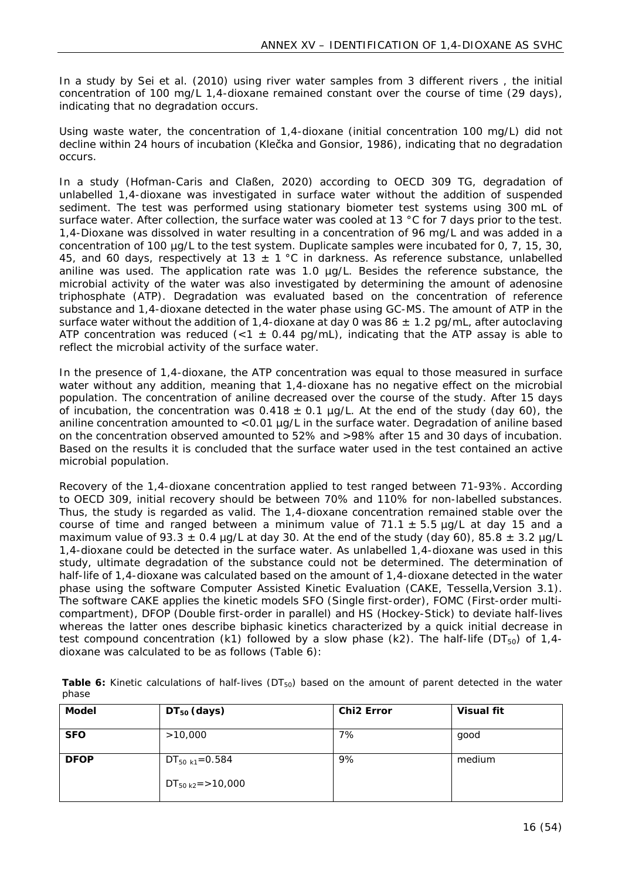In a study by Sei et al. (2010) using river water samples from 3 different rivers , the initial concentration of 100 mg/L 1,4-dioxane remained constant over the course of time (29 days), indicating that no degradation occurs.

Using waste water, the concentration of 1,4-dioxane (initial concentration 100 mg/L) did not decline within 24 hours of incubation (Klečka and Gonsior, 1986), indicating that no degradation occurs.

In a study (Hofman-Caris and Claßen, 2020) according to OECD 309 TG, degradation of unlabelled 1,4-dioxane was investigated in surface water without the addition of suspended sediment. The test was performed using stationary biometer test systems using 300 mL of surface water. After collection, the surface water was cooled at 13 °C for 7 days prior to the test. 1,4-Dioxane was dissolved in water resulting in a concentration of 96 mg/L and was added in a concentration of 100 µg/L to the test system. Duplicate samples were incubated for 0, 7, 15, 30, 45, and 60 days, respectively at 13 ± 1 °C in darkness. As reference substance, unlabelled aniline was used. The application rate was 1.0 µg/L. Besides the reference substance, the microbial activity of the water was also investigated by determining the amount of adenosine triphosphate (ATP). Degradation was evaluated based on the concentration of reference substance and 1,4-dioxane detected in the water phase using GC-MS. The amount of ATP in the surface water without the addition of 1,4-dioxane at day 0 was 86 ± 1.2 pg/mL, after autoclaving ATP concentration was reduced (<1 ± 0.44 pg/mL), indicating that the ATP assay is able to reflect the microbial activity of the surface water.

In the presence of 1,4-dioxane, the ATP concentration was equal to those measured in surface water without any addition, meaning that 1,4-dioxane has no negative effect on the microbial population. The concentration of aniline decreased over the course of the study. After 15 days of incubation, the concentration was 0.418 ± 0.1 µg/L. At the end of the study (day 60), the aniline concentration amounted to <0.01 µg/L in the surface water. Degradation of aniline based on the concentration observed amounted to 52% and >98% after 15 and 30 days of incubation. Based on the results it is concluded that the surface water used in the test contained an active microbial population.

Recovery of the 1,4-dioxane concentration applied to test ranged between 71-93%. According to OECD 309, initial recovery should be between 70% and 110% for non-labelled substances. Thus, the study is regarded as valid. The 1,4-dioxane concentration remained stable over the course of time and ranged between a minimum value of 71.1 ± 5.5 µg/L at day 15 and a maximum value of 93.3 ± 0.4 µg/L at day 30. At the end of the study (day 60), 85.8 ± 3.2 µg/L 1,4-dioxane could be detected in the surface water. As unlabelled 1,4-dioxane was used in this study, ultimate degradation of the substance could not be determined. The determination of half-life of 1,4-dioxane was calculated based on the amount of 1,4-dioxane detected in the water phase using the software Computer Assisted Kinetic Evaluation (CAKE, Tessella,Version 3.1). The software CAKE applies the kinetic models SFO (Single first-order), FOMC (First-order multi-compartment), DFOP (Double first-order in parallel) and HS (Hockey-Stick) to deviate half-lives whereas the latter ones describe biphasic kinetics characterized by a quick initial decrease in test compound concentration (k1) followed by a slow phase (k2). The half-life ($DT_{50}$) of 1,4-dioxane was calculated to be as follows (Table 6):

**Table 6:** Kinetic calculations of half-lives ($DT_{50}$) based on the amount of parent detected in the water phase

| Model | $DT_{50}$ (days) | Chi2 Error | Visual fit |
|---|---|---|---|
| **SFO** | >10,000 | 7% | good |
| **DFOP** | $DT_{50\ k1}$=0.584<br>$DT_{50\ k2}$=>10,000 | 9% | medium |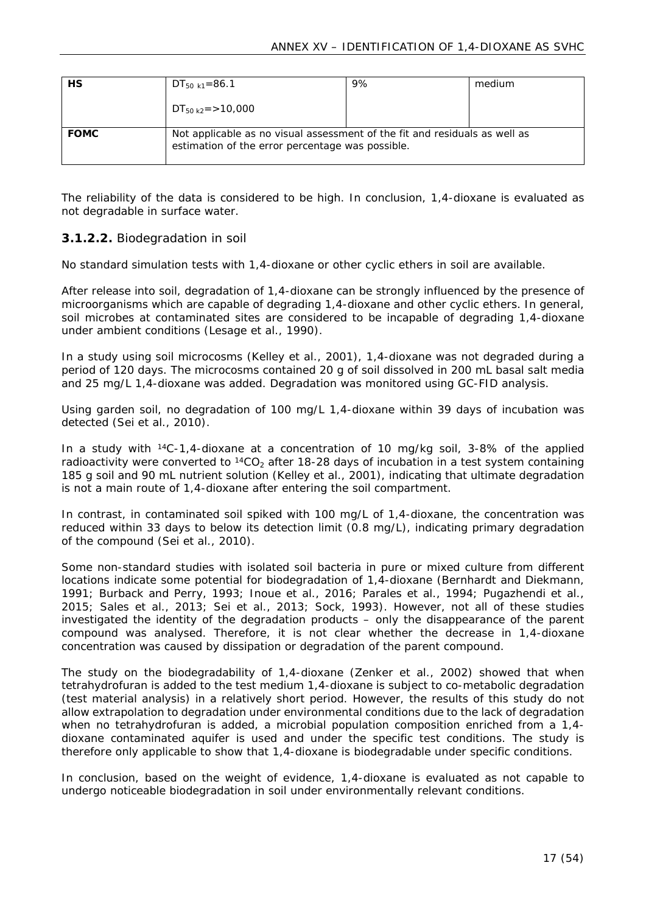| HS | $DT_{50\ k1}$=86.1<br>$DT_{50\ k2}$=>10,000 | 9% | medium |
|---|---|---|---|
| FOMC | Not applicable as no visual assessment of the fit and residuals as well as estimation of the error percentage was possible. | | |

The reliability of the data is considered to be high. In conclusion, 1,4-dioxane is evaluated as not degradable in surface water.

### 3.1.2.2. Biodegradation in soil

No standard simulation tests with 1,4-dioxane or other cyclic ethers in soil are available.

After release into soil, degradation of 1,4-dioxane can be strongly influenced by the presence of microorganisms which are capable of degrading 1,4-dioxane and other cyclic ethers. In general, soil microbes at contaminated sites are considered to be incapable of degrading 1,4-dioxane under ambient conditions (Lesage et al., 1990).

In a study using soil microcosms (Kelley et al., 2001), 1,4-dioxane was not degraded during a period of 120 days. The microcosms contained 20 g of soil dissolved in 200 mL basal salt media and 25 mg/L 1,4-dioxane was added. Degradation was monitored using GC-FID analysis.

Using garden soil, no degradation of 100 mg/L 1,4-dioxane within 39 days of incubation was detected (Sei et al., 2010).

In a study with $^{14}C$-1,4-dioxane at a concentration of 10 mg/kg soil, 3-8% of the applied radioactivity were converted to $^{14}CO_2$ after 18-28 days of incubation in a test system containing 185 g soil and 90 mL nutrient solution (Kelley et al., 2001), indicating that ultimate degradation is not a main route of 1,4-dioxane after entering the soil compartment.

In contrast, in contaminated soil spiked with 100 mg/L of 1,4-dioxane, the concentration was reduced within 33 days to below its detection limit (0.8 mg/L), indicating primary degradation of the compound (Sei et al., 2010).

Some non-standard studies with isolated soil bacteria in pure or mixed culture from different locations indicate some potential for biodegradation of 1,4-dioxane (Bernhardt and Diekmann, 1991; Burback and Perry, 1993; Inoue et al., 2016; Parales et al., 1994; Pugazhendi et al., 2015; Sales et al., 2013; Sei et al., 2013; Sock, 1993). However, not all of these studies investigated the identity of the degradation products – only the disappearance of the parent compound was analysed. Therefore, it is not clear whether the decrease in 1,4-dioxane concentration was caused by dissipation or degradation of the parent compound.

The study on the biodegradability of 1,4-dioxane (Zenker et al., 2002) showed that when tetrahydrofuran is added to the test medium 1,4-dioxane is subject to co-metabolic degradation (test material analysis) in a relatively short period. However, the results of this study do not allow extrapolation to degradation under environmental conditions due to the lack of degradation when no tetrahydrofuran is added, a microbial population composition enriched from a 1,4-dioxane contaminated aquifer is used and under the specific test conditions. The study is therefore only applicable to show that 1,4-dioxane is biodegradable under specific conditions.

In conclusion, based on the weight of evidence, 1,4-dioxane is evaluated as not capable to undergo noticeable biodegradation in soil under environmentally relevant conditions.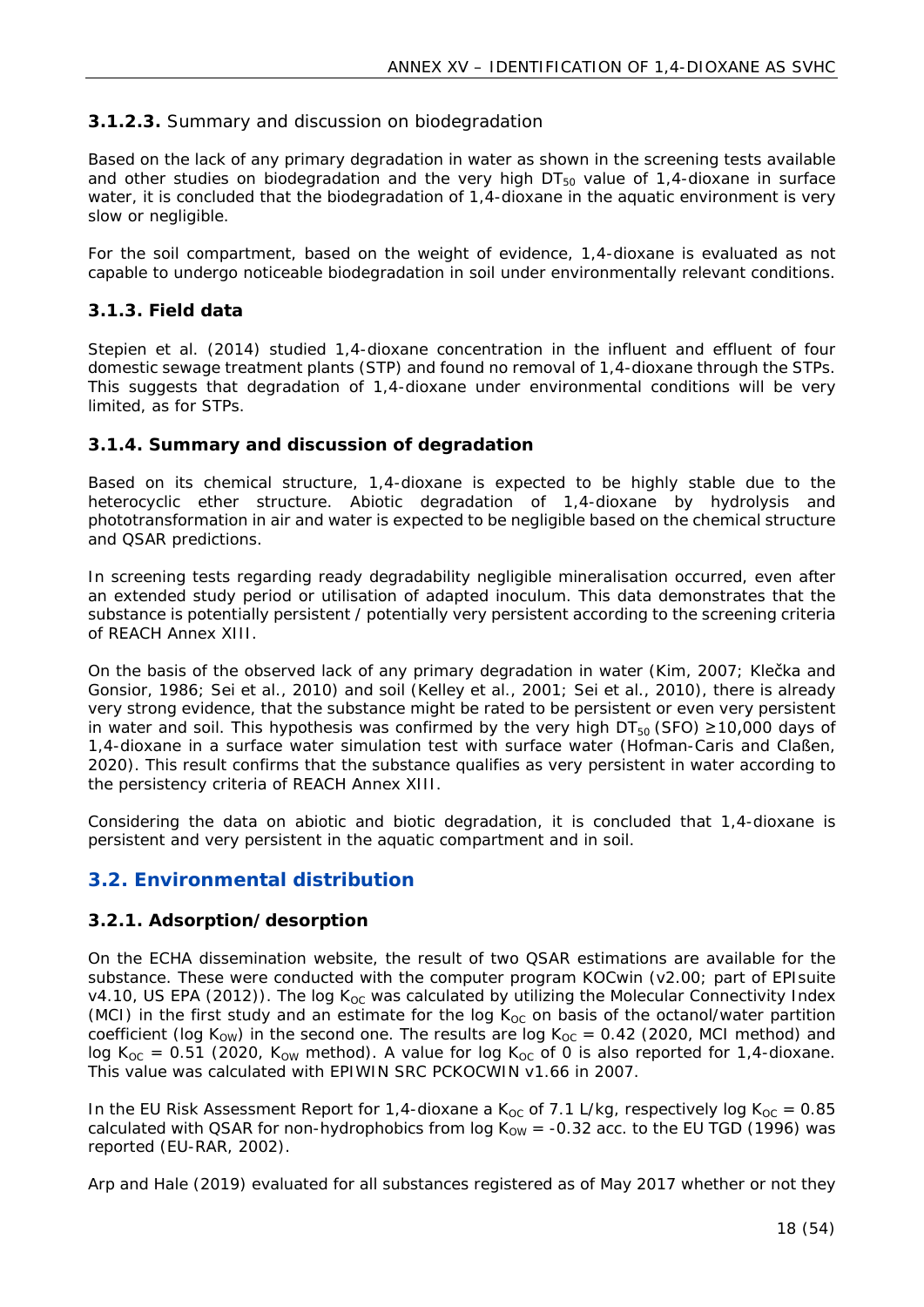#### 3.1.2.3. Summary and discussion on biodegradation

Based on the lack of any primary degradation in water as shown in the screening tests available and other studies on biodegradation and the very high $DT_{50}$ value of 1,4-dioxane in surface water, it is concluded that the biodegradation of 1,4-dioxane in the aquatic environment is very slow or negligible.

For the soil compartment, based on the weight of evidence, 1,4-dioxane is evaluated as not capable to undergo noticeable biodegradation in soil under environmentally relevant conditions.

### 3.1.3. Field data

Stepien et al. (2014) studied 1,4-dioxane concentration in the influent and effluent of four domestic sewage treatment plants (STP) and found no removal of 1,4-dioxane through the STPs. This suggests that degradation of 1,4-dioxane under environmental conditions will be very limited, as for STPs.

### 3.1.4. Summary and discussion of degradation

Based on its chemical structure, 1,4-dioxane is expected to be highly stable due to the heterocyclic ether structure. Abiotic degradation of 1,4-dioxane by hydrolysis and phototransformation in air and water is expected to be negligible based on the chemical structure and QSAR predictions.

In screening tests regarding ready degradability negligible mineralisation occurred, even after an extended study period or utilisation of adapted inoculum. This data demonstrates that the substance is potentially persistent / potentially very persistent according to the screening criteria of REACH Annex XIII.

On the basis of the observed lack of any primary degradation in water (Kim, 2007; Klečka and Gonsior, 1986; Sei et al., 2010) and soil (Kelley et al., 2001; Sei et al., 2010), there is already very strong evidence, that the substance might be rated to be persistent or even very persistent in water and soil. This hypothesis was confirmed by the very high $DT_{50}$ (SFO) ≥10,000 days of 1,4-dioxane in a surface water simulation test with surface water (Hofman-Caris and Claßen, 2020). This result confirms that the substance qualifies as very persistent in water according to the persistency criteria of REACH Annex XIII.

Considering the data on abiotic and biotic degradation, it is concluded that 1,4-dioxane is persistent and very persistent in the aquatic compartment and in soil.

## 3.2. Environmental distribution

### 3.2.1. Adsorption/desorption

On the ECHA dissemination website, the result of two QSAR estimations are available for the substance. These were conducted with the computer program KOCwin (v2.00; part of EPIsuite v4.10, US EPA (2012)). The log $K_{OC}$ was calculated by utilizing the Molecular Connectivity Index (MCI) in the first study and an estimate for the log $K_{OC}$ on basis of the octanol/water partition coefficient (log $K_{OW}$) in the second one. The results are log $K_{OC}$ = 0.42 (2020, MCI method) and log $K_{OC}$ = 0.51 (2020, $K_{OW}$ method). A value for log $K_{OC}$ of 0 is also reported for 1,4-dioxane. This value was calculated with EPIWIN SRC PCKOCWIN v1.66 in 2007.

In the EU Risk Assessment Report for 1,4-dioxane a $K_{OC}$ of 7.1 L/kg, respectively log $K_{OC}$ = 0.85 calculated with QSAR for non-hydrophobics from log $K_{OW}$ = -0.32 acc. to the EU TGD (1996) was reported (EU-RAR, 2002).

Arp and Hale (2019) evaluated for all substances registered as of May 2017 whether or not they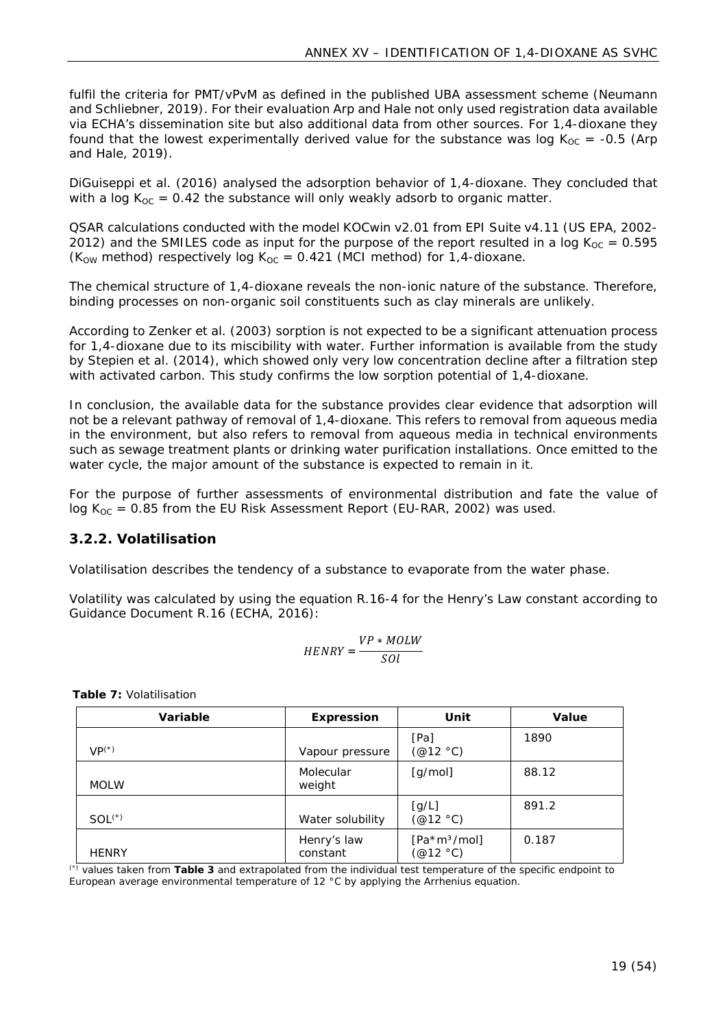fulfil the criteria for PMT/vPvM as defined in the published UBA assessment scheme (Neumann and Schliebner, 2019). For their evaluation Arp and Hale not only used registration data available via ECHA's dissemination site but also additional data from other sources. For 1,4-dioxane they found that the lowest experimentally derived value for the substance was log $K_{OC}$ = -0.5 (Arp and Hale, 2019).

DiGuiseppi et al. (2016) analysed the adsorption behavior of 1,4-dioxane. They concluded that with a log $K_{OC}$ = 0.42 the substance will only weakly adsorb to organic matter.

QSAR calculations conducted with the model KOCwin v2.01 from EPI Suite v4.11 (US EPA, 2002-2012) and the SMILES code as input for the purpose of the report resulted in a log $K_{OC}$ = 0.595 ($K_{OW}$ method) respectively log $K_{OC}$ = 0.421 (MCI method) for 1,4-dioxane.

The chemical structure of 1,4-dioxane reveals the non-ionic nature of the substance. Therefore, binding processes on non-organic soil constituents such as clay minerals are unlikely.

According to Zenker et al. (2003) sorption is not expected to be a significant attenuation process for 1,4-dioxane due to its miscibility with water. Further information is available from the study by Stepien et al. (2014), which showed only very low concentration decline after a filtration step with activated carbon. This study confirms the low sorption potential of 1,4-dioxane.

In conclusion, the available data for the substance provides clear evidence that adsorption will not be a relevant pathway of removal of 1,4-dioxane. This refers to removal from aqueous media in the environment, but also refers to removal from aqueous media in technical environments such as sewage treatment plants or drinking water purification installations. Once emitted to the water cycle, the major amount of the substance is expected to remain in it.

For the purpose of further assessments of environmental distribution and fate the value of log $K_{OC}$ = 0.85 from the EU Risk Assessment Report (EU-RAR, 2002) was used.

### 3.2.2. Volatilisation

Volatilisation describes the tendency of a substance to evaporate from the water phase.

Volatility was calculated by using the equation R.16-4 for the Henry's Law constant according to Guidance Document R.16 (ECHA, 2016):

$$HENRY = \frac{VP * MOLW}{SOl}$$

**Table 7:** Volatilisation

| Variable | Expression | Unit | Value |
|---|---|---|---|
| VP(*) | Vapour pressure | [Pa] (@12 °C) | 1890 |
| MOLW | Molecular weight | [g/mol] | 88.12 |
| SOL(*) | Water solubility | [g/L] (@12 °C) | 891.2 |
| HENRY | Henry's law constant | [Pa*m³/mol] (@12 °C) | 0.187 |

(*) values taken from **Table 3** and extrapolated from the individual test temperature of the specific endpoint to European average environmental temperature of 12 °C by applying the Arrhenius equation.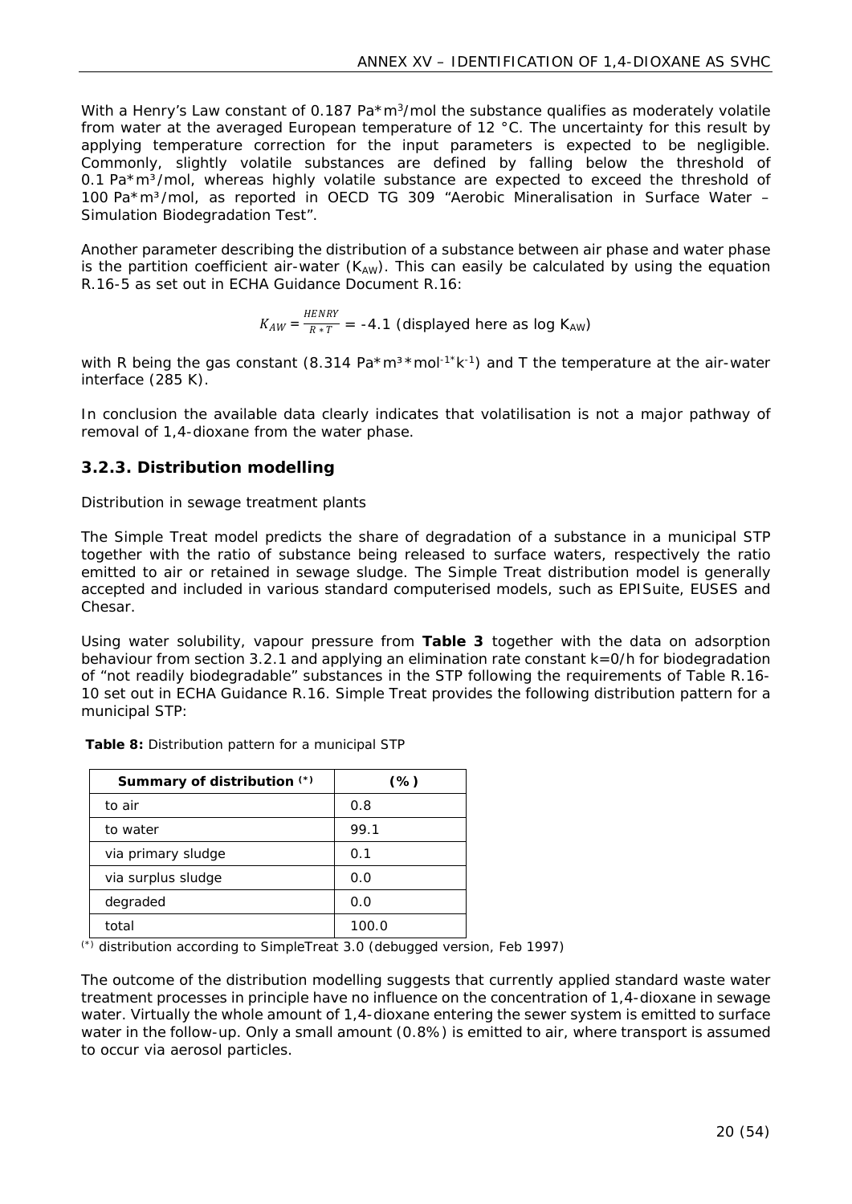With a Henry's Law constant of 0.187 $Pa*m^3/mol$ the substance qualifies as moderately volatile from water at the averaged European temperature of 12 °C. The uncertainty for this result by applying temperature correction for the input parameters is expected to be negligible. Commonly, slightly volatile substances are defined by falling below the threshold of 0.1 $Pa*m^3/mol$, whereas highly volatile substance are expected to exceed the threshold of 100 $Pa*m^3/mol$, as reported in OECD TG 309 "Aerobic Mineralisation in Surface Water – Simulation Biodegradation Test".

Another parameter describing the distribution of a substance between air phase and water phase is the partition coefficient air-water ($K_{AW}$). This can easily be calculated by using the equation R.16-5 as set out in ECHA Guidance Document R.16:

$$K_{AW} = \frac{HENRY}{R * T} = -4.1 \text{ (displayed here as log } K_{AW}\text{)}$$

with R being the gas constant (8.314 $Pa*m^3*mol^{-1}*k^{-1}$) and T the temperature at the air-water interface (285 K).

In conclusion the available data clearly indicates that volatilisation is not a major pathway of removal of 1,4-dioxane from the water phase.

### 3.2.3. Distribution modelling

*Distribution in sewage treatment plants*

The Simple Treat model predicts the share of degradation of a substance in a municipal STP together with the ratio of substance being released to surface waters, respectively the ratio emitted to air or retained in sewage sludge. The Simple Treat distribution model is generally accepted and included in various standard computerised models, such as EPISuite, EUSES and Chesar.

Using water solubility, vapour pressure from **Table 3** together with the data on adsorption behaviour from section 3.2.1 and applying an elimination rate constant k=0/h for biodegradation of "not readily biodegradable" substances in the STP following the requirements of Table R.16-10 set out in ECHA Guidance R.16. Simple Treat provides the following distribution pattern for a municipal STP:

**Table 8:** Distribution pattern for a municipal STP

| Summary of distribution (*) | (%) |
|---|---|
| to air | 0.8 |
| to water | 99.1 |
| via primary sludge | 0.1 |
| via surplus sludge | 0.0 |
| degraded | 0.0 |
| total | 100.0 |

(*) distribution according to SimpleTreat 3.0 (debugged version, Feb 1997)

The outcome of the distribution modelling suggests that currently applied standard waste water treatment processes in principle have no influence on the concentration of 1,4-dioxane in sewage water. Virtually the whole amount of 1,4-dioxane entering the sewer system is emitted to surface water in the follow-up. Only a small amount (0.8%) is emitted to air, where transport is assumed to occur via aerosol particles.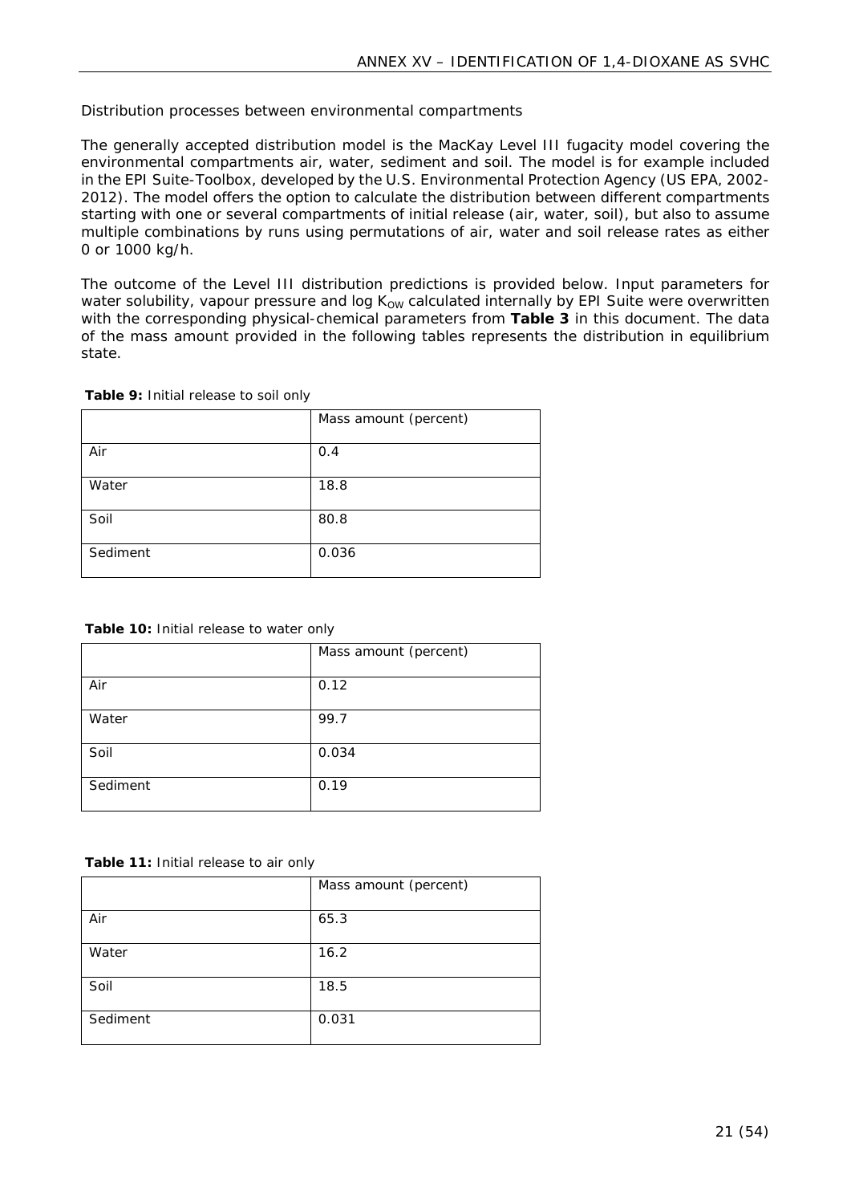Distribution processes between environmental compartments

The generally accepted distribution model is the MacKay Level III fugacity model covering the environmental compartments air, water, sediment and soil. The model is for example included in the EPI Suite-Toolbox, developed by the U.S. Environmental Protection Agency (US EPA, 2002-2012). The model offers the option to calculate the distribution between different compartments starting with one or several compartments of initial release (air, water, soil), but also to assume multiple combinations by runs using permutations of air, water and soil release rates as either 0 or 1000 kg/h.

The outcome of the Level III distribution predictions is provided below. Input parameters for water solubility, vapour pressure and log $K_{OW}$ calculated internally by EPI Suite were overwritten with the corresponding physical-chemical parameters from **Table 3** in this document. The data of the mass amount provided in the following tables represents the distribution in equilibrium state.

**Table 9:** Initial release to soil only

| | Mass amount (percent) |
|---|---|
| Air | 0.4 |
| Water | 18.8 |
| Soil | 80.8 |
| Sediment | 0.036 |

**Table 10:** Initial release to water only

| | Mass amount (percent) |
|---|---|
| Air | 0.12 |
| Water | 99.7 |
| Soil | 0.034 |
| Sediment | 0.19 |

**Table 11:** Initial release to air only

| | Mass amount (percent) |
|---|---|
| Air | 65.3 |
| Water | 16.2 |
| Soil | 18.5 |
| Sediment | 0.031 |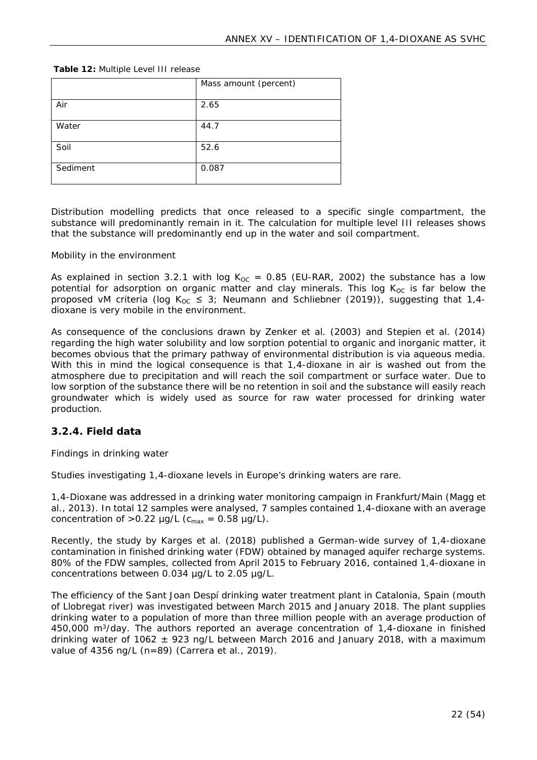**Table 12:** Multiple Level III release

| | Mass amount (percent) |
|---|---|
| Air | 2.65 |
| Water | 44.7 |
| Soil | 52.6 |
| Sediment | 0.087 |

Distribution modelling predicts that once released to a specific single compartment, the substance will predominantly remain in it. The calculation for multiple level III releases shows that the substance will predominantly end up in the water and soil compartment.

*Mobility in the environment*

As explained in section 3.2.1 with log $K_{OC}$ = 0.85 (EU-RAR, 2002) the substance has a low potential for adsorption on organic matter and clay minerals. This log $K_{OC}$ is far below the proposed vM criteria (log $K_{OC}$ ≤ 3; Neumann and Schliebner (2019)), suggesting that 1,4-dioxane is very mobile in the environment.

As consequence of the conclusions drawn by Zenker et al. (2003) and Stepien et al. (2014) regarding the high water solubility and low sorption potential to organic and inorganic matter, it becomes obvious that the primary pathway of environmental distribution is via aqueous media. With this in mind the logical consequence is that 1,4-dioxane in air is washed out from the atmosphere due to precipitation and will reach the soil compartment or surface water. Due to low sorption of the substance there will be no retention in soil and the substance will easily reach groundwater which is widely used as source for raw water processed for drinking water production.

### 3.2.4. Field data

*Findings in drinking water*

Studies investigating 1,4-dioxane levels in Europe's drinking waters are rare.

1,4-Dioxane was addressed in a drinking water monitoring campaign in Frankfurt/Main (Magg et al., 2013). In total 12 samples were analysed, 7 samples contained 1,4-dioxane with an average concentration of >0.22 µg/L ($c_{max}$ = 0.58 µg/L).

Recently, the study by Karges et al. (2018) published a German-wide survey of 1,4-dioxane contamination in finished drinking water (FDW) obtained by managed aquifer recharge systems. 80% of the FDW samples, collected from April 2015 to February 2016, contained 1,4-dioxane in concentrations between 0.034 µg/L to 2.05 µg/L.

The efficiency of the Sant Joan Despí drinking water treatment plant in Catalonia, Spain (mouth of Llobregat river) was investigated between March 2015 and January 2018. The plant supplies drinking water to a population of more than three million people with an average production of 450,000 $m^3$/day. The authors reported an average concentration of 1,4-dioxane in finished drinking water of 1062 ± 923 ng/L between March 2016 and January 2018, with a maximum value of 4356 ng/L (n=89) (Carrera et al., 2019).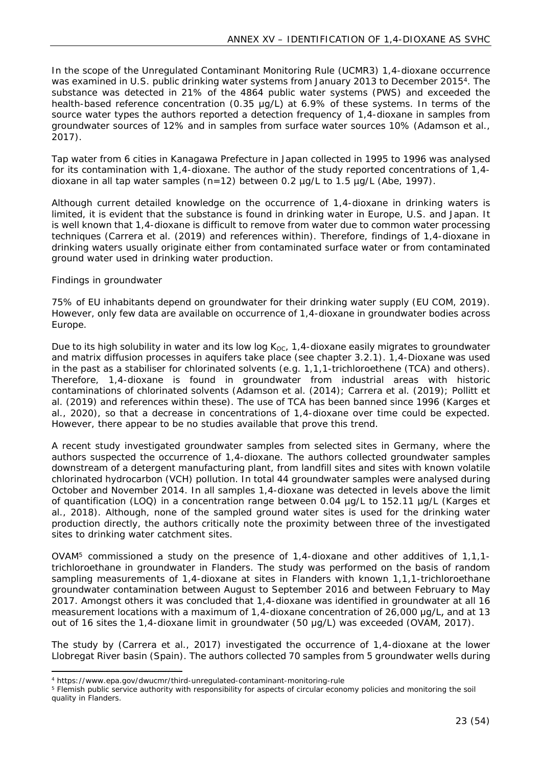In the scope of the Unregulated Contaminant Monitoring Rule (UCMR3) 1,4-dioxane occurrence was examined in U.S. public drinking water systems from January 2013 to December 2015[4]. The substance was detected in 21% of the 4864 public water systems (PWS) and exceeded the health-based reference concentration (0.35 µg/L) at 6.9% of these systems. In terms of the source water types the authors reported a detection frequency of 1,4-dioxane in samples from groundwater sources of 12% and in samples from surface water sources 10% (Adamson et al., 2017).

Tap water from 6 cities in Kanagawa Prefecture in Japan collected in 1995 to 1996 was analysed for its contamination with 1,4-dioxane. The author of the study reported concentrations of 1,4-dioxane in all tap water samples (n=12) between 0.2 µg/L to 1.5 µg/L (Abe, 1997).

Although current detailed knowledge on the occurrence of 1,4-dioxane in drinking waters is limited, it is evident that the substance is found in drinking water in Europe, U.S. and Japan. It is well known that 1,4-dioxane is difficult to remove from water due to common water processing techniques (Carrera et al. (2019) and references within). Therefore, findings of 1,4-dioxane in drinking waters usually originate either from contaminated surface water or from contaminated ground water used in drinking water production.

*Findings in groundwater*

75% of EU inhabitants depend on groundwater for their drinking water supply (EU COM, 2019). However, only few data are available on occurrence of 1,4-dioxane in groundwater bodies across Europe.

Due to its high solubility in water and its low log $K_{OC}$, 1,4-dioxane easily migrates to groundwater and matrix diffusion processes in aquifers take place (see chapter 3.2.1). 1,4-Dioxane was used in the past as a stabiliser for chlorinated solvents (e.g. 1,1,1-trichloroethene (TCA) and others). Therefore, 1,4-dioxane is found in groundwater from industrial areas with historic contaminations of chlorinated solvents (Adamson et al. (2014); Carrera et al. (2019); Pollitt et al. (2019) and references within these). The use of TCA has been banned since 1996 (Karges et al., 2020), so that a decrease in concentrations of 1,4-dioxane over time could be expected. However, there appear to be no studies available that prove this trend.

A recent study investigated groundwater samples from selected sites in Germany, where the authors suspected the occurrence of 1,4-dioxane. The authors collected groundwater samples downstream of a detergent manufacturing plant, from landfill sites and sites with known volatile chlorinated hydrocarbon (VCH) pollution. In total 44 groundwater samples were analysed during October and November 2014. In all samples 1,4-dioxane was detected in levels above the limit of quantification (LOQ) in a concentration range between 0.04 µg/L to 152.11 µg/L (Karges et al., 2018). Although, none of the sampled ground water sites is used for the drinking water production directly, the authors critically note the proximity between three of the investigated sites to drinking water catchment sites.

OVAM[5] commissioned a study on the presence of 1,4-dioxane and other additives of 1,1,1-trichloroethane in groundwater in Flanders. The study was performed on the basis of random sampling measurements of 1,4-dioxane at sites in Flanders with known 1,1,1-trichloroethane groundwater contamination between August to September 2016 and between February to May 2017. Amongst others it was concluded that 1,4-dioxane was identified in groundwater at all 16 measurement locations with a maximum of 1,4-dioxane concentration of 26,000 µg/L, and at 13 out of 16 sites the 1,4-dioxane limit in groundwater (50 µg/L) was exceeded (OVAM, 2017).

The study by (Carrera et al., 2017) investigated the occurrence of 1,4-dioxane at the lower Llobregat River basin (Spain). The authors collected 70 samples from 5 groundwater wells during

---

[4] https://www.epa.gov/dwucmr/third-unregulated-contaminant-monitoring-rule

[5] Flemish public service authority with responsibility for aspects of circular economy policies and monitoring the soil quality in Flanders.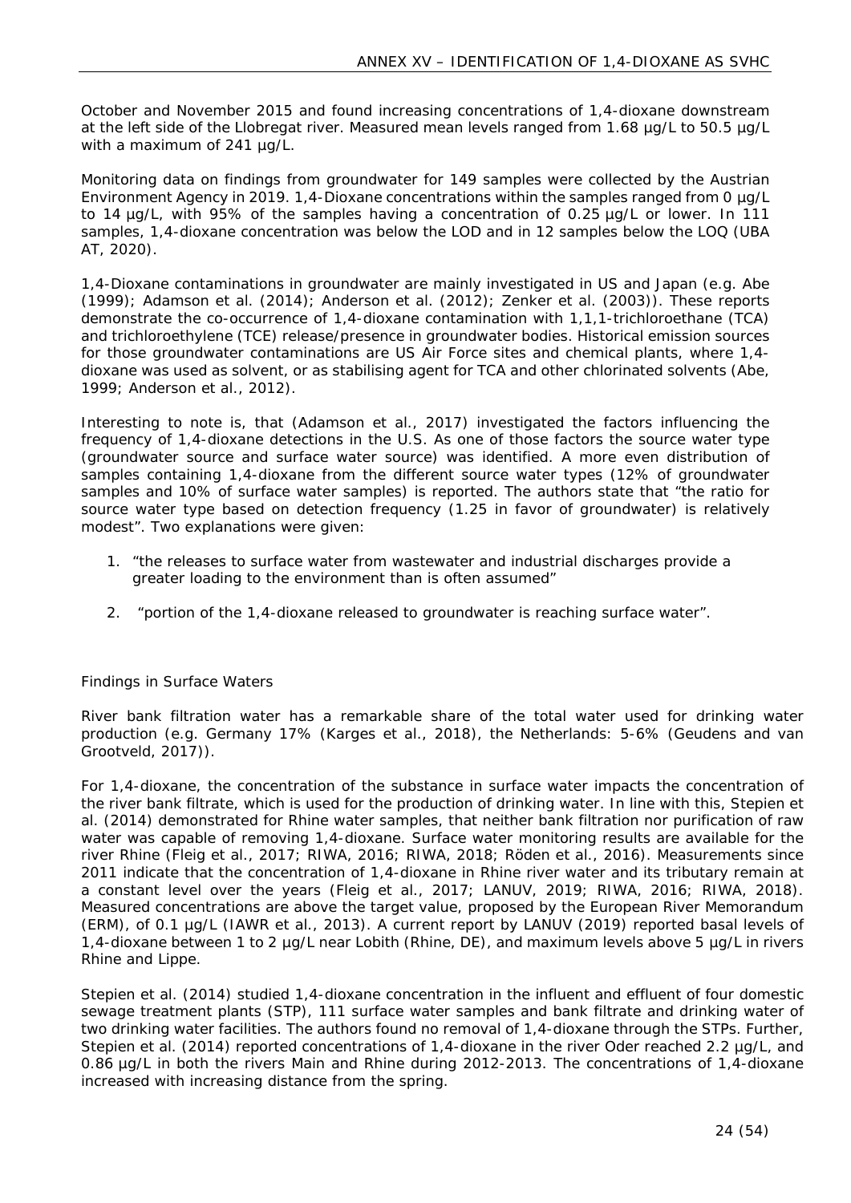October and November 2015 and found increasing concentrations of 1,4-dioxane downstream at the left side of the Llobregat river. Measured mean levels ranged from 1.68 µg/L to 50.5 µg/L with a maximum of 241 µg/L.

Monitoring data on findings from groundwater for 149 samples were collected by the Austrian Environment Agency in 2019. 1,4-Dioxane concentrations within the samples ranged from 0 µg/L to 14 µg/L, with 95% of the samples having a concentration of 0.25 µg/L or lower. In 111 samples, 1,4-dioxane concentration was below the LOD and in 12 samples below the LOQ (UBA AT, 2020).

1,4-Dioxane contaminations in groundwater are mainly investigated in US and Japan (e.g. Abe (1999); Adamson et al. (2014); Anderson et al. (2012); Zenker et al. (2003)). These reports demonstrate the co-occurrence of 1,4-dioxane contamination with 1,1,1-trichloroethane (TCA) and trichloroethylene (TCE) release/presence in groundwater bodies. Historical emission sources for those groundwater contaminations are US Air Force sites and chemical plants, where 1,4-dioxane was used as solvent, or as stabilising agent for TCA and other chlorinated solvents (Abe, 1999; Anderson et al., 2012).

Interesting to note is, that (Adamson et al., 2017) investigated the factors influencing the frequency of 1,4-dioxane detections in the U.S. As one of those factors the source water type (groundwater source and surface water source) was identified. A more even distribution of samples containing 1,4-dioxane from the different source water types (12% of groundwater samples and 10% of surface water samples) is reported. The authors state that "the ratio for source water type based on detection frequency (1.25 in favor of groundwater) is relatively modest". Two explanations were given:

1. "the releases to surface water from wastewater and industrial discharges provide a greater loading to the environment than is often assumed"
2. "portion of the 1,4-dioxane released to groundwater is reaching surface water".

*Findings in Surface Waters*

River bank filtration water has a remarkable share of the total water used for drinking water production (e.g. Germany 17% (Karges et al., 2018), the Netherlands: 5-6% (Geudens and van Grootveld, 2017)).

For 1,4-dioxane, the concentration of the substance in surface water impacts the concentration of the river bank filtrate, which is used for the production of drinking water. In line with this, Stepien et al. (2014) demonstrated for Rhine water samples, that neither bank filtration nor purification of raw water was capable of removing 1,4-dioxane. Surface water monitoring results are available for the river Rhine (Fleig et al., 2017; RIWA, 2016; RIWA, 2018; Röden et al., 2016). Measurements since 2011 indicate that the concentration of 1,4-dioxane in Rhine river water and its tributary remain at a constant level over the years (Fleig et al., 2017; LANUV, 2019; RIWA, 2016; RIWA, 2018). Measured concentrations are above the target value, proposed by the European River Memorandum (ERM), of 0.1 µg/L (IAWR et al., 2013). A current report by LANUV (2019) reported basal levels of 1,4-dioxane between 1 to 2 µg/L near Lobith (Rhine, DE), and maximum levels above 5 µg/L in rivers Rhine and Lippe.

Stepien et al. (2014) studied 1,4-dioxane concentration in the influent and effluent of four domestic sewage treatment plants (STP), 111 surface water samples and bank filtrate and drinking water of two drinking water facilities. The authors found no removal of 1,4-dioxane through the STPs. Further, Stepien et al. (2014) reported concentrations of 1,4-dioxane in the river Oder reached 2.2 µg/L, and 0.86 µg/L in both the rivers Main and Rhine during 2012-2013. The concentrations of 1,4-dioxane increased with increasing distance from the spring.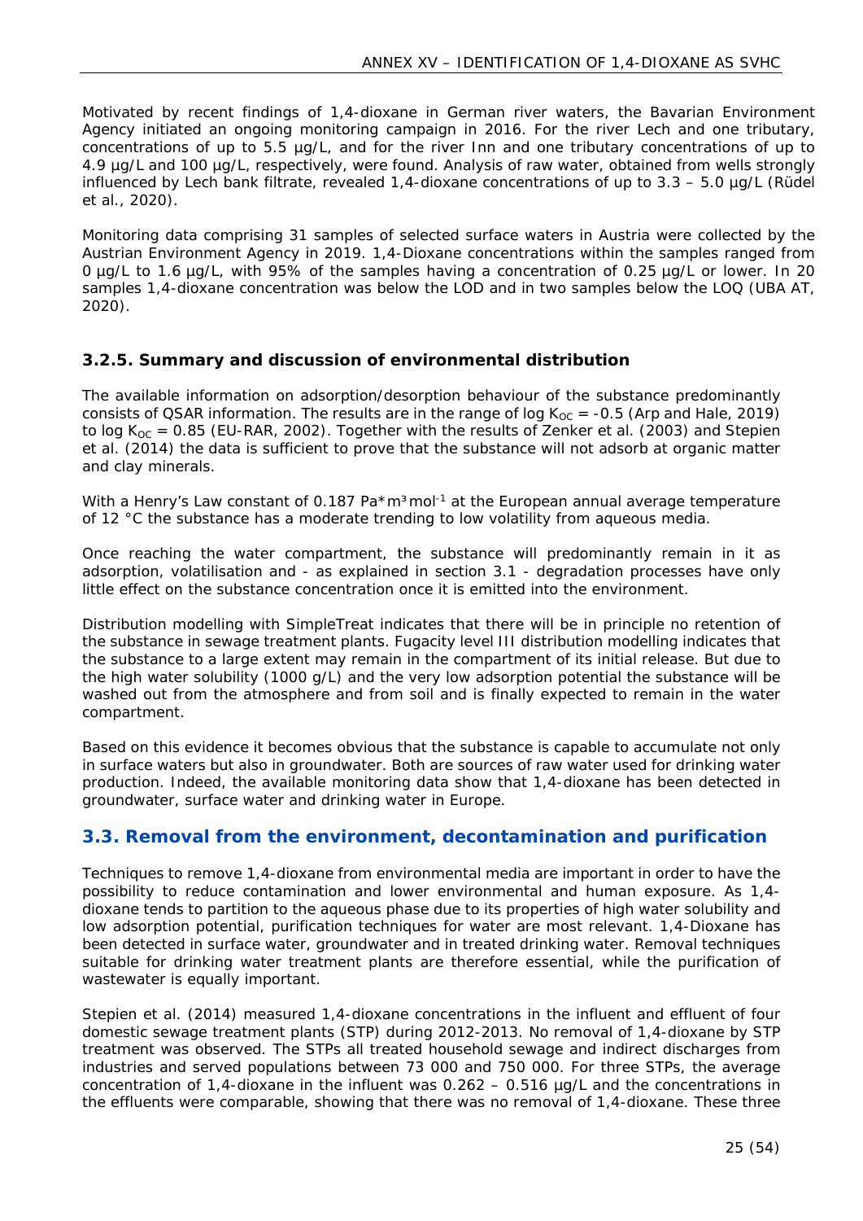Motivated by recent findings of 1,4-dioxane in German river waters, the Bavarian Environment Agency initiated an ongoing monitoring campaign in 2016. For the river Lech and one tributary, concentrations of up to 5.5 µg/L, and for the river Inn and one tributary concentrations of up to 4.9 µg/L and 100 µg/L, respectively, were found. Analysis of raw water, obtained from wells strongly influenced by Lech bank filtrate, revealed 1,4-dioxane concentrations of up to 3.3 – 5.0 µg/L (Rüdel et al., 2020).

Monitoring data comprising 31 samples of selected surface waters in Austria were collected by the Austrian Environment Agency in 2019. 1,4-Dioxane concentrations within the samples ranged from 0 µg/L to 1.6 µg/L, with 95% of the samples having a concentration of 0.25 µg/L or lower. In 20 samples 1,4-dioxane concentration was below the LOD and in two samples below the LOQ (UBA AT, 2020).

### 3.2.5. Summary and discussion of environmental distribution

The available information on adsorption/desorption behaviour of the substance predominantly consists of QSAR information. The results are in the range of log $K_{OC}$ = -0.5 (Arp and Hale, 2019) to log $K_{OC}$ = 0.85 (EU-RAR, 2002). Together with the results of Zenker et al. (2003) and Stepien et al. (2014) the data is sufficient to prove that the substance will not adsorb at organic matter and clay minerals.

With a Henry's Law constant of 0.187 $Pa*m^3 mol^{-1}$ at the European annual average temperature of 12 °C the substance has a moderate trending to low volatility from aqueous media.

Once reaching the water compartment, the substance will predominantly remain in it as adsorption, volatilisation and - as explained in section 3.1 - degradation processes have only little effect on the substance concentration once it is emitted into the environment.

Distribution modelling with SimpleTreat indicates that there will be in principle no retention of the substance in sewage treatment plants. Fugacity level III distribution modelling indicates that the substance to a large extent may remain in the compartment of its initial release. But due to the high water solubility (1000 g/L) and the very low adsorption potential the substance will be washed out from the atmosphere and from soil and is finally expected to remain in the water compartment.

Based on this evidence it becomes obvious that the substance is capable to accumulate not only in surface waters but also in groundwater. Both are sources of raw water used for drinking water production. Indeed, the available monitoring data show that 1,4-dioxane has been detected in groundwater, surface water and drinking water in Europe.

## 3.3. Removal from the environment, decontamination and purification

Techniques to remove 1,4-dioxane from environmental media are important in order to have the possibility to reduce contamination and lower environmental and human exposure. As 1,4-dioxane tends to partition to the aqueous phase due to its properties of high water solubility and low adsorption potential, purification techniques for water are most relevant. 1,4-Dioxane has been detected in surface water, groundwater and in treated drinking water. Removal techniques suitable for drinking water treatment plants are therefore essential, while the purification of wastewater is equally important.

Stepien et al. (2014) measured 1,4-dioxane concentrations in the influent and effluent of four domestic sewage treatment plants (STP) during 2012-2013. No removal of 1,4-dioxane by STP treatment was observed. The STPs all treated household sewage and indirect discharges from industries and served populations between 73 000 and 750 000. For three STPs, the average concentration of 1,4-dioxane in the influent was 0.262 – 0.516 µg/L and the concentrations in the effluents were comparable, showing that there was no removal of 1,4-dioxane. These three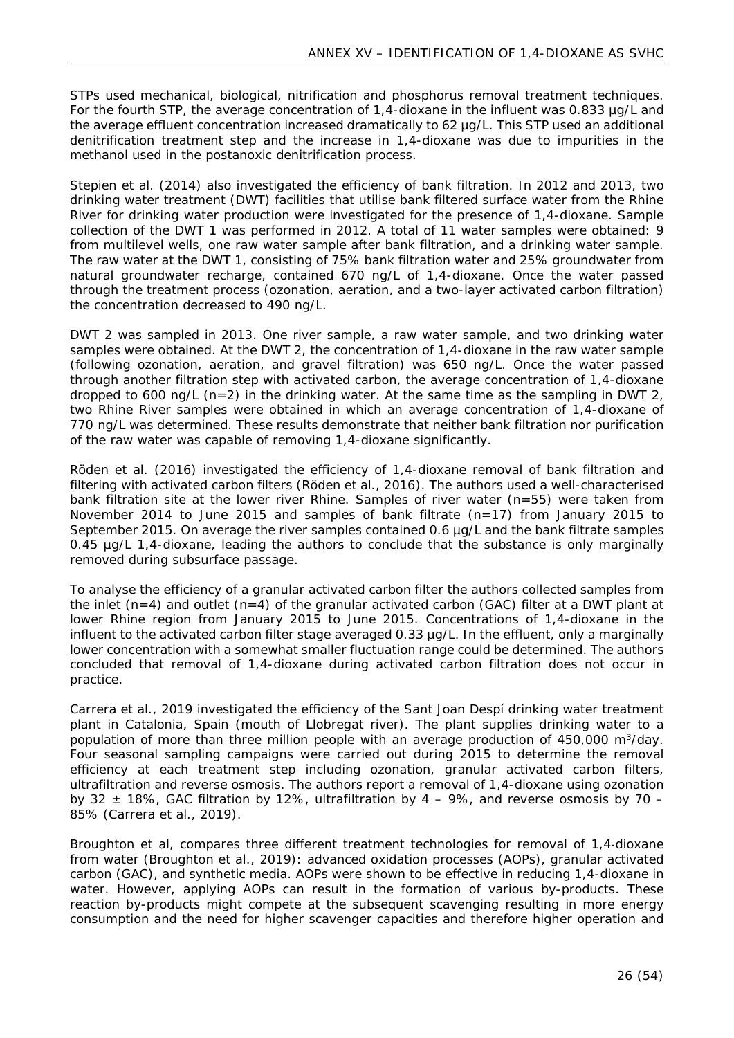STPs used mechanical, biological, nitrification and phosphorus removal treatment techniques. For the fourth STP, the average concentration of 1,4-dioxane in the influent was 0.833 µg/L and the average effluent concentration increased dramatically to 62 µg/L. This STP used an additional denitrification treatment step and the increase in 1,4-dioxane was due to impurities in the methanol used in the postanoxic denitrification process.

Stepien et al. (2014) also investigated the efficiency of bank filtration. In 2012 and 2013, two drinking water treatment (DWT) facilities that utilise bank filtered surface water from the Rhine River for drinking water production were investigated for the presence of 1,4-dioxane. Sample collection of the DWT 1 was performed in 2012. A total of 11 water samples were obtained: 9 from multilevel wells, one raw water sample after bank filtration, and a drinking water sample. The raw water at the DWT 1, consisting of 75% bank filtration water and 25% groundwater from natural groundwater recharge, contained 670 ng/L of 1,4-dioxane. Once the water passed through the treatment process (ozonation, aeration, and a two-layer activated carbon filtration) the concentration decreased to 490 ng/L.

DWT 2 was sampled in 2013. One river sample, a raw water sample, and two drinking water samples were obtained. At the DWT 2, the concentration of 1,4-dioxane in the raw water sample (following ozonation, aeration, and gravel filtration) was 650 ng/L. Once the water passed through another filtration step with activated carbon, the average concentration of 1,4-dioxane dropped to 600 ng/L (n=2) in the drinking water. At the same time as the sampling in DWT 2, two Rhine River samples were obtained in which an average concentration of 1,4-dioxane of 770 ng/L was determined. These results demonstrate that neither bank filtration nor purification of the raw water was capable of removing 1,4-dioxane significantly.

Röden et al. (2016) investigated the efficiency of 1,4-dioxane removal of bank filtration and filtering with activated carbon filters (Röden et al., 2016). The authors used a well-characterised bank filtration site at the lower river Rhine. Samples of river water (n=55) were taken from November 2014 to June 2015 and samples of bank filtrate (n=17) from January 2015 to September 2015. On average the river samples contained 0.6 µg/L and the bank filtrate samples 0.45 µg/L 1,4-dioxane, leading the authors to conclude that the substance is only marginally removed during subsurface passage.

To analyse the efficiency of a granular activated carbon filter the authors collected samples from the inlet (n=4) and outlet (n=4) of the granular activated carbon (GAC) filter at a DWT plant at lower Rhine region from January 2015 to June 2015. Concentrations of 1,4-dioxane in the influent to the activated carbon filter stage averaged 0.33 µg/L. In the effluent, only a marginally lower concentration with a somewhat smaller fluctuation range could be determined. The authors concluded that removal of 1,4-dioxane during activated carbon filtration does not occur in practice.

Carrera et al., 2019 investigated the efficiency of the Sant Joan Despí drinking water treatment plant in Catalonia, Spain (mouth of Llobregat river). The plant supplies drinking water to a population of more than three million people with an average production of 450,000 $m^3$/day. Four seasonal sampling campaigns were carried out during 2015 to determine the removal efficiency at each treatment step including ozonation, granular activated carbon filters, ultrafiltration and reverse osmosis. The authors report a removal of 1,4-dioxane using ozonation by $32 \pm 18\%$, GAC filtration by 12%, ultrafiltration by 4 – 9%, and reverse osmosis by 70 – 85% (Carrera et al., 2019).

Broughton et al, compares three different treatment technologies for removal of 1,4-dioxane from water (Broughton et al., 2019): advanced oxidation processes (AOPs), granular activated carbon (GAC), and synthetic media. AOPs were shown to be effective in reducing 1,4-dioxane in water. However, applying AOPs can result in the formation of various by-products. These reaction by-products might compete at the subsequent scavenging resulting in more energy consumption and the need for higher scavenger capacities and therefore higher operation and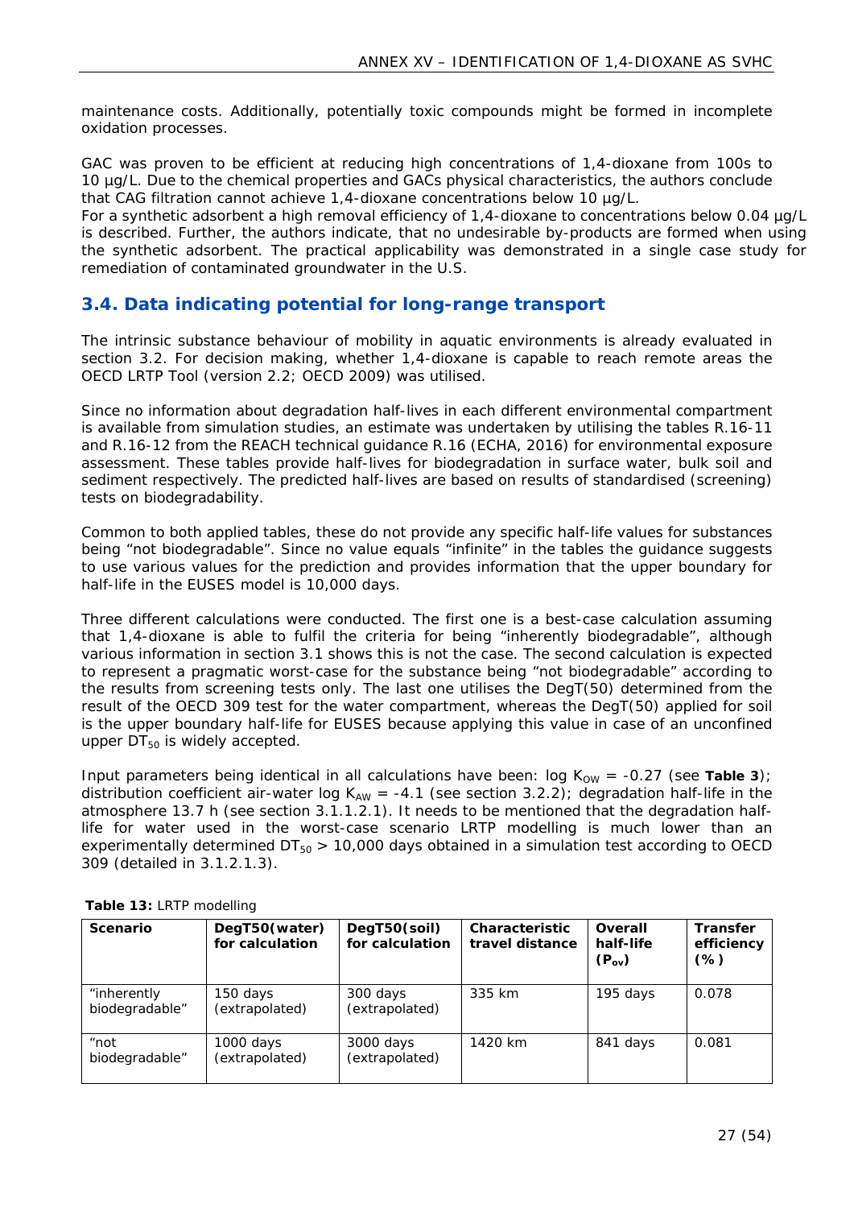maintenance costs. Additionally, potentially toxic compounds might be formed in incomplete oxidation processes.

GAC was proven to be efficient at reducing high concentrations of 1,4-dioxane from 100s to 10 µg/L. Due to the chemical properties and GACs physical characteristics, the authors conclude that CAG filtration cannot achieve 1,4-dioxane concentrations below 10 µg/L.
For a synthetic adsorbent a high removal efficiency of 1,4-dioxane to concentrations below 0.04 µg/L is described. Further, the authors indicate, that no undesirable by-products are formed when using the synthetic adsorbent. The practical applicability was demonstrated in a single case study for remediation of contaminated groundwater in the U.S.

## 3.4. Data indicating potential for long-range transport

The intrinsic substance behaviour of mobility in aquatic environments is already evaluated in section 3.2. For decision making, whether 1,4-dioxane is capable to reach remote areas the OECD LRTP Tool (version 2.2; OECD 2009) was utilised.

Since no information about degradation half-lives in each different environmental compartment is available from simulation studies, an estimate was undertaken by utilising the tables R.16-11 and R.16-12 from the REACH technical guidance R.16 (ECHA, 2016) for environmental exposure assessment. These tables provide half-lives for biodegradation in surface water, bulk soil and sediment respectively. The predicted half-lives are based on results of standardised (screening) tests on biodegradability.

Common to both applied tables, these do not provide any specific half-life values for substances being "not biodegradable". Since no value equals "infinite" in the tables the guidance suggests to use various values for the prediction and provides information that the upper boundary for half-life in the EUSES model is 10,000 days.

Three different calculations were conducted. The first one is a best-case calculation assuming that 1,4-dioxane is able to fulfil the criteria for being "inherently biodegradable", although various information in section 3.1 shows this is not the case. The second calculation is expected to represent a pragmatic worst-case for the substance being "not biodegradable" according to the results from screening tests only. The last one utilises the DegT(50) determined from the result of the OECD 309 test for the water compartment, whereas the DegT(50) applied for soil is the upper boundary half-life for EUSES because applying this value in case of an unconfined upper $DT_{50}$ is widely accepted.

Input parameters being identical in all calculations have been: log $K_{OW}$ = -0.27 (see **Table 3**); distribution coefficient air-water log $K_{AW}$ = -4.1 (see section 3.2.2); degradation half-life in the atmosphere 13.7 h (see section 3.1.1.2.1). It needs to be mentioned that the degradation half-life for water used in the worst-case scenario LRTP modelling is much lower than an experimentally determined $DT_{50}$ > 10,000 days obtained in a simulation test according to OECD 309 (detailed in 3.1.2.1.3).

**Table 13:** LRTP modelling

| Scenario | DegT50(water) for calculation | DegT50(soil) for calculation | Characteristic travel distance | Overall half-life ($P_{ov}$) | Transfer efficiency (%) |
|---|---|---|---|---|---|
| "inherently biodegradable" | 150 days (extrapolated) | 300 days (extrapolated) | 335 km | 195 days | 0.078 |
| "not biodegradable" | 1000 days (extrapolated) | 3000 days (extrapolated) | 1420 km | 841 days | 0.081 |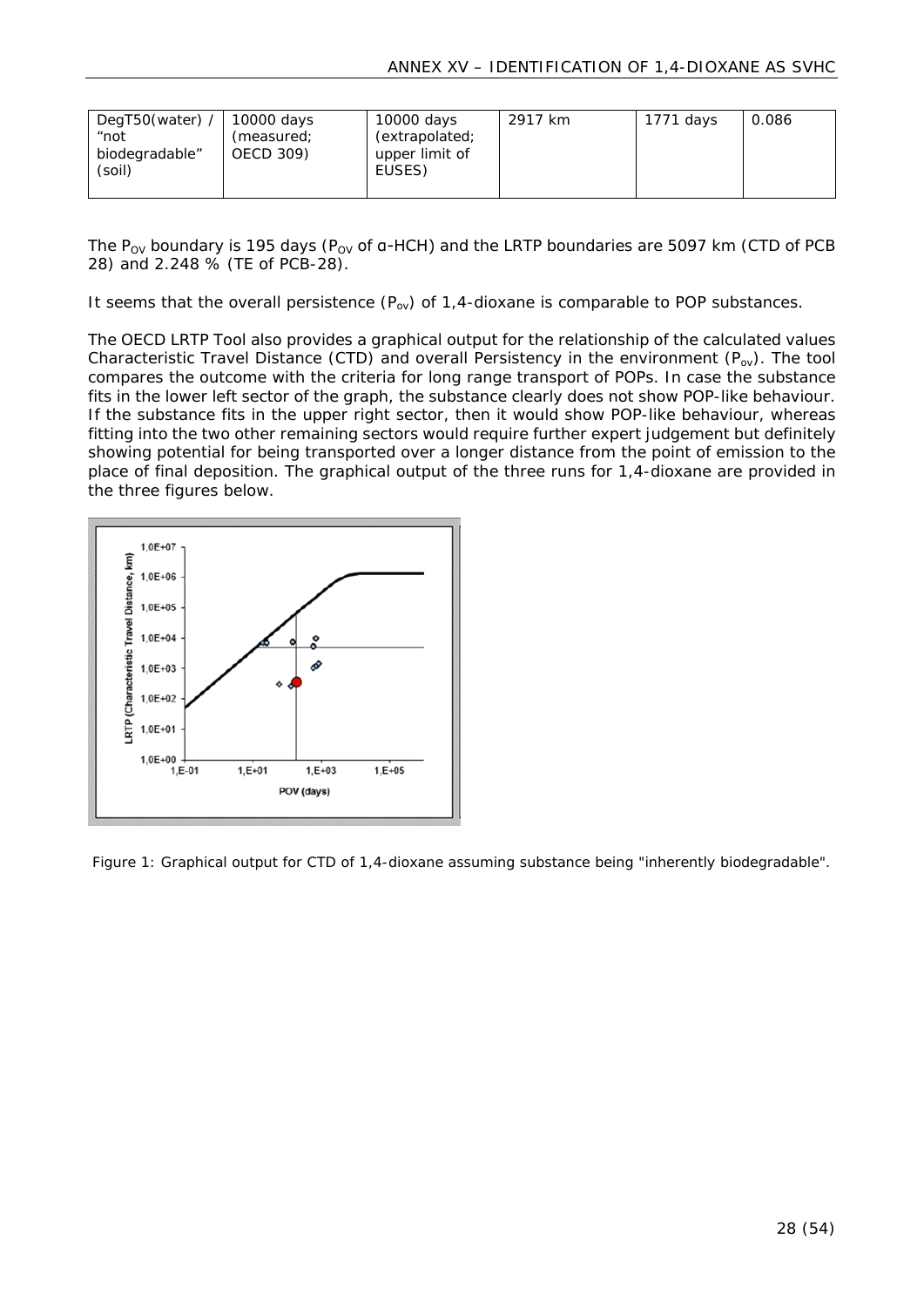| DegT50(water) / "not biodegradable" (soil) | 10000 days (measured; OECD 309) | 10000 days (extrapolated; upper limit of EUSES) | 2917 km | 1771 days | 0.086 |
| --- | --- | --- | --- | --- | --- |

The $P_{OV}$ boundary is 195 days ($P_{OV}$ of α-HCH) and the LRTP boundaries are 5097 km (CTD of PCB 28) and 2.248 % (TE of PCB-28).

It seems that the overall persistence ($P_{ov}$) of 1,4-dioxane is comparable to POP substances.

The OECD LRTP Tool also provides a graphical output for the relationship of the calculated values Characteristic Travel Distance (CTD) and overall Persistency in the environment ($P_{ov}$). The tool compares the outcome with the criteria for long range transport of POPs. In case the substance fits in the lower left sector of the graph, the substance clearly does not show POP-like behaviour. If the substance fits in the upper right sector, then it would show POP-like behaviour, whereas fitting into the two other remaining sectors would require further expert judgement but definitely showing potential for being transported over a longer distance from the point of emission to the place of final deposition. The graphical output of the three runs for 1,4-dioxane are provided in the three figures below.

Figure 1: Graphical output for CTD of 1,4-dioxane assuming substance being "inherently biodegradable".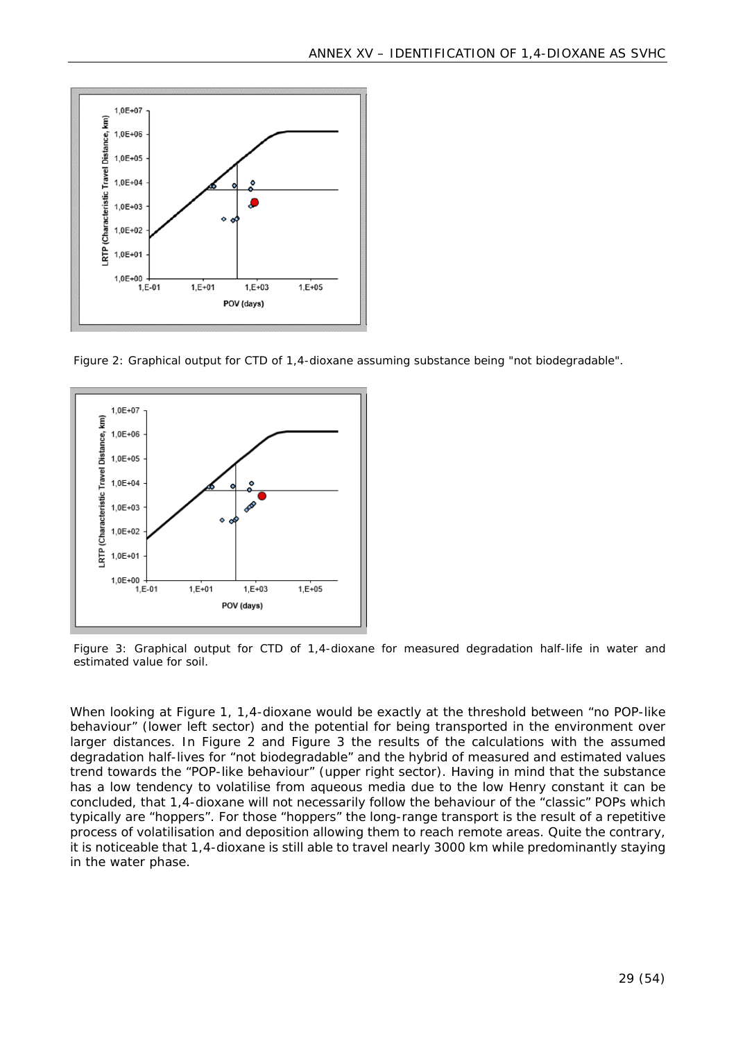Figure 2: Graphical output for CTD of 1,4-dioxane assuming substance being "not biodegradable".

Figure 3: Graphical output for CTD of 1,4-dioxane for measured degradation half-life in water and estimated value for soil.

When looking at Figure 1, 1,4-dioxane would be exactly at the threshold between "no POP-like behaviour" (lower left sector) and the potential for being transported in the environment over larger distances. In Figure 2 and Figure 3 the results of the calculations with the assumed degradation half-lives for "not biodegradable" and the hybrid of measured and estimated values trend towards the "POP-like behaviour" (upper right sector). Having in mind that the substance has a low tendency to volatilise from aqueous media due to the low Henry constant it can be concluded, that 1,4-dioxane will not necessarily follow the behaviour of the "classic" POPs which typically are "hoppers". For those "hoppers" the long-range transport is the result of a repetitive process of volatilisation and deposition allowing them to reach remote areas. Quite the contrary, it is noticeable that 1,4-dioxane is still able to travel nearly 3000 km while predominantly staying in the water phase.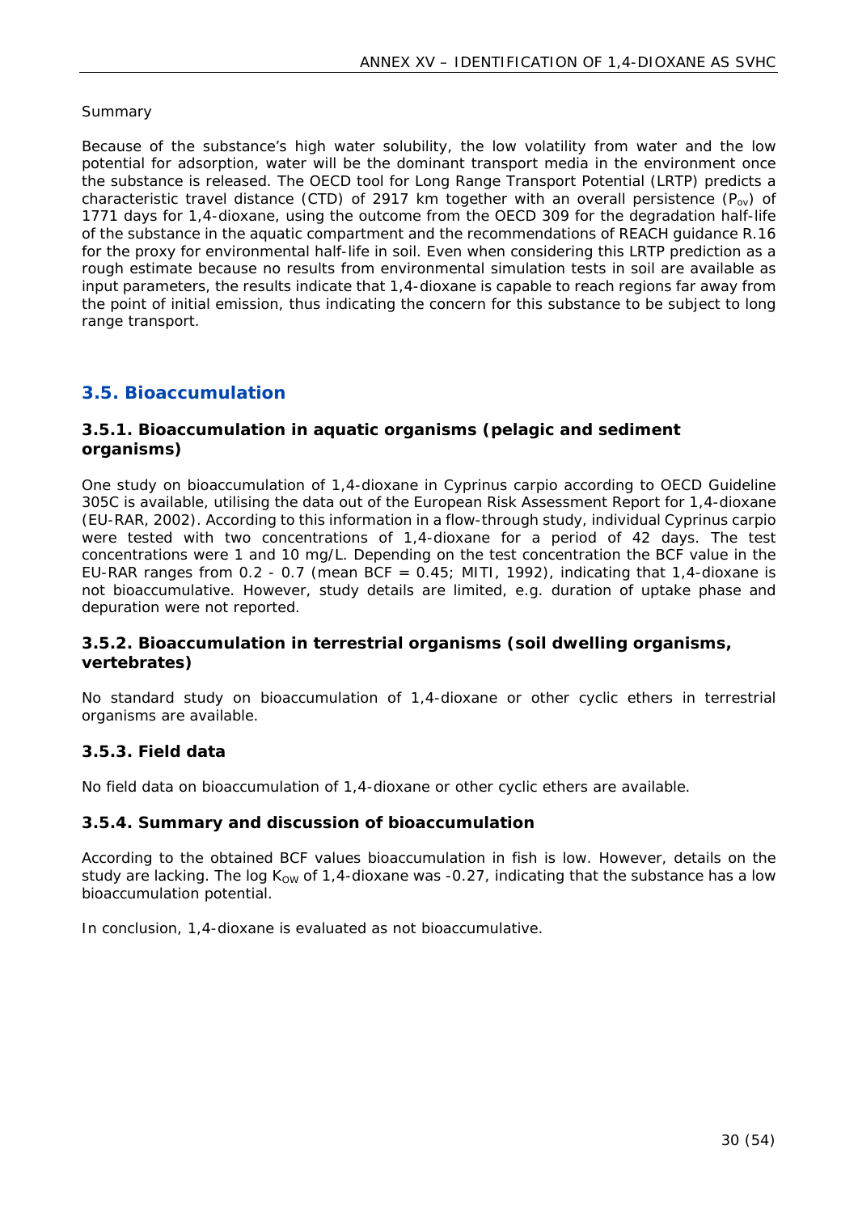Summary

Because of the substance's high water solubility, the low volatility from water and the low potential for adsorption, water will be the dominant transport media in the environment once the substance is released. The OECD tool for Long Range Transport Potential (LRTP) predicts a characteristic travel distance (CTD) of 2917 km together with an overall persistence ($P_{ov}$) of 1771 days for 1,4-dioxane, using the outcome from the OECD 309 for the degradation half-life of the substance in the aquatic compartment and the recommendations of REACH guidance R.16 for the proxy for environmental half-life in soil. Even when considering this LRTP prediction as a rough estimate because no results from environmental simulation tests in soil are available as input parameters, the results indicate that 1,4-dioxane is capable to reach regions far away from the point of initial emission, thus indicating the concern for this substance to be subject to long range transport.

## 3.5. Bioaccumulation

### 3.5.1. Bioaccumulation in aquatic organisms (pelagic and sediment organisms)

One study on bioaccumulation of 1,4-dioxane in Cyprinus carpio according to OECD Guideline 305C is available, utilising the data out of the European Risk Assessment Report for 1,4-dioxane (EU-RAR, 2002). According to this information in a flow-through study, individual Cyprinus carpio were tested with two concentrations of 1,4-dioxane for a period of 42 days. The test concentrations were 1 and 10 mg/L. Depending on the test concentration the BCF value in the EU-RAR ranges from 0.2 - 0.7 (mean BCF = 0.45; MITI, 1992), indicating that 1,4-dioxane is not bioaccumulative. However, study details are limited, e.g. duration of uptake phase and depuration were not reported.

### 3.5.2. Bioaccumulation in terrestrial organisms (soil dwelling organisms, vertebrates)

No standard study on bioaccumulation of 1,4-dioxane or other cyclic ethers in terrestrial organisms are available.

### 3.5.3. Field data

No field data on bioaccumulation of 1,4-dioxane or other cyclic ethers are available.

### 3.5.4. Summary and discussion of bioaccumulation

According to the obtained BCF values bioaccumulation in fish is low. However, details on the study are lacking. The log $K_{OW}$ of 1,4-dioxane was -0.27, indicating that the substance has a low bioaccumulation potential.

In conclusion, 1,4-dioxane is evaluated as not bioaccumulative.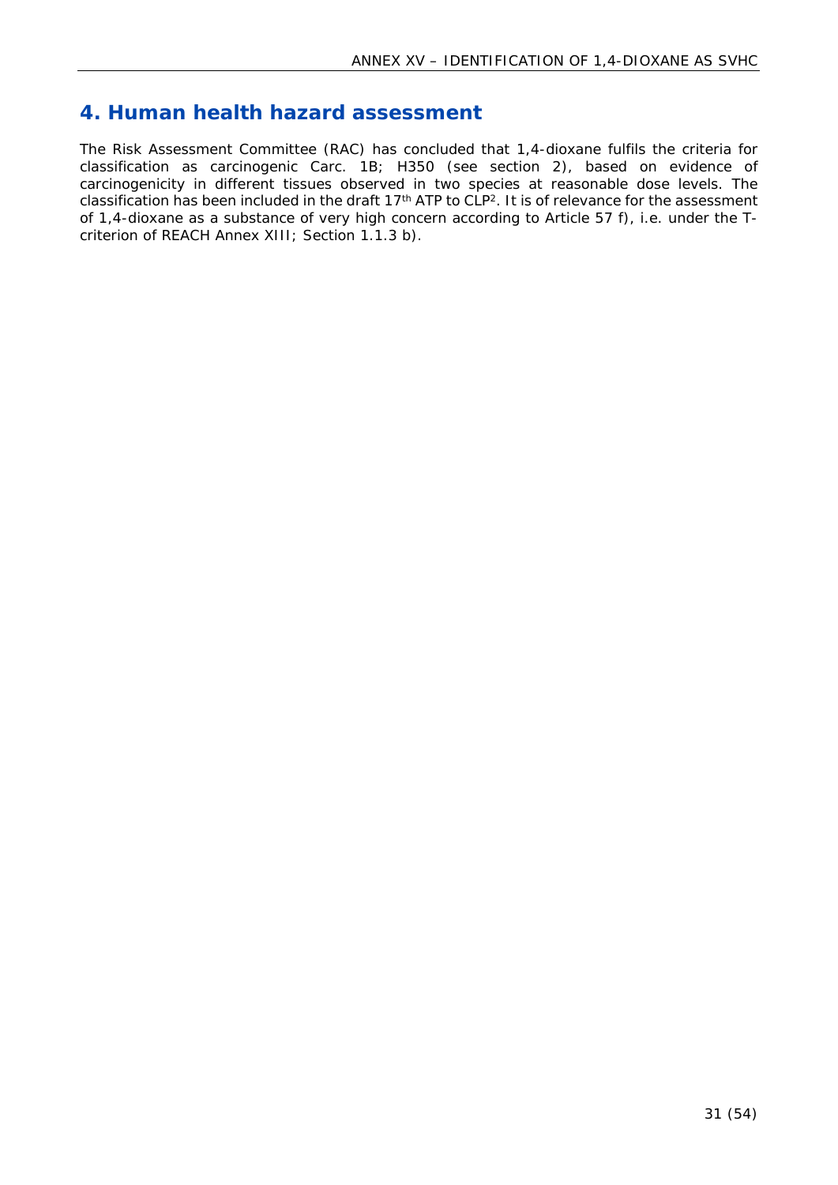## 4. Human health hazard assessment

The Risk Assessment Committee (RAC) has concluded that 1,4-dioxane fulfils the criteria for classification as carcinogenic Carc. 1B; H350 (see section 2), based on evidence of carcinogenicity in different tissues observed in two species at reasonable dose levels. The classification has been included in the draft 17th ATP to CLP[2]. It is of relevance for the assessment of 1,4-dioxane as a substance of very high concern according to Article 57 f), i.e. under the T-criterion of REACH Annex XIII; Section 1.1.3 b).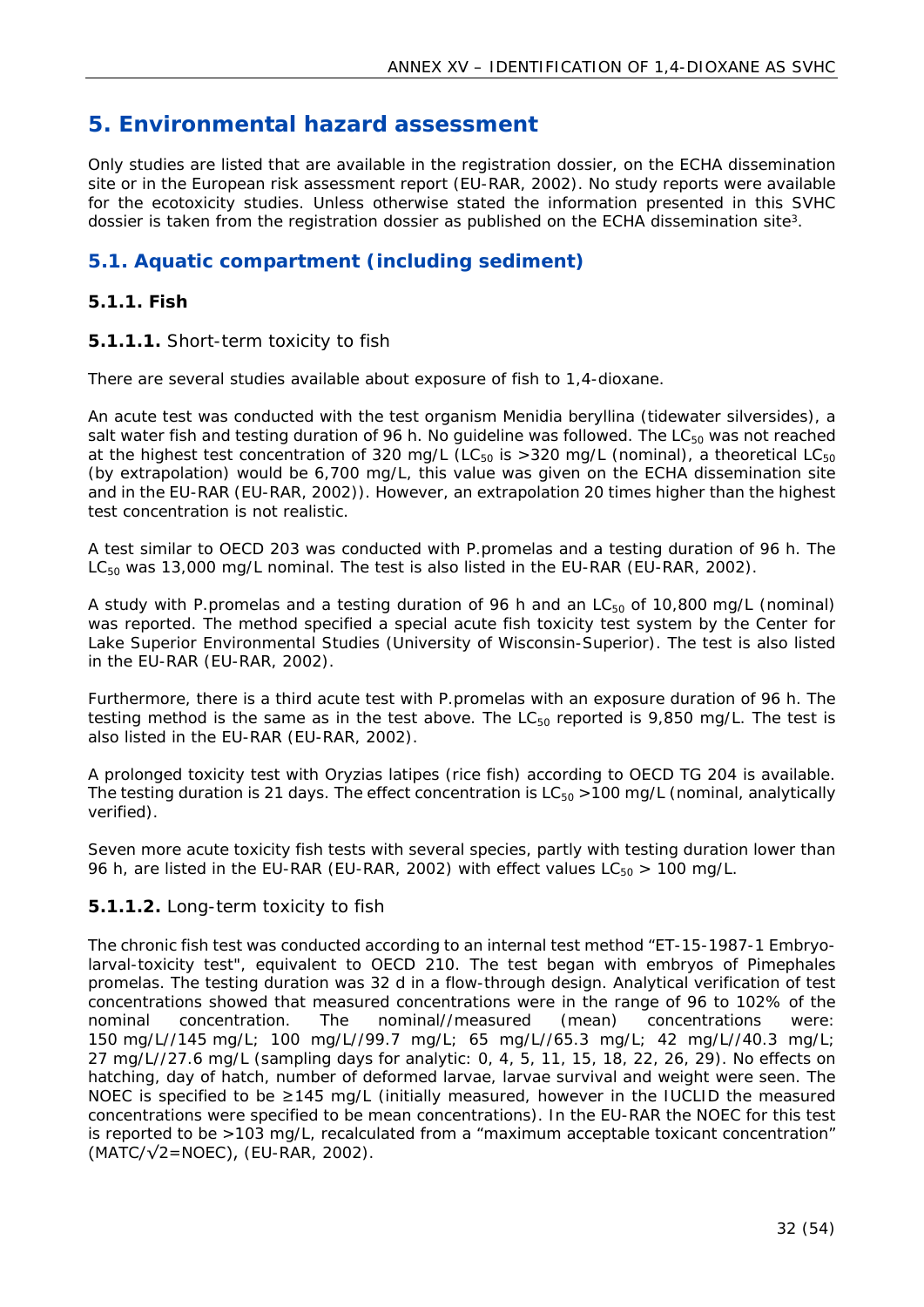# 5. Environmental hazard assessment

Only studies are listed that are available in the registration dossier, on the ECHA dissemination site or in the European risk assessment report (EU-RAR, 2002). No study reports were available for the ecotoxicity studies. Unless otherwise stated the information presented in this SVHC dossier is taken from the registration dossier as published on the ECHA dissemination site[3].

## 5.1. Aquatic compartment (including sediment)

### 5.1.1. Fish

#### **5.1.1.1.** Short-term toxicity to fish

There are several studies available about exposure of fish to 1,4-dioxane.

An acute test was conducted with the test organism Menidia beryllina (tidewater silversides), a salt water fish and testing duration of 96 h. No guideline was followed. The $LC_{50}$ was not reached at the highest test concentration of 320 mg/L ($LC_{50}$ is >320 mg/L (nominal), a theoretical $LC_{50}$ (by extrapolation) would be 6,700 mg/L, this value was given on the ECHA dissemination site and in the EU-RAR (EU-RAR, 2002)). However, an extrapolation 20 times higher than the highest test concentration is not realistic.

A test similar to OECD 203 was conducted with P.promelas and a testing duration of 96 h. The $LC_{50}$ was 13,000 mg/L nominal. The test is also listed in the EU-RAR (EU-RAR, 2002).

A study with P.promelas and a testing duration of 96 h and an $LC_{50}$ of 10,800 mg/L (nominal) was reported. The method specified a special acute fish toxicity test system by the Center for Lake Superior Environmental Studies (University of Wisconsin-Superior). The test is also listed in the EU-RAR (EU-RAR, 2002).

Furthermore, there is a third acute test with P.promelas with an exposure duration of 96 h. The testing method is the same as in the test above. The $LC_{50}$ reported is 9,850 mg/L. The test is also listed in the EU-RAR (EU-RAR, 2002).

A prolonged toxicity test with Oryzias latipes (rice fish) according to OECD TG 204 is available. The testing duration is 21 days. The effect concentration is $LC_{50}$ >100 mg/L (nominal, analytically verified).

Seven more acute toxicity fish tests with several species, partly with testing duration lower than 96 h, are listed in the EU-RAR (EU-RAR, 2002) with effect values $LC_{50}$ > 100 mg/L.

#### **5.1.1.2.** Long-term toxicity to fish

The chronic fish test was conducted according to an internal test method "ET-15-1987-1 Embryo-larval-toxicity test", equivalent to OECD 210. The test began with embryos of Pimephales promelas. The testing duration was 32 d in a flow-through design. Analytical verification of test concentrations showed that measured concentrations were in the range of 96 to 102% of the nominal concentration. The nominal//measured (mean) concentrations were: 150 mg/L//145 mg/L; 100 mg/L//99.7 mg/L; 65 mg/L//65.3 mg/L; 42 mg/L//40.3 mg/L; 27 mg/L//27.6 mg/L (sampling days for analytic: 0, 4, 5, 11, 15, 18, 22, 26, 29). No effects on hatching, day of hatch, number of deformed larvae, larvae survival and weight were seen. The NOEC is specified to be ≥145 mg/L (initially measured, however in the IUCLID the measured concentrations were specified to be mean concentrations). In the EU-RAR the NOEC for this test is reported to be >103 mg/L, recalculated from a "maximum acceptable toxicant concentration" ($MATC/\sqrt{2}$=NOEC), (EU-RAR, 2002).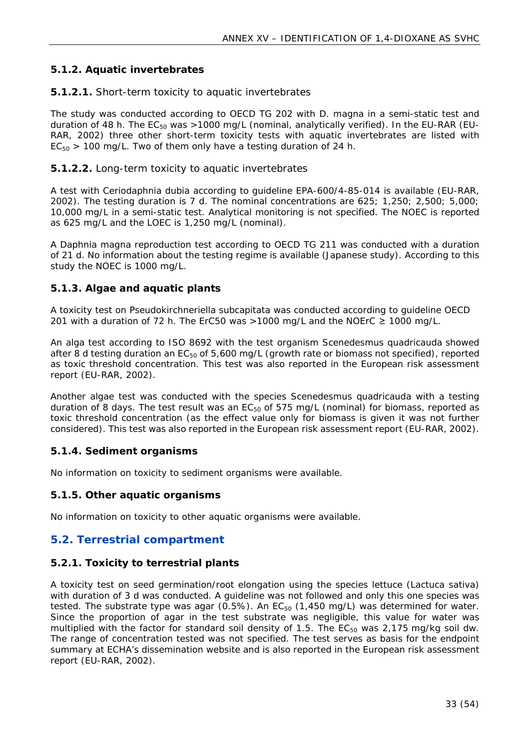### 5.1.2. Aquatic invertebrates

**5.1.2.1.** Short-term toxicity to aquatic invertebrates

The study was conducted according to OECD TG 202 with *D. magna* in a semi-static test and duration of 48 h. The $EC_{50}$ was >1000 mg/L (nominal, analytically verified). In the EU-RAR (EU-RAR, 2002) three other short-term toxicity tests with aquatic invertebrates are listed with $EC_{50}$ > 100 mg/L. Two of them only have a testing duration of 24 h.

**5.1.2.2.** Long-term toxicity to aquatic invertebrates

A test with *Ceriodaphnia dubia* according to guideline EPA-600/4-85-014 is available (EU-RAR, 2002). The testing duration is 7 d. The nominal concentrations are 625; 1,250; 2,500; 5,000; 10,000 mg/L in a semi-static test. Analytical monitoring is not specified. The NOEC is reported as 625 mg/L and the LOEC is 1,250 mg/L (nominal).

A *Daphnia magna* reproduction test according to OECD TG 211 was conducted with a duration of 21 d. No information about the testing regime is available (Japanese study). According to this study the NOEC is 1000 mg/L.

### 5.1.3. Algae and aquatic plants

A toxicity test on *Pseudokirchneriella subcapitata* was conducted according to guideline OECD 201 with a duration of 72 h. The ErC50 was >1000 mg/L and the NOErC ≥ 1000 mg/L.

An alga test according to ISO 8692 with the test organism *Scenedesmus quadricauda* showed after 8 d testing duration an $EC_{50}$ of 5,600 mg/L (growth rate or biomass not specified), reported as toxic threshold concentration. This test was also reported in the European risk assessment report (EU-RAR, 2002).

Another algae test was conducted with the species *Scenedesmus quadricauda* with a testing duration of 8 days. The test result was an $EC_{50}$ of 575 mg/L (nominal) for biomass, reported as toxic threshold concentration (as the effect value only for biomass is given it was not further considered). This test was also reported in the European risk assessment report (EU-RAR, 2002).

### 5.1.4. Sediment organisms

No information on toxicity to sediment organisms were available.

### 5.1.5. Other aquatic organisms

No information on toxicity to other aquatic organisms were available.

## 5.2. Terrestrial compartment

### 5.2.1. Toxicity to terrestrial plants

A toxicity test on seed germination/root elongation using the species lettuce (*Lactuca sativa*) with duration of 3 d was conducted. A guideline was not followed and only this one species was tested. The substrate type was agar (0.5%). An $EC_{50}$ (1,450 mg/L) was determined for water. Since the proportion of agar in the test substrate was negligible, this value for water was multiplied with the factor for standard soil density of 1.5. The $EC_{50}$ was 2,175 mg/kg soil dw. The range of concentration tested was not specified. The test serves as basis for the endpoint summary at ECHA's dissemination website and is also reported in the European risk assessment report (EU-RAR, 2002).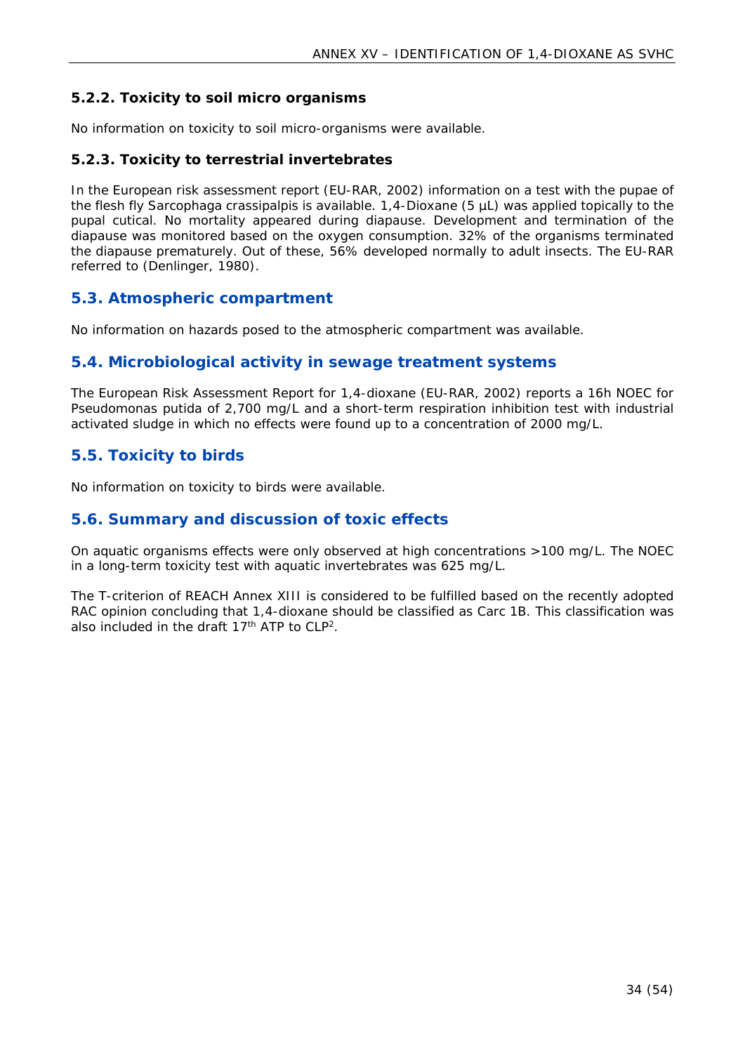### 5.2.2. Toxicity to soil micro organisms

No information on toxicity to soil micro-organisms were available.

### 5.2.3. Toxicity to terrestrial invertebrates

In the European risk assessment report (EU-RAR, 2002) information on a test with the pupae of the flesh fly *Sarcophaga crassipalpis* is available. 1,4-Dioxane (5 µL) was applied topically to the pupal cutical. No mortality appeared during diapause. Development and termination of the diapause was monitored based on the oxygen consumption. 32% of the organisms terminated the diapause prematurely. Out of these, 56% developed normally to adult insects. The EU-RAR referred to (Denlinger, 1980).

## 5.3. Atmospheric compartment

No information on hazards posed to the atmospheric compartment was available.

## 5.4. Microbiological activity in sewage treatment systems

The European Risk Assessment Report for 1,4-dioxane (EU-RAR, 2002) reports a 16h NOEC for *Pseudomonas putida* of 2,700 mg/L and a short-term respiration inhibition test with industrial activated sludge in which no effects were found up to a concentration of 2000 mg/L.

## 5.5. Toxicity to birds

No information on toxicity to birds were available.

## 5.6. Summary and discussion of toxic effects

On aquatic organisms effects were only observed at high concentrations >100 mg/L. The NOEC in a long-term toxicity test with aquatic invertebrates was 625 mg/L.

The T-criterion of REACH Annex XIII is considered to be fulfilled based on the recently adopted RAC opinion concluding that 1,4-dioxane should be classified as Carc 1B. This classification was also included in the draft 17th ATP to CLP[2].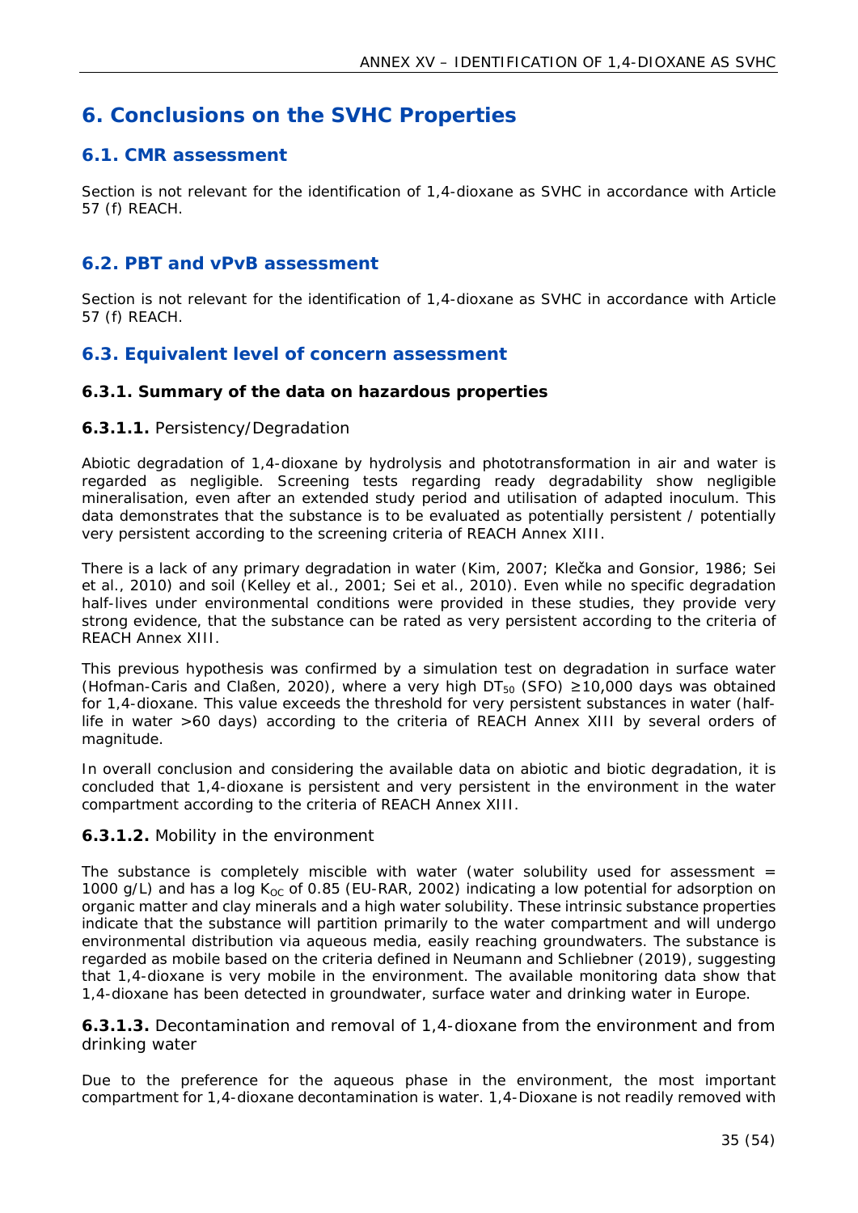# 6. Conclusions on the SVHC Properties

## 6.1. CMR assessment

Section is not relevant for the identification of 1,4-dioxane as SVHC in accordance with Article 57 (f) REACH.

## 6.2. PBT and vPvB assessment

Section is not relevant for the identification of 1,4-dioxane as SVHC in accordance with Article 57 (f) REACH.

## 6.3. Equivalent level of concern assessment

### 6.3.1. Summary of the data on hazardous properties

#### **6.3.1.1.** Persistency/Degradation

Abiotic degradation of 1,4-dioxane by hydrolysis and phototransformation in air and water is regarded as negligible. Screening tests regarding ready degradability show negligible mineralisation, even after an extended study period and utilisation of adapted inoculum. This data demonstrates that the substance is to be evaluated as potentially persistent / potentially very persistent according to the screening criteria of REACH Annex XIII.

There is a lack of any primary degradation in water (Kim, 2007; Klečka and Gonsior, 1986; Sei et al., 2010) and soil (Kelley et al., 2001; Sei et al., 2010). Even while no specific degradation half-lives under environmental conditions were provided in these studies, they provide very strong evidence, that the substance can be rated as very persistent according to the criteria of REACH Annex XIII.

This previous hypothesis was confirmed by a simulation test on degradation in surface water (Hofman-Caris and Claßen, 2020), where a very high $DT_{50}$ (SFO) ≥10,000 days was obtained for 1,4-dioxane. This value exceeds the threshold for very persistent substances in water (half-life in water >60 days) according to the criteria of REACH Annex XIII by several orders of magnitude.

In overall conclusion and considering the available data on abiotic and biotic degradation, it is concluded that 1,4-dioxane is persistent and very persistent in the environment in the water compartment according to the criteria of REACH Annex XIII.

#### **6.3.1.2.** Mobility in the environment

The substance is completely miscible with water (water solubility used for assessment = 1000 g/L) and has a log $K_{OC}$ of 0.85 (EU-RAR, 2002) indicating a low potential for adsorption on organic matter and clay minerals and a high water solubility. These intrinsic substance properties indicate that the substance will partition primarily to the water compartment and will undergo environmental distribution via aqueous media, easily reaching groundwaters. The substance is regarded as mobile based on the criteria defined in Neumann and Schliebner (2019), suggesting that 1,4-dioxane is very mobile in the environment. The available monitoring data show that 1,4-dioxane has been detected in groundwater, surface water and drinking water in Europe.

#### **6.3.1.3.** Decontamination and removal of 1,4-dioxane from the environment and from drinking water

Due to the preference for the aqueous phase in the environment, the most important compartment for 1,4-dioxane decontamination is water. 1,4-Dioxane is not readily removed with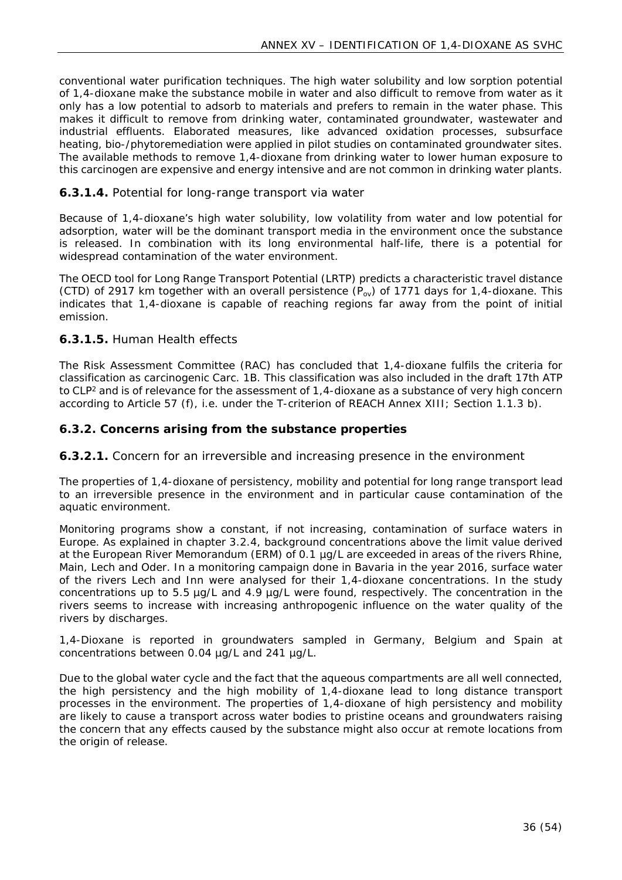conventional water purification techniques. The high water solubility and low sorption potential of 1,4-dioxane make the substance mobile in water and also difficult to remove from water as it only has a low potential to adsorb to materials and prefers to remain in the water phase. This makes it difficult to remove from drinking water, contaminated groundwater, wastewater and industrial effluents. Elaborated measures, like advanced oxidation processes, subsurface heating, bio-/phytoremediation were applied in pilot studies on contaminated groundwater sites. The available methods to remove 1,4-dioxane from drinking water to lower human exposure to this carcinogen are expensive and energy intensive and are not common in drinking water plants.

#### **6.3.1.4.** Potential for long-range transport via water

Because of 1,4-dioxane's high water solubility, low volatility from water and low potential for adsorption, water will be the dominant transport media in the environment once the substance is released. In combination with its long environmental half-life, there is a potential for widespread contamination of the water environment.

The OECD tool for Long Range Transport Potential (LRTP) predicts a characteristic travel distance (CTD) of 2917 km together with an overall persistence ($P_{ov}$) of 1771 days for 1,4-dioxane. This indicates that 1,4-dioxane is capable of reaching regions far away from the point of initial emission.

#### **6.3.1.5.** Human Health effects

The Risk Assessment Committee (RAC) has concluded that 1,4-dioxane fulfils the criteria for classification as carcinogenic Carc. 1B. This classification was also included in the draft 17th ATP to CLP[2] and is of relevance for the assessment of 1,4-dioxane as a substance of very high concern according to Article 57 (f), i.e. under the T-criterion of REACH Annex XIII; Section 1.1.3 b).

### **6.3.2. Concerns arising from the substance properties**

#### **6.3.2.1.** Concern for an irreversible and increasing presence in the environment

The properties of 1,4-dioxane of persistency, mobility and potential for long range transport lead to an irreversible presence in the environment and in particular cause contamination of the aquatic environment.

Monitoring programs show a constant, if not increasing, contamination of surface waters in Europe. As explained in chapter 3.2.4, background concentrations above the limit value derived at the European River Memorandum (ERM) of 0.1 µg/L are exceeded in areas of the rivers Rhine, Main, Lech and Oder. In a monitoring campaign done in Bavaria in the year 2016, surface water of the rivers Lech and Inn were analysed for their 1,4-dioxane concentrations. In the study concentrations up to 5.5 µg/L and 4.9 µg/L were found, respectively. The concentration in the rivers seems to increase with increasing anthropogenic influence on the water quality of the rivers by discharges.

1,4-Dioxane is reported in groundwaters sampled in Germany, Belgium and Spain at concentrations between 0.04 µg/L and 241 µg/L.

Due to the global water cycle and the fact that the aqueous compartments are all well connected, the high persistency and the high mobility of 1,4-dioxane lead to long distance transport processes in the environment. The properties of 1,4-dioxane of high persistency and mobility are likely to cause a transport across water bodies to pristine oceans and groundwaters raising the concern that any effects caused by the substance might also occur at remote locations from the origin of release.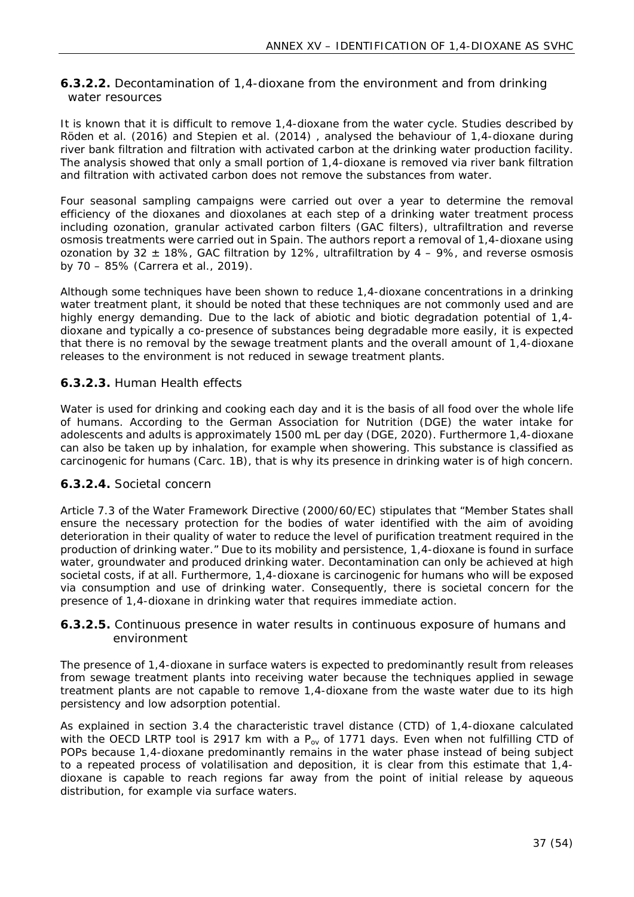#### **6.3.2.2.** Decontamination of 1,4-dioxane from the environment and from drinking water resources

It is known that it is difficult to remove 1,4-dioxane from the water cycle. Studies described by Röden et al. (2016) and Stepien et al. (2014) , analysed the behaviour of 1,4-dioxane during river bank filtration and filtration with activated carbon at the drinking water production facility. The analysis showed that only a small portion of 1,4-dioxane is removed via river bank filtration and filtration with activated carbon does not remove the substances from water.

Four seasonal sampling campaigns were carried out over a year to determine the removal efficiency of the dioxanes and dioxolanes at each step of a drinking water treatment process including ozonation, granular activated carbon filters (GAC filters), ultrafiltration and reverse osmosis treatments were carried out in Spain. The authors report a removal of 1,4-dioxane using ozonation by 32 ± 18%, GAC filtration by 12%, ultrafiltration by 4 – 9%, and reverse osmosis by 70 – 85% (Carrera et al., 2019).

Although some techniques have been shown to reduce 1,4-dioxane concentrations in a drinking water treatment plant, it should be noted that these techniques are not commonly used and are highly energy demanding. Due to the lack of abiotic and biotic degradation potential of 1,4-dioxane and typically a co-presence of substances being degradable more easily, it is expected that there is no removal by the sewage treatment plants and the overall amount of 1,4-dioxane releases to the environment is not reduced in sewage treatment plants.

#### **6.3.2.3.** Human Health effects

Water is used for drinking and cooking each day and it is the basis of all food over the whole life of humans. According to the German Association for Nutrition (DGE) the water intake for adolescents and adults is approximately 1500 mL per day (DGE, 2020). Furthermore 1,4-dioxane can also be taken up by inhalation, for example when showering. This substance is classified as carcinogenic for humans (Carc. 1B), that is why its presence in drinking water is of high concern.

#### **6.3.2.4.** Societal concern

Article 7.3 of the Water Framework Directive (2000/60/EC) stipulates that "Member States shall ensure the necessary protection for the bodies of water identified with the aim of avoiding deterioration in their quality of water to reduce the level of purification treatment required in the production of drinking water." Due to its mobility and persistence, 1,4-dioxane is found in surface water, groundwater and produced drinking water. Decontamination can only be achieved at high societal costs, if at all. Furthermore, 1,4-dioxane is carcinogenic for humans who will be exposed via consumption and use of drinking water. Consequently, there is societal concern for the presence of 1,4-dioxane in drinking water that requires immediate action.

#### **6.3.2.5.** Continuous presence in water results in continuous exposure of humans and environment

The presence of 1,4-dioxane in surface waters is expected to predominantly result from releases from sewage treatment plants into receiving water because the techniques applied in sewage treatment plants are not capable to remove 1,4-dioxane from the waste water due to its high persistency and low adsorption potential.

As explained in section 3.4 the characteristic travel distance (CTD) of 1,4-dioxane calculated with the OECD LRTP tool is 2917 km with a $P_{ov}$ of 1771 days. Even when not fulfilling CTD of POPs because 1,4-dioxane predominantly remains in the water phase instead of being subject to a repeated process of volatilisation and deposition, it is clear from this estimate that 1,4-dioxane is capable to reach regions far away from the point of initial release by aqueous distribution, for example via surface waters.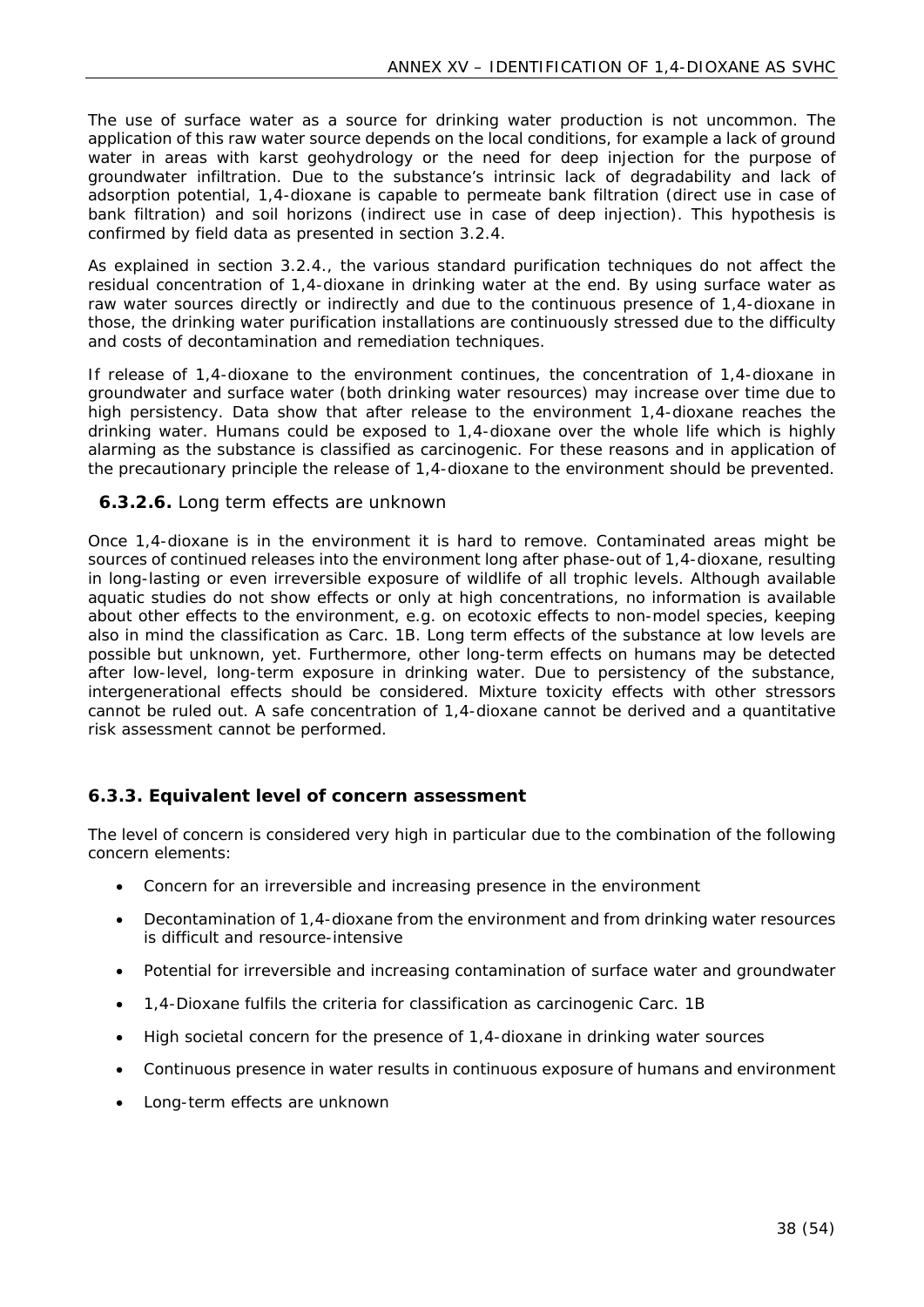The use of surface water as a source for drinking water production is not uncommon. The application of this raw water source depends on the local conditions, for example a lack of ground water in areas with karst geohydrology or the need for deep injection for the purpose of groundwater infiltration. Due to the substance's intrinsic lack of degradability and lack of adsorption potential, 1,4-dioxane is capable to permeate bank filtration (direct use in case of bank filtration) and soil horizons (indirect use in case of deep injection). This hypothesis is confirmed by field data as presented in section 3.2.4.

As explained in section 3.2.4., the various standard purification techniques do not affect the residual concentration of 1,4-dioxane in drinking water at the end. By using surface water as raw water sources directly or indirectly and due to the continuous presence of 1,4-dioxane in those, the drinking water purification installations are continuously stressed due to the difficulty and costs of decontamination and remediation techniques.

If release of 1,4-dioxane to the environment continues, the concentration of 1,4-dioxane in groundwater and surface water (both drinking water resources) may increase over time due to high persistency. Data show that after release to the environment 1,4-dioxane reaches the drinking water. Humans could be exposed to 1,4-dioxane over the whole life which is highly alarming as the substance is classified as carcinogenic. For these reasons and in application of the precautionary principle the release of 1,4-dioxane to the environment should be prevented.

#### **6.3.2.6.** Long term effects are unknown

Once 1,4-dioxane is in the environment it is hard to remove. Contaminated areas might be sources of continued releases into the environment long after phase-out of 1,4-dioxane, resulting in long-lasting or even irreversible exposure of wildlife of all trophic levels. Although available aquatic studies do not show effects or only at high concentrations, no information is available about other effects to the environment, e.g. on ecotoxic effects to non-model species, keeping also in mind the classification as Carc. 1B. Long term effects of the substance at low levels are possible but unknown, yet. Furthermore, other long-term effects on humans may be detected after low-level, long-term exposure in drinking water. Due to persistency of the substance, intergenerational effects should be considered. Mixture toxicity effects with other stressors cannot be ruled out. A safe concentration of 1,4-dioxane cannot be derived and a quantitative risk assessment cannot be performed.

### **6.3.3. Equivalent level of concern assessment**

The level of concern is considered very high in particular due to the combination of the following concern elements:

- Concern for an irreversible and increasing presence in the environment
- Decontamination of 1,4-dioxane from the environment and from drinking water resources is difficult and resource-intensive
- Potential for irreversible and increasing contamination of surface water and groundwater
- 1,4-Dioxane fulfils the criteria for classification as carcinogenic Carc. 1B
- High societal concern for the presence of 1,4-dioxane in drinking water sources
- Continuous presence in water results in continuous exposure of humans and environment
- Long-term effects are unknown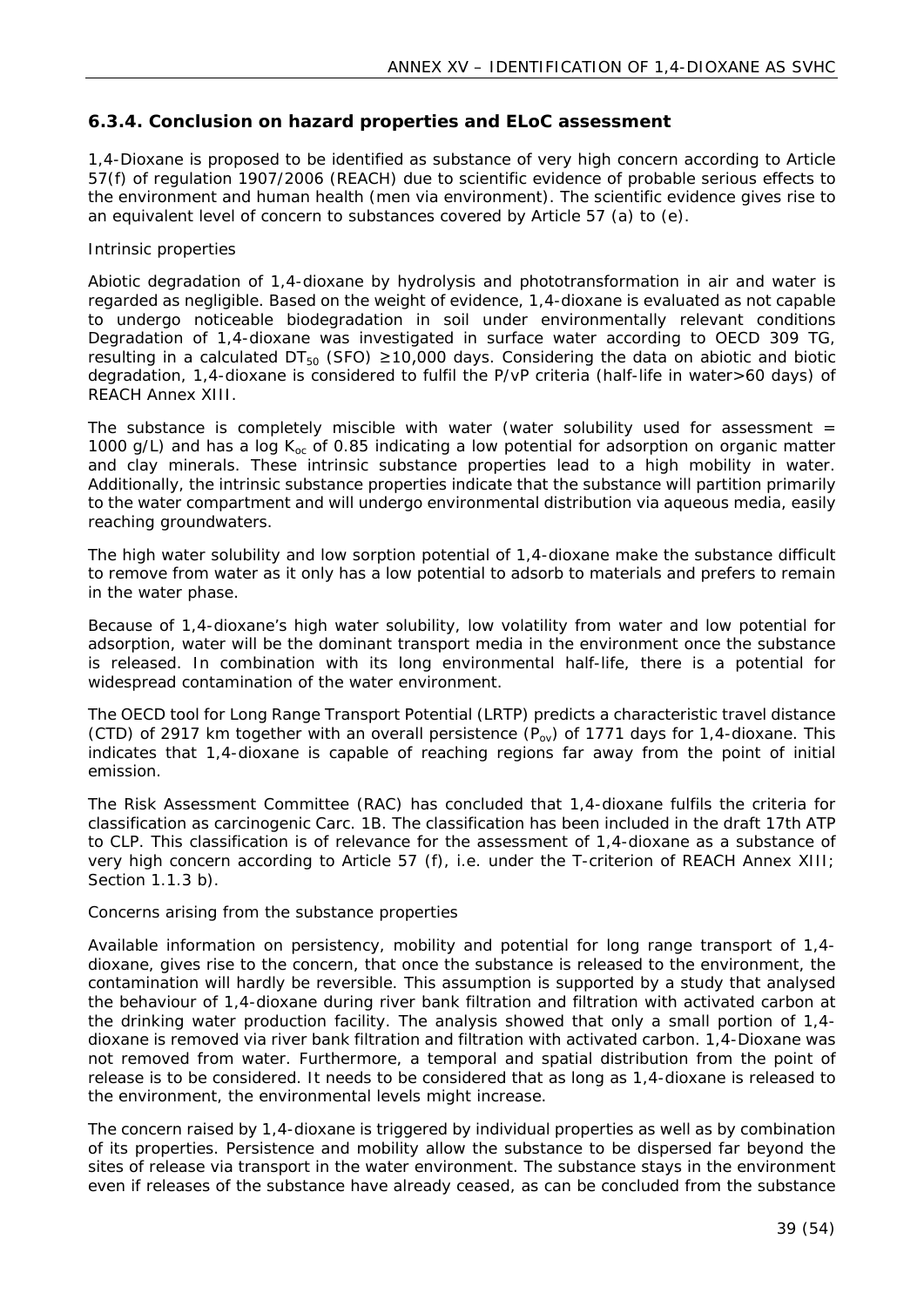### 6.3.4. Conclusion on hazard properties and ELoC assessment

1,4-Dioxane is proposed to be identified as substance of very high concern according to Article 57(f) of regulation 1907/2006 (REACH) due to scientific evidence of probable serious effects to the environment and human health (men via environment). The scientific evidence gives rise to an equivalent level of concern to substances covered by Article 57 (a) to (e).

Intrinsic properties

Abiotic degradation of 1,4-dioxane by hydrolysis and phototransformation in air and water is regarded as negligible. Based on the weight of evidence, 1,4-dioxane is evaluated as not capable to undergo noticeable biodegradation in soil under environmentally relevant conditions Degradation of 1,4-dioxane was investigated in surface water according to OECD 309 TG, resulting in a calculated $DT_{50}$ (SFO) ≥10,000 days. Considering the data on abiotic and biotic degradation, 1,4-dioxane is considered to fulfil the P/vP criteria (half-life in water>60 days) of REACH Annex XIII.

The substance is completely miscible with water (water solubility used for assessment = 1000 g/L) and has a log $K_{oc}$ of 0.85 indicating a low potential for adsorption on organic matter and clay minerals. These intrinsic substance properties lead to a high mobility in water. Additionally, the intrinsic substance properties indicate that the substance will partition primarily to the water compartment and will undergo environmental distribution via aqueous media, easily reaching groundwaters.

The high water solubility and low sorption potential of 1,4-dioxane make the substance difficult to remove from water as it only has a low potential to adsorb to materials and prefers to remain in the water phase.

Because of 1,4-dioxane's high water solubility, low volatility from water and low potential for adsorption, water will be the dominant transport media in the environment once the substance is released. In combination with its long environmental half-life, there is a potential for widespread contamination of the water environment.

The OECD tool for Long Range Transport Potential (LRTP) predicts a characteristic travel distance (CTD) of 2917 km together with an overall persistence ($P_{ov}$) of 1771 days for 1,4-dioxane. This indicates that 1,4-dioxane is capable of reaching regions far away from the point of initial emission.

The Risk Assessment Committee (RAC) has concluded that 1,4-dioxane fulfils the criteria for classification as carcinogenic Carc. 1B. The classification has been included in the draft 17th ATP to CLP. This classification is of relevance for the assessment of 1,4-dioxane as a substance of very high concern according to Article 57 (f), i.e. under the T-criterion of REACH Annex XIII; Section 1.1.3 b).

Concerns arising from the substance properties

Available information on persistency, mobility and potential for long range transport of 1,4-dioxane, gives rise to the concern, that once the substance is released to the environment, the contamination will hardly be reversible. This assumption is supported by a study that analysed the behaviour of 1,4-dioxane during river bank filtration and filtration with activated carbon at the drinking water production facility. The analysis showed that only a small portion of 1,4-dioxane is removed via river bank filtration and filtration with activated carbon. 1,4-Dioxane was not removed from water. Furthermore, a temporal and spatial distribution from the point of release is to be considered. It needs to be considered that as long as 1,4-dioxane is released to the environment, the environmental levels might increase.

The concern raised by 1,4-dioxane is triggered by individual properties as well as by combination of its properties. Persistence and mobility allow the substance to be dispersed far beyond the sites of release via transport in the water environment. The substance stays in the environment even if releases of the substance have already ceased, as can be concluded from the substance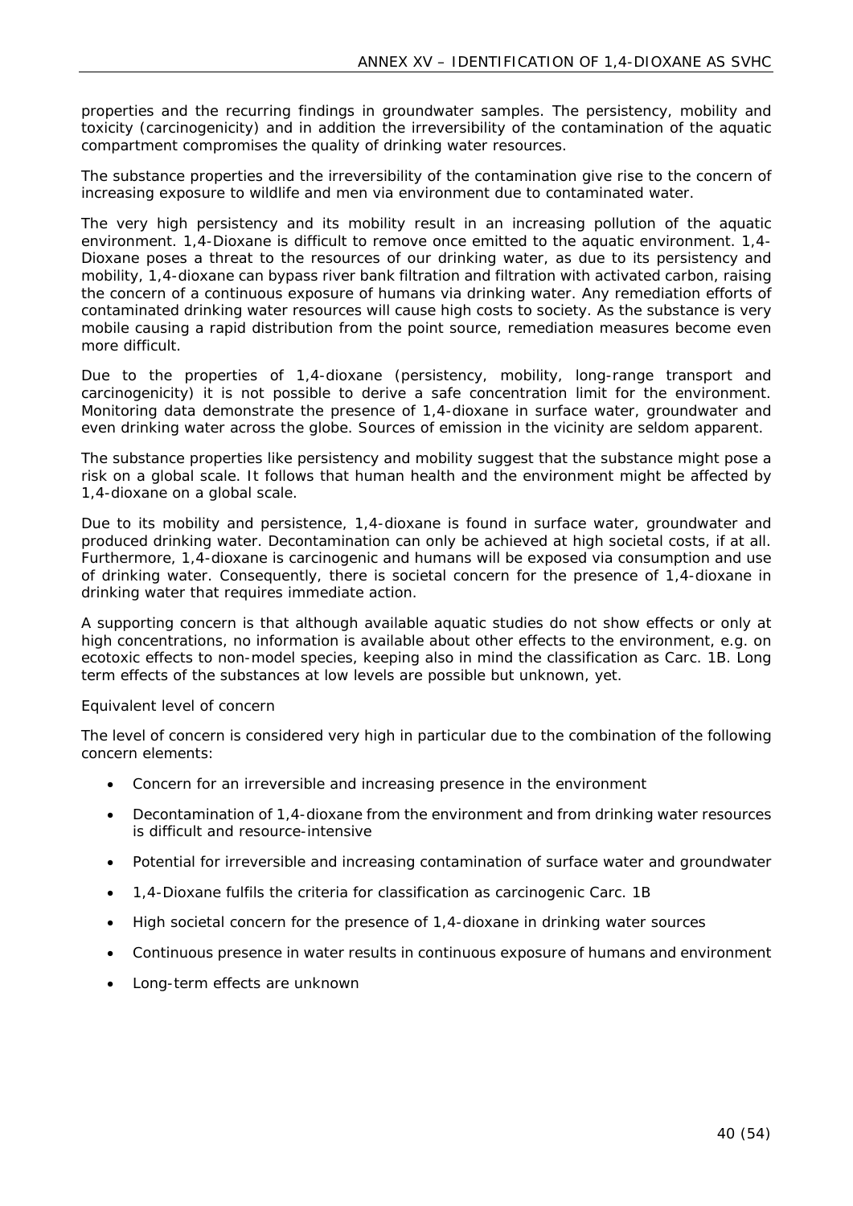properties and the recurring findings in groundwater samples. The persistency, mobility and toxicity (carcinogenicity) and in addition the irreversibility of the contamination of the aquatic compartment compromises the quality of drinking water resources.

The substance properties and the irreversibility of the contamination give rise to the concern of increasing exposure to wildlife and men via environment due to contaminated water.

The very high persistency and its mobility result in an increasing pollution of the aquatic environment. 1,4-Dioxane is difficult to remove once emitted to the aquatic environment. 1,4-Dioxane poses a threat to the resources of our drinking water, as due to its persistency and mobility, 1,4-dioxane can bypass river bank filtration and filtration with activated carbon, raising the concern of a continuous exposure of humans via drinking water. Any remediation efforts of contaminated drinking water resources will cause high costs to society. As the substance is very mobile causing a rapid distribution from the point source, remediation measures become even more difficult.

Due to the properties of 1,4-dioxane (persistency, mobility, long-range transport and carcinogenicity) it is not possible to derive a safe concentration limit for the environment. Monitoring data demonstrate the presence of 1,4-dioxane in surface water, groundwater and even drinking water across the globe. Sources of emission in the vicinity are seldom apparent.

The substance properties like persistency and mobility suggest that the substance might pose a risk on a global scale. It follows that human health and the environment might be affected by 1,4-dioxane on a global scale.

Due to its mobility and persistence, 1,4-dioxane is found in surface water, groundwater and produced drinking water. Decontamination can only be achieved at high societal costs, if at all. Furthermore, 1,4-dioxane is carcinogenic and humans will be exposed via consumption and use of drinking water. Consequently, there is societal concern for the presence of 1,4-dioxane in drinking water that requires immediate action.

A supporting concern is that although available aquatic studies do not show effects or only at high concentrations, no information is available about other effects to the environment, e.g. on ecotoxic effects to non-model species, keeping also in mind the classification as Carc. 1B. Long term effects of the substances at low levels are possible but unknown, yet.

Equivalent level of concern

The level of concern is considered very high in particular due to the combination of the following concern elements:

- Concern for an irreversible and increasing presence in the environment
- Decontamination of 1,4-dioxane from the environment and from drinking water resources is difficult and resource-intensive
- Potential for irreversible and increasing contamination of surface water and groundwater
- 1,4-Dioxane fulfils the criteria for classification as carcinogenic Carc. 1B
- High societal concern for the presence of 1,4-dioxane in drinking water sources
- Continuous presence in water results in continuous exposure of humans and environment
- Long-term effects are unknown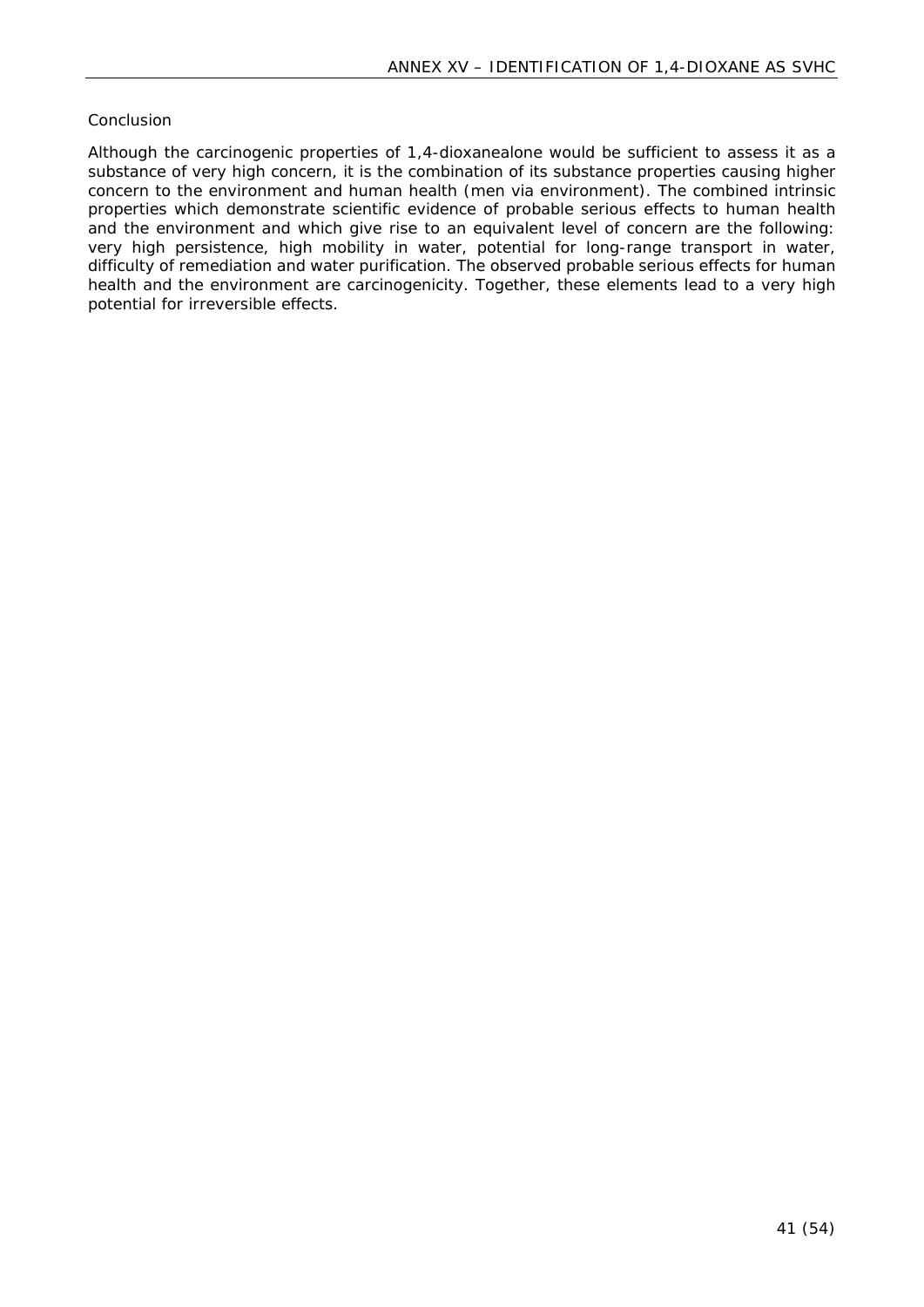Conclusion

Although the carcinogenic properties of 1,4-dioxanealone would be sufficient to assess it as a substance of very high concern, it is the combination of its substance properties causing higher concern to the environment and human health (men via environment). The combined intrinsic properties which demonstrate scientific evidence of probable serious effects to human health and the environment and which give rise to an equivalent level of concern are the following: very high persistence, high mobility in water, potential for long-range transport in water, difficulty of remediation and water purification. The observed probable serious effects for human health and the environment are carcinogenicity. Together, these elements lead to a very high potential for irreversible effects.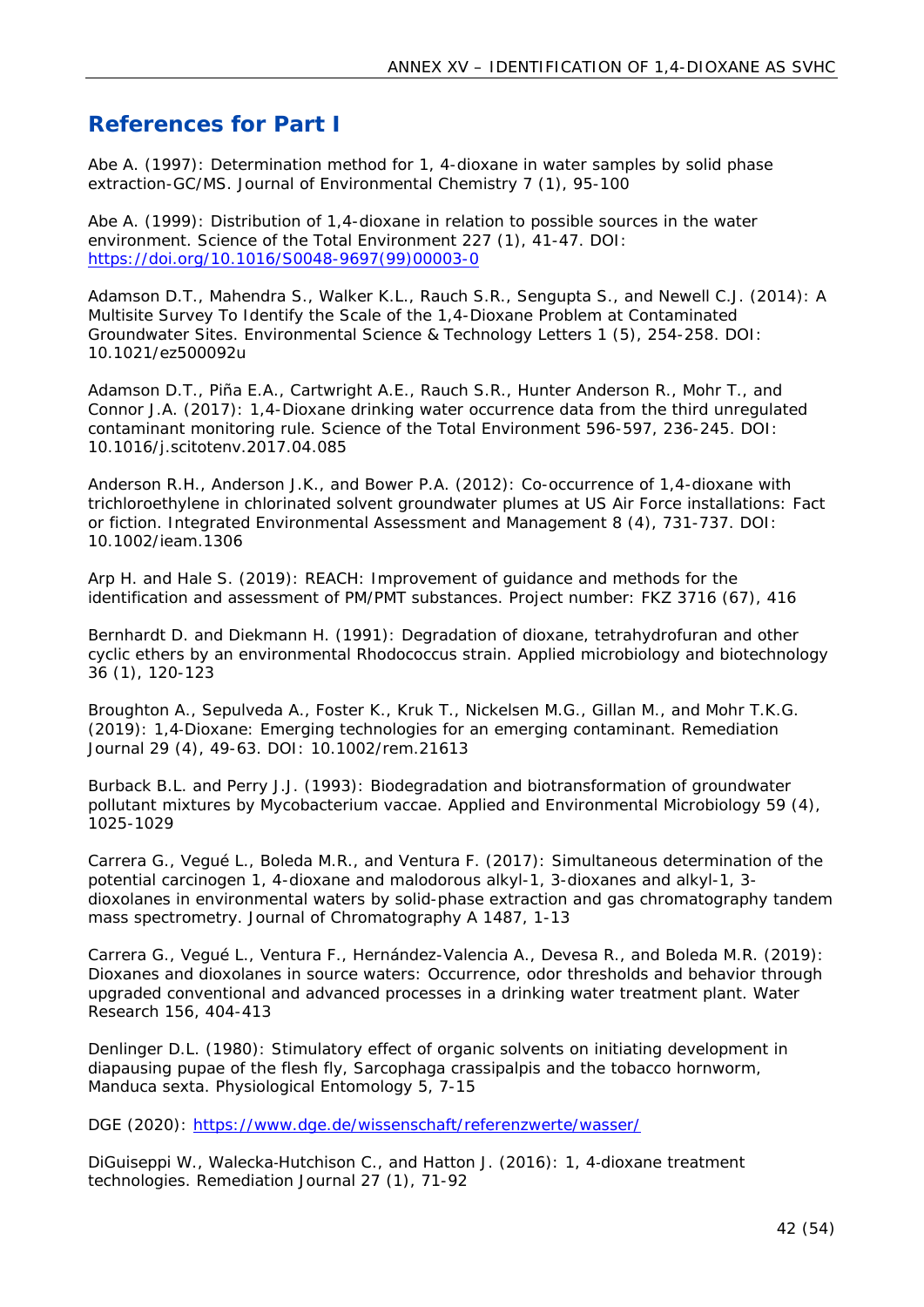## References for Part I

Abe A. (1997): Determination method for 1, 4-dioxane in water samples by solid phase extraction-GC/MS. Journal of Environmental Chemistry 7 (1), 95-100

Abe A. (1999): Distribution of 1,4-dioxane in relation to possible sources in the water environment. Science of the Total Environment 227 (1), 41-47. DOI: https://doi.org/10.1016/S0048-9697(99)00003-0

Adamson D.T., Mahendra S., Walker K.L., Rauch S.R., Sengupta S., and Newell C.J. (2014): A Multisite Survey To Identify the Scale of the 1,4-Dioxane Problem at Contaminated Groundwater Sites. Environmental Science & Technology Letters 1 (5), 254-258. DOI: 10.1021/ez500092u

Adamson D.T., Piña E.A., Cartwright A.E., Rauch S.R., Hunter Anderson R., Mohr T., and Connor J.A. (2017): 1,4-Dioxane drinking water occurrence data from the third unregulated contaminant monitoring rule. Science of the Total Environment 596-597, 236-245. DOI: 10.1016/j.scitotenv.2017.04.085

Anderson R.H., Anderson J.K., and Bower P.A. (2012): Co-occurrence of 1,4-dioxane with trichloroethylene in chlorinated solvent groundwater plumes at US Air Force installations: Fact or fiction. Integrated Environmental Assessment and Management 8 (4), 731-737. DOI: 10.1002/ieam.1306

Arp H. and Hale S. (2019): REACH: Improvement of guidance and methods for the identification and assessment of PM/PMT substances. Project number: FKZ 3716 (67), 416

Bernhardt D. and Diekmann H. (1991): Degradation of dioxane, tetrahydrofuran and other cyclic ethers by an environmental Rhodococcus strain. Applied microbiology and biotechnology 36 (1), 120-123

Broughton A., Sepulveda A., Foster K., Kruk T., Nickelsen M.G., Gillan M., and Mohr T.K.G. (2019): 1,4-Dioxane: Emerging technologies for an emerging contaminant. Remediation Journal 29 (4), 49-63. DOI: 10.1002/rem.21613

Burback B.L. and Perry J.J. (1993): Biodegradation and biotransformation of groundwater pollutant mixtures by Mycobacterium vaccae. Applied and Environmental Microbiology 59 (4), 1025-1029

Carrera G., Vegué L., Boleda M.R., and Ventura F. (2017): Simultaneous determination of the potential carcinogen 1, 4-dioxane and malodorous alkyl-1, 3-dioxanes and alkyl-1, 3-dioxolanes in environmental waters by solid-phase extraction and gas chromatography tandem mass spectrometry. Journal of Chromatography A 1487, 1-13

Carrera G., Vegué L., Ventura F., Hernández-Valencia A., Devesa R., and Boleda M.R. (2019): Dioxanes and dioxolanes in source waters: Occurrence, odor thresholds and behavior through upgraded conventional and advanced processes in a drinking water treatment plant. Water Research 156, 404-413

Denlinger D.L. (1980): Stimulatory effect of organic solvents on initiating development in diapausing pupae of the flesh fly, Sarcophaga crassipalpis and the tobacco hornworm, Manduca sexta. Physiological Entomology 5, 7-15

DGE (2020): https://www.dge.de/wissenschaft/referenzwerte/wasser/

DiGuiseppi W., Walecka-Hutchison C., and Hatton J. (2016): 1, 4-dioxane treatment technologies. Remediation Journal 27 (1), 71-92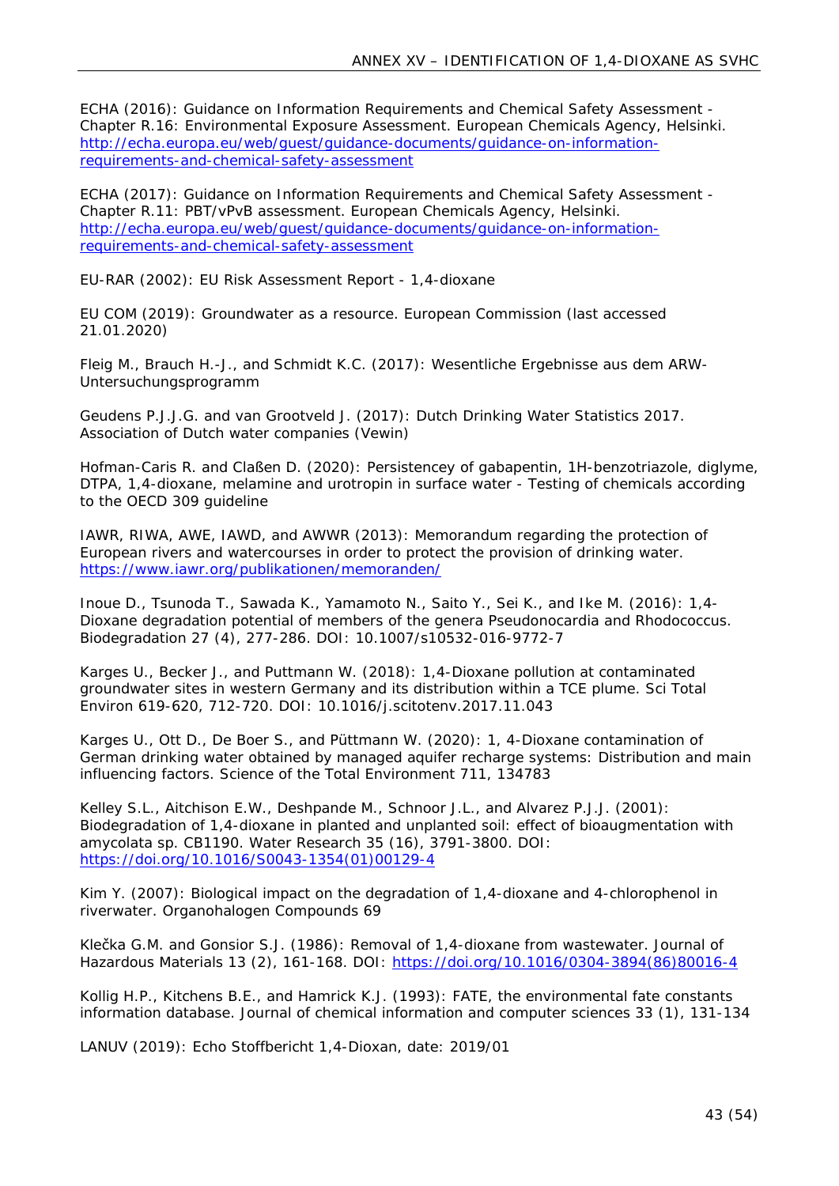ECHA (2016): Guidance on Information Requirements and Chemical Safety Assessment - Chapter R.16: Environmental Exposure Assessment. European Chemicals Agency, Helsinki. http://echa.europa.eu/web/guest/guidance-documents/guidance-on-information-requirements-and-chemical-safety-assessment

ECHA (2017): Guidance on Information Requirements and Chemical Safety Assessment - Chapter R.11: PBT/vPvB assessment. European Chemicals Agency, Helsinki. http://echa.europa.eu/web/guest/guidance-documents/guidance-on-information-requirements-and-chemical-safety-assessment

EU-RAR (2002): EU Risk Assessment Report - 1,4-dioxane

EU COM (2019): Groundwater as a resource. European Commission (last accessed 21.01.2020)

Fleig M., Brauch H.-J., and Schmidt K.C. (2017): Wesentliche Ergebnisse aus dem ARW-Untersuchungsprogramm

Geudens P.J.J.G. and van Grootveld J. (2017): Dutch Drinking Water Statistics 2017. Association of Dutch water companies (Vewin)

Hofman-Caris R. and Claßen D. (2020): Persistencey of gabapentin, 1H-benzotriazole, diglyme, DTPA, 1,4-dioxane, melamine and urotropin in surface water - Testing of chemicals according to the OECD 309 guideline

IAWR, RIWA, AWE, IAWD, and AWWR (2013): Memorandum regarding the protection of European rivers and watercourses in order to protect the provision of drinking water. https://www.iawr.org/publikationen/memoranden/

Inoue D., Tsunoda T., Sawada K., Yamamoto N., Saito Y., Sei K., and Ike M. (2016): 1,4-Dioxane degradation potential of members of the genera Pseudonocardia and Rhodococcus. Biodegradation 27 (4), 277-286. DOI: 10.1007/s10532-016-9772-7

Karges U., Becker J., and Puttmann W. (2018): 1,4-Dioxane pollution at contaminated groundwater sites in western Germany and its distribution within a TCE plume. Sci Total Environ 619-620, 712-720. DOI: 10.1016/j.scitotenv.2017.11.043

Karges U., Ott D., De Boer S., and Püttmann W. (2020): 1, 4-Dioxane contamination of German drinking water obtained by managed aquifer recharge systems: Distribution and main influencing factors. Science of the Total Environment 711, 134783

Kelley S.L., Aitchison E.W., Deshpande M., Schnoor J.L., and Alvarez P.J.J. (2001): Biodegradation of 1,4-dioxane in planted and unplanted soil: effect of bioaugmentation with amycolata sp. CB1190. Water Research 35 (16), 3791-3800. DOI: https://doi.org/10.1016/S0043-1354(01)00129-4

Kim Y. (2007): Biological impact on the degradation of 1,4-dioxane and 4-chlorophenol in riverwater. Organohalogen Compounds 69

Klečka G.M. and Gonsior S.J. (1986): Removal of 1,4-dioxane from wastewater. Journal of Hazardous Materials 13 (2), 161-168. DOI: https://doi.org/10.1016/0304-3894(86)80016-4

Kollig H.P., Kitchens B.E., and Hamrick K.J. (1993): FATE, the environmental fate constants information database. Journal of chemical information and computer sciences 33 (1), 131-134

LANUV (2019): Echo Stoffbericht 1,4-Dioxan, date: 2019/01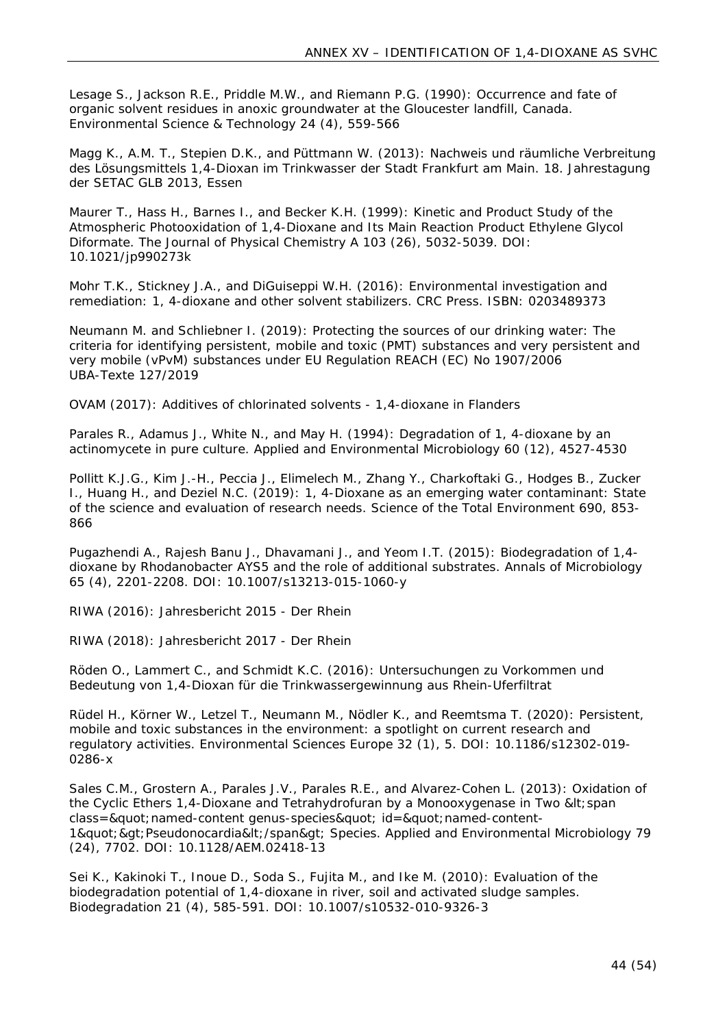Lesage S., Jackson R.E., Priddle M.W., and Riemann P.G. (1990): Occurrence and fate of organic solvent residues in anoxic groundwater at the Gloucester landfill, Canada. Environmental Science & Technology 24 (4), 559-566

Magg K., A.M. T., Stepien D.K., and Püttmann W. (2013): Nachweis und räumliche Verbreitung des Lösungsmittels 1,4-Dioxan im Trinkwasser der Stadt Frankfurt am Main. 18. Jahrestagung der SETAC GLB 2013, Essen

Maurer T., Hass H., Barnes I., and Becker K.H. (1999): Kinetic and Product Study of the Atmospheric Photooxidation of 1,4-Dioxane and Its Main Reaction Product Ethylene Glycol Diformate. The Journal of Physical Chemistry A 103 (26), 5032-5039. DOI: 10.1021/jp990273k

Mohr T.K., Stickney J.A., and DiGuiseppi W.H. (2016): Environmental investigation and remediation: 1, 4-dioxane and other solvent stabilizers. CRC Press. ISBN: 0203489373

Neumann M. and Schliebner I. (2019): Protecting the sources of our drinking water: The criteria for identifying persistent, mobile and toxic (PMT) substances and very persistent and very mobile (vPvM) substances under EU Regulation REACH (EC) No 1907/2006 UBA-Texte 127/2019

OVAM (2017): Additives of chlorinated solvents - 1,4-dioxane in Flanders

Parales R., Adamus J., White N., and May H. (1994): Degradation of 1, 4-dioxane by an actinomycete in pure culture. Applied and Environmental Microbiology 60 (12), 4527-4530

Pollitt K.J.G., Kim J.-H., Peccia J., Elimelech M., Zhang Y., Charkoftaki G., Hodges B., Zucker I., Huang H., and Deziel N.C. (2019): 1, 4-Dioxane as an emerging water contaminant: State of the science and evaluation of research needs. Science of the Total Environment 690, 853-866

Pugazhendi A., Rajesh Banu J., Dhavamani J., and Yeom I.T. (2015): Biodegradation of 1,4-dioxane by Rhodanobacter AYS5 and the role of additional substrates. Annals of Microbiology 65 (4), 2201-2208. DOI: 10.1007/s13213-015-1060-y

RIWA (2016): Jahresbericht 2015 - Der Rhein

RIWA (2018): Jahresbericht 2017 - Der Rhein

Röden O., Lammert C., and Schmidt K.C. (2016): Untersuchungen zu Vorkommen und Bedeutung von 1,4-Dioxan für die Trinkwassergewinnung aus Rhein-Uferfiltrat

Rüdel H., Körner W., Letzel T., Neumann M., Nödler K., and Reemtsma T. (2020): Persistent, mobile and toxic substances in the environment: a spotlight on current research and regulatory activities. Environmental Sciences Europe 32 (1), 5. DOI: 10.1186/s12302-019-0286-x

Sales C.M., Grostern A., Parales J.V., Parales R.E., and Alvarez-Cohen L. (2013): Oxidation of the Cyclic Ethers 1,4-Dioxane and Tetrahydrofuran by a Monooxygenase in Two &lt;span class=&quot;named-content genus-species&quot; id=&quot;named-content-1&quot;&gt;Pseudonocardia&lt;/span&gt; Species. Applied and Environmental Microbiology 79 (24), 7702. DOI: 10.1128/AEM.02418-13

Sei K., Kakinoki T., Inoue D., Soda S., Fujita M., and Ike M. (2010): Evaluation of the biodegradation potential of 1,4-dioxane in river, soil and activated sludge samples. Biodegradation 21 (4), 585-591. DOI: 10.1007/s10532-010-9326-3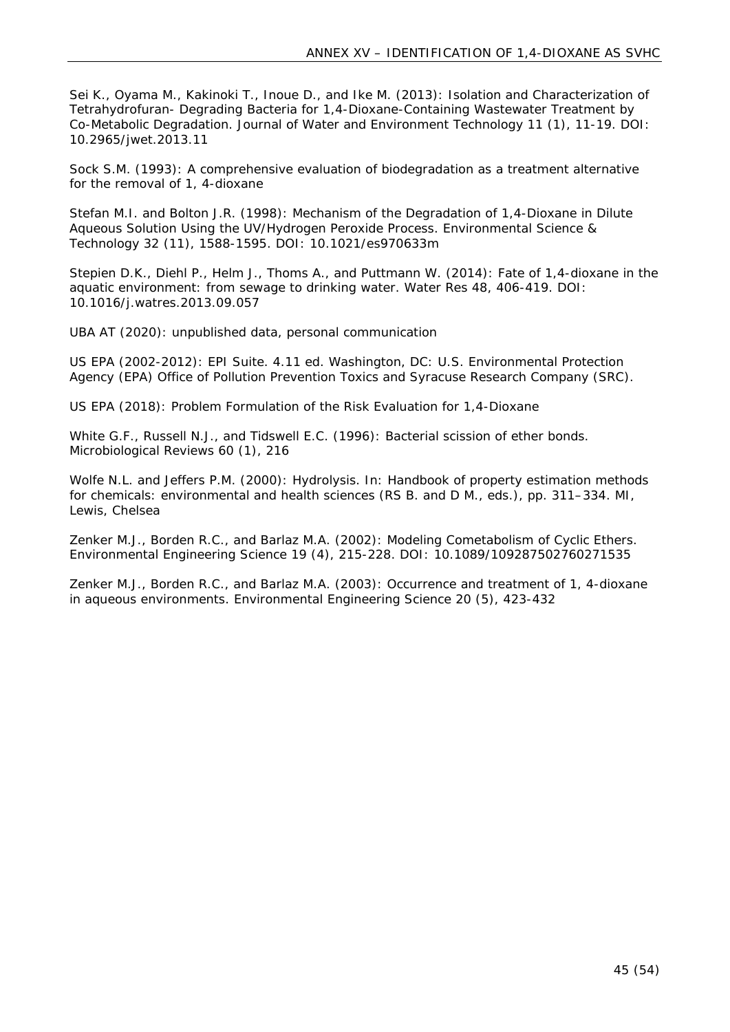Sei K., Oyama M., Kakinoki T., Inoue D., and Ike M. (2013): Isolation and Characterization of Tetrahydrofuran- Degrading Bacteria for 1,4-Dioxane-Containing Wastewater Treatment by Co-Metabolic Degradation. Journal of Water and Environment Technology 11 (1), 11-19. DOI: 10.2965/jwet.2013.11

Sock S.M. (1993): A comprehensive evaluation of biodegradation as a treatment alternative for the removal of 1, 4-dioxane

Stefan M.I. and Bolton J.R. (1998): Mechanism of the Degradation of 1,4-Dioxane in Dilute Aqueous Solution Using the UV/Hydrogen Peroxide Process. Environmental Science & Technology 32 (11), 1588-1595. DOI: 10.1021/es970633m

Stepien D.K., Diehl P., Helm J., Thoms A., and Puttmann W. (2014): Fate of 1,4-dioxane in the aquatic environment: from sewage to drinking water. Water Res 48, 406-419. DOI: 10.1016/j.watres.2013.09.057

UBA AT (2020): unpublished data, personal communication

US EPA (2002-2012): EPI Suite. 4.11 ed. Washington, DC: U.S. Environmental Protection Agency (EPA) Office of Pollution Prevention Toxics and Syracuse Research Company (SRC).

US EPA (2018): Problem Formulation of the Risk Evaluation for 1,4-Dioxane

White G.F., Russell N.J., and Tidswell E.C. (1996): Bacterial scission of ether bonds. Microbiological Reviews 60 (1), 216

Wolfe N.L. and Jeffers P.M. (2000): Hydrolysis. In: Handbook of property estimation methods for chemicals: environmental and health sciences (RS B. and D M., eds.), pp. 311–334. MI, Lewis, Chelsea

Zenker M.J., Borden R.C., and Barlaz M.A. (2002): Modeling Cometabolism of Cyclic Ethers. Environmental Engineering Science 19 (4), 215-228. DOI: 10.1089/109287502760271535

Zenker M.J., Borden R.C., and Barlaz M.A. (2003): Occurrence and treatment of 1, 4-dioxane in aqueous environments. Environmental Engineering Science 20 (5), 423-432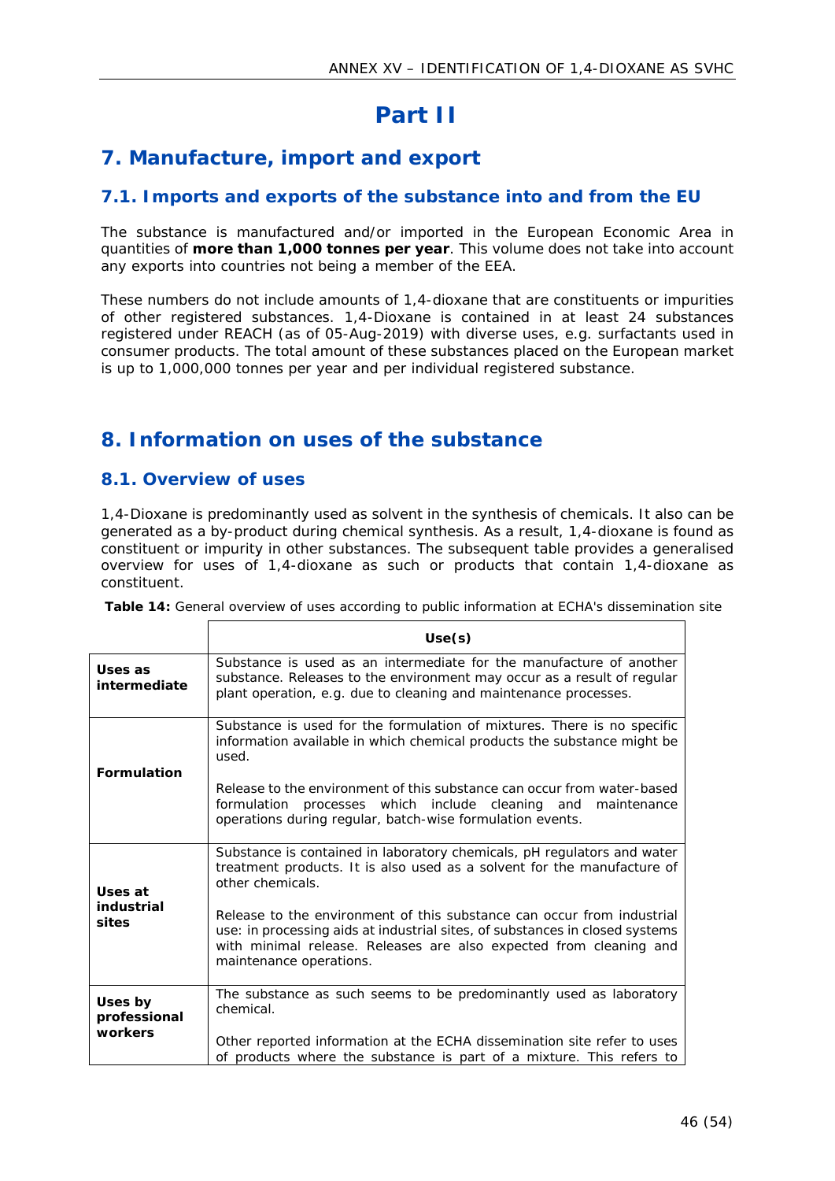# Part II

## 7. Manufacture, import and export

### 7.1. Imports and exports of the substance into and from the EU

The substance is manufactured and/or imported in the European Economic Area in quantities of **more than 1,000 tonnes per year**. This volume does not take into account any exports into countries not being a member of the EEA.

These numbers do not include amounts of 1,4-dioxane that are constituents or impurities of other registered substances. 1,4-Dioxane is contained in at least 24 substances registered under REACH (as of 05-Aug-2019) with diverse uses, e.g. surfactants used in consumer products. The total amount of these substances placed on the European market is up to 1,000,000 tonnes per year and per individual registered substance.

## 8. Information on uses of the substance

### 8.1. Overview of uses

1,4-Dioxane is predominantly used as solvent in the synthesis of chemicals. It also can be generated as a by-product during chemical synthesis. As a result, 1,4-dioxane is found as constituent or impurity in other substances. The subsequent table provides a generalised overview for uses of 1,4-dioxane as such or products that contain 1,4-dioxane as constituent.

**Table 14:** General overview of uses according to public information at ECHA's dissemination site

| | Use(s) |
|---|---|
| **Uses as intermediate** | Substance is used as an intermediate for the manufacture of another substance. Releases to the environment may occur as a result of regular plant operation, e.g. due to cleaning and maintenance processes. |
| **Formulation** | Substance is used for the formulation of mixtures. There is no specific information available in which chemical products the substance might be used.<br><br>Release to the environment of this substance can occur from water-based formulation processes which include cleaning and maintenance operations during regular, batch-wise formulation events. |
| **Uses at industrial sites** | Substance is contained in laboratory chemicals, pH regulators and water treatment products. It is also used as a solvent for the manufacture of other chemicals.<br><br>Release to the environment of this substance can occur from industrial use: in processing aids at industrial sites, of substances in closed systems with minimal release. Releases are also expected from cleaning and maintenance operations. |
| **Uses by professional workers** | The substance as such seems to be predominantly used as laboratory chemical.<br><br>Other reported information at the ECHA dissemination site refer to uses of products where the substance is part of a mixture. This refers to |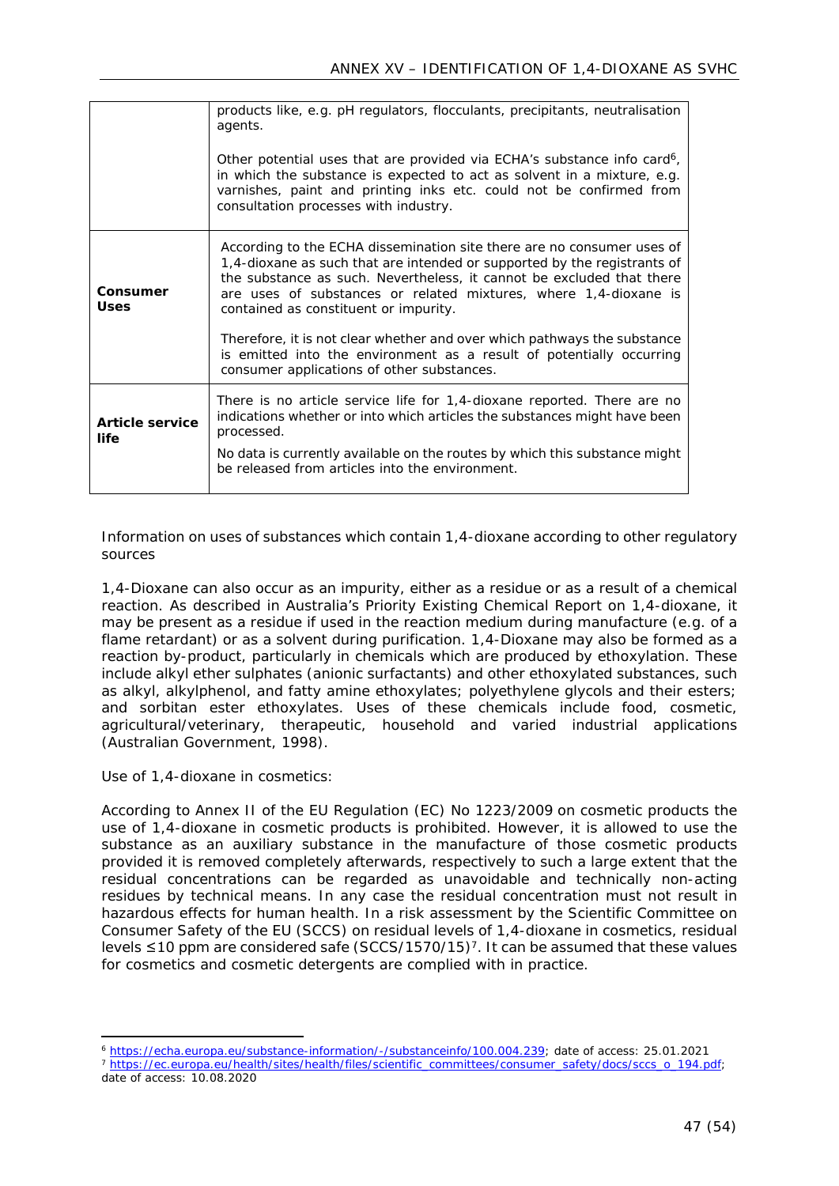| | |
|---|---|
| | products like, e.g. pH regulators, flocculants, precipitants, neutralisation agents.<br><br>Other potential uses that are provided via ECHA's substance info card[6], in which the substance is expected to act as solvent in a mixture, e.g. varnishes, paint and printing inks etc. could not be confirmed from consultation processes with industry. |
| **Consumer Uses** | According to the ECHA dissemination site there are no consumer uses of 1,4-dioxane as such that are intended or supported by the registrants of the substance as such. Nevertheless, it cannot be excluded that there are uses of substances or related mixtures, where 1,4-dioxane is contained as constituent or impurity.<br><br>Therefore, it is not clear whether and over which pathways the substance is emitted into the environment as a result of potentially occurring consumer applications of other substances. |
| **Article service life** | There is no article service life for 1,4-dioxane reported. There are no indications whether or into which articles the substances might have been processed.<br><br>No data is currently available on the routes by which this substance might be released from articles into the environment. |

Information on uses of substances which contain 1,4-dioxane according to other regulatory sources

1,4-Dioxane can also occur as an impurity, either as a residue or as a result of a chemical reaction. As described in Australia's Priority Existing Chemical Report on 1,4-dioxane, it may be present as a residue if used in the reaction medium during manufacture (e.g. of a flame retardant) or as a solvent during purification. 1,4-Dioxane may also be formed as a reaction by-product, particularly in chemicals which are produced by ethoxylation. These include alkyl ether sulphates (anionic surfactants) and other ethoxylated substances, such as alkyl, alkylphenol, and fatty amine ethoxylates; polyethylene glycols and their esters; and sorbitan ester ethoxylates. Uses of these chemicals include food, cosmetic, agricultural/veterinary, therapeutic, household and varied industrial applications (Australian Government, 1998).

Use of 1,4-dioxane in cosmetics:

According to Annex II of the EU Regulation (EC) No 1223/2009 on cosmetic products the use of 1,4-dioxane in cosmetic products is prohibited. However, it is allowed to use the substance as an auxiliary substance in the manufacture of those cosmetic products provided it is removed completely afterwards, respectively to such a large extent that the residual concentrations can be regarded as unavoidable and technically non-acting residues by technical means. In any case the residual concentration must not result in hazardous effects for human health. In a risk assessment by the Scientific Committee on Consumer Safety of the EU (SCCS) on residual levels of 1,4-dioxane in cosmetics, residual levels ≤10 ppm are considered safe (SCCS/1570/15)[7]. It can be assumed that these values for cosmetics and cosmetic detergents are complied with in practice.

---

[6] https://echa.europa.eu/substance-information/-/substanceinfo/100.004.239; date of access: 25.01.2021

[7] https://ec.europa.eu/health/sites/health/files/scientific_committees/consumer_safety/docs/sccs_o_194.pdf; date of access: 10.08.2020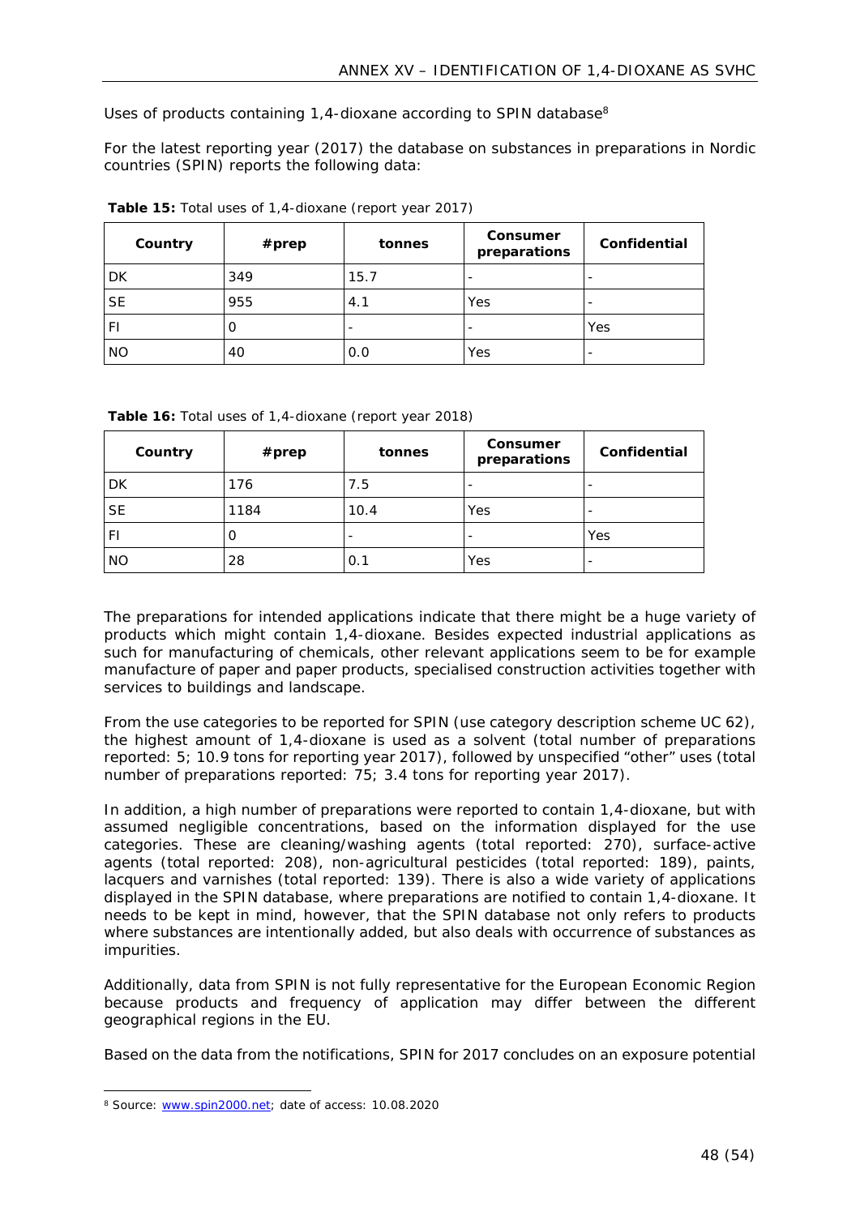Uses of products containing 1,4-dioxane according to SPIN database[8]

For the latest reporting year (2017) the database on substances in preparations in Nordic countries (SPIN) reports the following data:

**Table 15:** Total uses of 1,4-dioxane (report year 2017)

| Country | #prep | tonnes | Consumer preparations | Confidential |
|---|---|---|---|---|
| DK | 349 | 15.7 | - | - |
| SE | 955 | 4.1 | Yes | - |
| FI | 0 | - | - | Yes |
| NO | 40 | 0.0 | Yes | - |

**Table 16:** Total uses of 1,4-dioxane (report year 2018)

| Country | #prep | tonnes | Consumer preparations | Confidential |
|---|---|---|---|---|
| DK | 176 | 7.5 | - | - |
| SE | 1184 | 10.4 | Yes | - |
| FI | 0 | - | - | Yes |
| NO | 28 | 0.1 | Yes | - |

The preparations for intended applications indicate that there might be a huge variety of products which might contain 1,4-dioxane. Besides expected industrial applications as such for manufacturing of chemicals, other relevant applications seem to be for example manufacture of paper and paper products, specialised construction activities together with services to buildings and landscape.

From the use categories to be reported for SPIN (use category description scheme UC 62), the highest amount of 1,4-dioxane is used as a solvent (total number of preparations reported: 5; 10.9 tons for reporting year 2017), followed by unspecified "other" uses (total number of preparations reported: 75; 3.4 tons for reporting year 2017).

In addition, a high number of preparations were reported to contain 1,4-dioxane, but with assumed negligible concentrations, based on the information displayed for the use categories. These are cleaning/washing agents (total reported: 270), surface-active agents (total reported: 208), non-agricultural pesticides (total reported: 189), paints, lacquers and varnishes (total reported: 139). There is also a wide variety of applications displayed in the SPIN database, where preparations are notified to contain 1,4-dioxane. It needs to be kept in mind, however, that the SPIN database not only refers to products where substances are intentionally added, but also deals with occurrence of substances as impurities.

Additionally, data from SPIN is not fully representative for the European Economic Region because products and frequency of application may differ between the different geographical regions in the EU.

Based on the data from the notifications, SPIN for 2017 concludes on an exposure potential

[8] Source: www.spin2000.net; date of access: 10.08.2020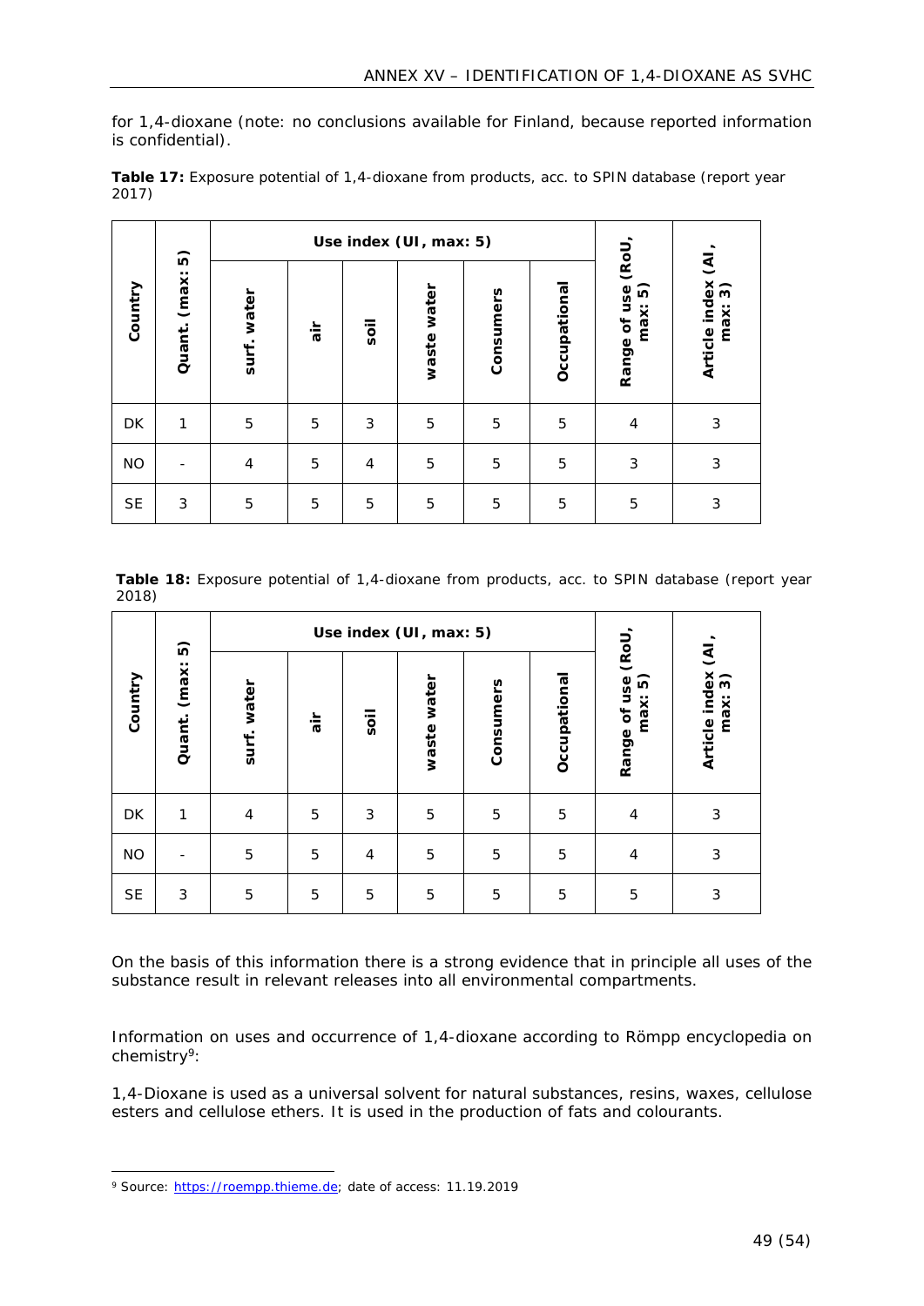for 1,4-dioxane (note: no conclusions available for Finland, because reported information is confidential).

**Table 17:** Exposure potential of 1,4-dioxane from products, acc. to SPIN database (report year 2017)

| Country | Quant. (max: 5) | Use index (UI, max: 5) | | | | | | Range of use (RoU, max: 5) | Article index (AI, max: 3) |
|---|---|---|---|---|---|---|---|---|---|
| | | surf. water | air | soil | waste water | Consumers | Occupational | | |
| DK | 1 | 5 | 5 | 3 | 5 | 5 | 5 | 4 | 3 |
| NO | - | 4 | 5 | 4 | 5 | 5 | 5 | 3 | 3 |
| SE | 3 | 5 | 5 | 5 | 5 | 5 | 5 | 5 | 3 |

**Table 18:** Exposure potential of 1,4-dioxane from products, acc. to SPIN database (report year 2018)

| Country | Quant. (max: 5) | Use index (UI, max: 5) | | | | | | Range of use (RoU, max: 5) | Article index (AI, max: 3) |
|---|---|---|---|---|---|---|---|---|---|
| | | surf. water | air | soil | waste water | Consumers | Occupational | | |
| DK | 1 | 4 | 5 | 3 | 5 | 5 | 5 | 4 | 3 |
| NO | - | 5 | 5 | 4 | 5 | 5 | 5 | 4 | 3 |
| SE | 3 | 5 | 5 | 5 | 5 | 5 | 5 | 5 | 3 |

On the basis of this information there is a strong evidence that in principle all uses of the substance result in relevant releases into all environmental compartments.

Information on uses and occurrence of 1,4-dioxane according to Römpp encyclopedia on chemistry[9]:

1,4-Dioxane is used as a universal solvent for natural substances, resins, waxes, cellulose esters and cellulose ethers. It is used in the production of fats and colourants.

[9] Source: https://roempp.thieme.de; date of access: 11.19.2019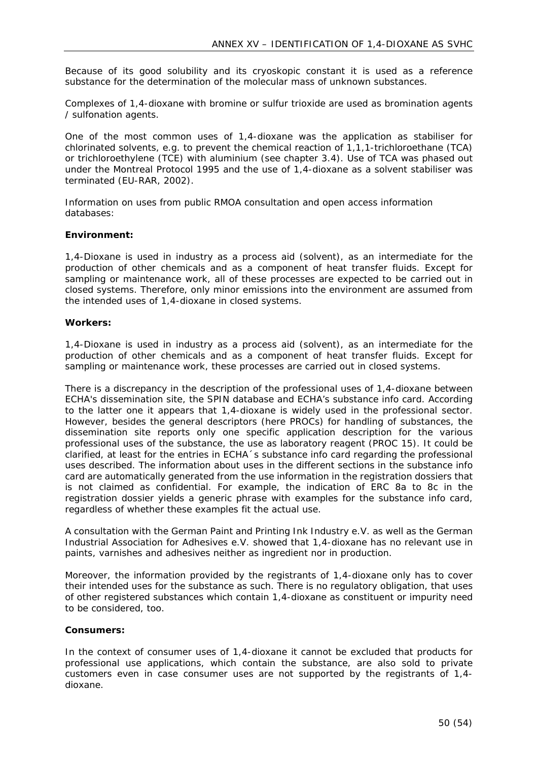Because of its good solubility and its cryoskopic constant it is used as a reference substance for the determination of the molecular mass of unknown substances.

Complexes of 1,4-dioxane with bromine or sulfur trioxide are used as bromination agents / sulfonation agents.

One of the most common uses of 1,4-dioxane was the application as stabiliser for chlorinated solvents, e.g. to prevent the chemical reaction of 1,1,1-trichloroethane (TCA) or trichloroethylene (TCE) with aluminium (see chapter 3.4). Use of TCA was phased out under the Montreal Protocol 1995 and the use of 1,4-dioxane as a solvent stabiliser was terminated (EU-RAR, 2002).

Information on uses from public RMOA consultation and open access information databases:

**Environment:**

1,4-Dioxane is used in industry as a process aid (solvent), as an intermediate for the production of other chemicals and as a component of heat transfer fluids. Except for sampling or maintenance work, all of these processes are expected to be carried out in closed systems. Therefore, only minor emissions into the environment are assumed from the intended uses of 1,4-dioxane in closed systems.

**Workers:**

1,4-Dioxane is used in industry as a process aid (solvent), as an intermediate for the production of other chemicals and as a component of heat transfer fluids. Except for sampling or maintenance work, these processes are carried out in closed systems.

There is a discrepancy in the description of the professional uses of 1,4-dioxane between ECHA's dissemination site, the SPIN database and ECHA's substance info card. According to the latter one it appears that 1,4-dioxane is widely used in the professional sector. However, besides the general descriptors (here PROCs) for handling of substances, the dissemination site reports only one specific application description for the various professional uses of the substance, the use as laboratory reagent (PROC 15). It could be clarified, at least for the entries in ECHA´s substance info card regarding the professional uses described. The information about uses in the different sections in the substance info card are automatically generated from the use information in the registration dossiers that is not claimed as confidential. For example, the indication of ERC 8a to 8c in the registration dossier yields a generic phrase with examples for the substance info card, regardless of whether these examples fit the actual use.

A consultation with the German Paint and Printing Ink Industry e.V. as well as the German Industrial Association for Adhesives e.V. showed that 1,4-dioxane has no relevant use in paints, varnishes and adhesives neither as ingredient nor in production.

Moreover, the information provided by the registrants of 1,4-dioxane only has to cover their intended uses for the substance as such. There is no regulatory obligation, that uses of other registered substances which contain 1,4-dioxane as constituent or impurity need to be considered, too.

**Consumers:**

In the context of consumer uses of 1,4-dioxane it cannot be excluded that products for professional use applications, which contain the substance, are also sold to private customers even in case consumer uses are not supported by the registrants of 1,4-dioxane.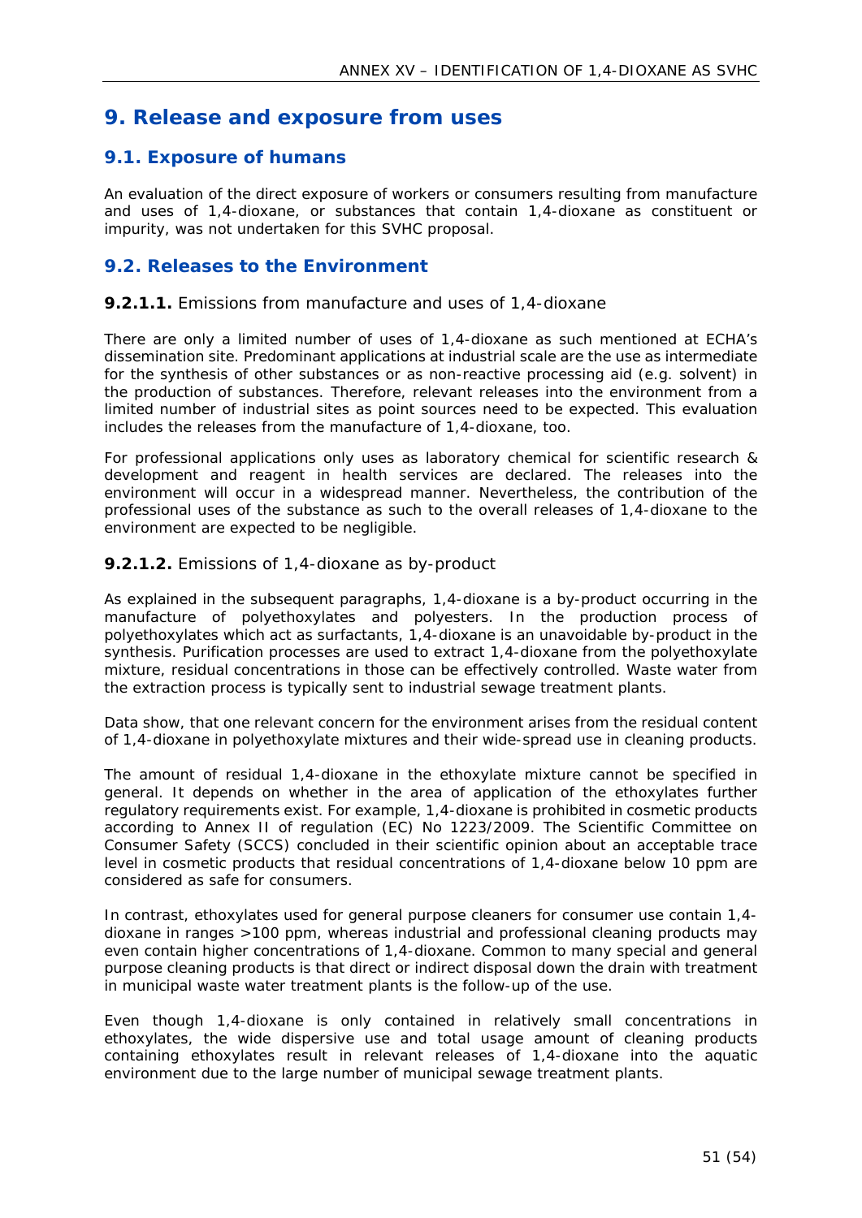# 9. Release and exposure from uses

## 9.1. Exposure of humans

An evaluation of the direct exposure of workers or consumers resulting from manufacture and uses of 1,4-dioxane, or substances that contain 1,4-dioxane as constituent or impurity, was not undertaken for this SVHC proposal.

## 9.2. Releases to the Environment

### **9.2.1.1.** Emissions from manufacture and uses of 1,4-dioxane

There are only a limited number of uses of 1,4-dioxane as such mentioned at ECHA's dissemination site. Predominant applications at industrial scale are the use as intermediate for the synthesis of other substances or as non-reactive processing aid (e.g. solvent) in the production of substances. Therefore, relevant releases into the environment from a limited number of industrial sites as point sources need to be expected. This evaluation includes the releases from the manufacture of 1,4-dioxane, too.

For professional applications only uses as laboratory chemical for scientific research & development and reagent in health services are declared. The releases into the environment will occur in a widespread manner. Nevertheless, the contribution of the professional uses of the substance as such to the overall releases of 1,4-dioxane to the environment are expected to be negligible.

### **9.2.1.2.** Emissions of 1,4-dioxane as by-product

As explained in the subsequent paragraphs, 1,4-dioxane is a by-product occurring in the manufacture of polyethoxylates and polyesters. In the production process of polyethoxylates which act as surfactants, 1,4-dioxane is an unavoidable by-product in the synthesis. Purification processes are used to extract 1,4-dioxane from the polyethoxylate mixture, residual concentrations in those can be effectively controlled. Waste water from the extraction process is typically sent to industrial sewage treatment plants.

Data show, that one relevant concern for the environment arises from the residual content of 1,4-dioxane in polyethoxylate mixtures and their wide-spread use in cleaning products.

The amount of residual 1,4-dioxane in the ethoxylate mixture cannot be specified in general. It depends on whether in the area of application of the ethoxylates further regulatory requirements exist. For example, 1,4-dioxane is prohibited in cosmetic products according to Annex II of regulation (EC) No 1223/2009. The Scientific Committee on Consumer Safety (SCCS) concluded in their scientific opinion about an acceptable trace level in cosmetic products that residual concentrations of 1,4-dioxane below 10 ppm are considered as safe for consumers.

In contrast, ethoxylates used for general purpose cleaners for consumer use contain 1,4-dioxane in ranges >100 ppm, whereas industrial and professional cleaning products may even contain higher concentrations of 1,4-dioxane. Common to many special and general purpose cleaning products is that direct or indirect disposal down the drain with treatment in municipal waste water treatment plants is the follow-up of the use.

Even though 1,4-dioxane is only contained in relatively small concentrations in ethoxylates, the wide dispersive use and total usage amount of cleaning products containing ethoxylates result in relevant releases of 1,4-dioxane into the aquatic environment due to the large number of municipal sewage treatment plants.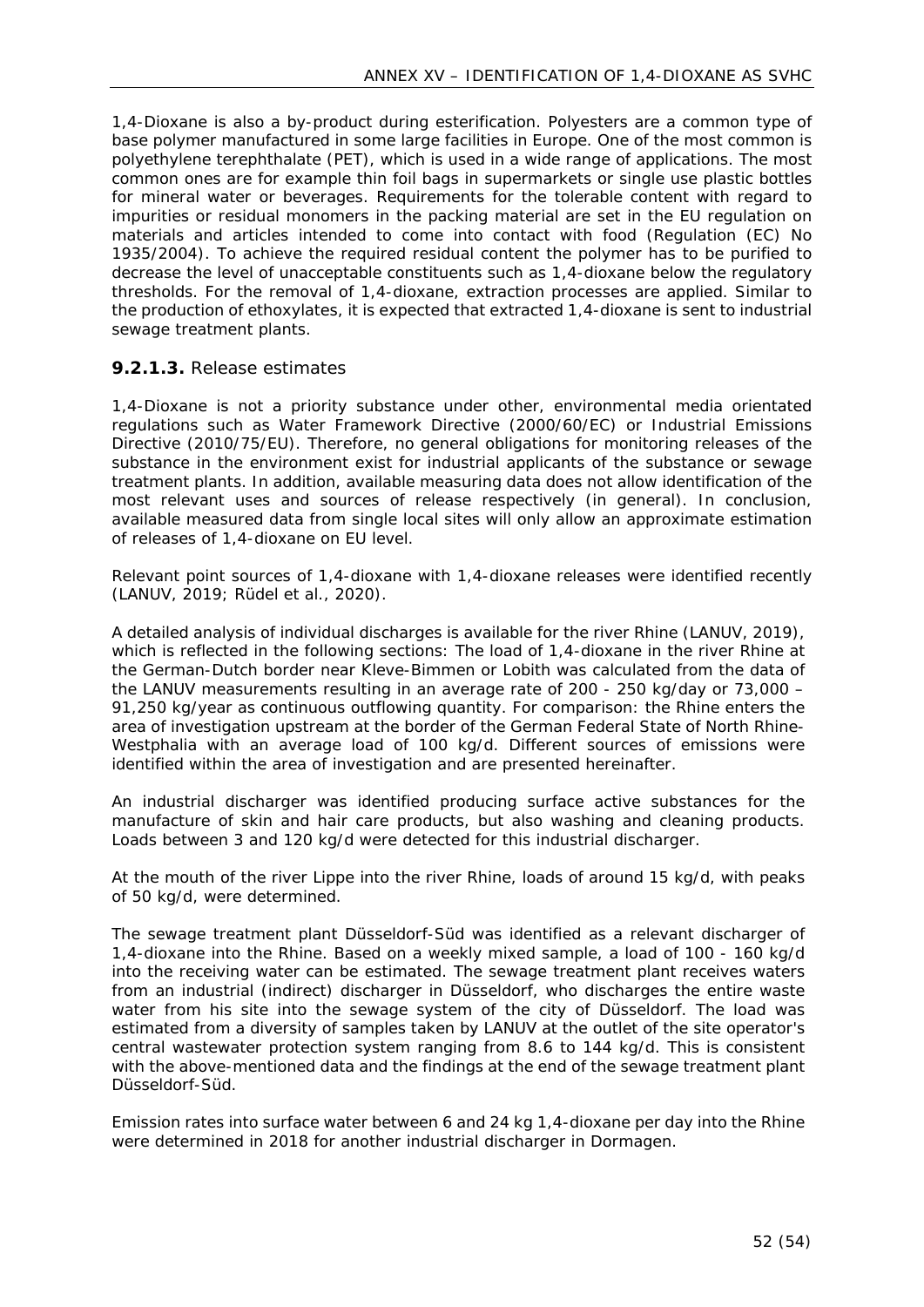1,4-Dioxane is also a by-product during esterification. Polyesters are a common type of base polymer manufactured in some large facilities in Europe. One of the most common is polyethylene terephthalate (PET), which is used in a wide range of applications. The most common ones are for example thin foil bags in supermarkets or single use plastic bottles for mineral water or beverages. Requirements for the tolerable content with regard to impurities or residual monomers in the packing material are set in the EU regulation on materials and articles intended to come into contact with food (Regulation (EC) No 1935/2004). To achieve the required residual content the polymer has to be purified to decrease the level of unacceptable constituents such as 1,4-dioxane below the regulatory thresholds. For the removal of 1,4-dioxane, extraction processes are applied. Similar to the production of ethoxylates, it is expected that extracted 1,4-dioxane is sent to industrial sewage treatment plants.

### **9.2.1.3.** Release estimates

1,4-Dioxane is not a priority substance under other, environmental media orientated regulations such as Water Framework Directive (2000/60/EC) or Industrial Emissions Directive (2010/75/EU). Therefore, no general obligations for monitoring releases of the substance in the environment exist for industrial applicants of the substance or sewage treatment plants. In addition, available measuring data does not allow identification of the most relevant uses and sources of release respectively (in general). In conclusion, available measured data from single local sites will only allow an approximate estimation of releases of 1,4-dioxane on EU level.

Relevant point sources of 1,4-dioxane with 1,4-dioxane releases were identified recently (LANUV, 2019; Rüdel et al., 2020).

A detailed analysis of individual discharges is available for the river Rhine (LANUV, 2019), which is reflected in the following sections: The load of 1,4-dioxane in the river Rhine at the German-Dutch border near Kleve-Bimmen or Lobith was calculated from the data of the LANUV measurements resulting in an average rate of 200 - 250 kg/day or 73,000 – 91,250 kg/year as continuous outflowing quantity. For comparison: the Rhine enters the area of investigation upstream at the border of the German Federal State of North Rhine-Westphalia with an average load of 100 kg/d. Different sources of emissions were identified within the area of investigation and are presented hereinafter.

An industrial discharger was identified producing surface active substances for the manufacture of skin and hair care products, but also washing and cleaning products. Loads between 3 and 120 kg/d were detected for this industrial discharger.

At the mouth of the river Lippe into the river Rhine, loads of around 15 kg/d, with peaks of 50 kg/d, were determined.

The sewage treatment plant Düsseldorf-Süd was identified as a relevant discharger of 1,4-dioxane into the Rhine. Based on a weekly mixed sample, a load of 100 - 160 kg/d into the receiving water can be estimated. The sewage treatment plant receives waters from an industrial (indirect) discharger in Düsseldorf, who discharges the entire waste water from his site into the sewage system of the city of Düsseldorf. The load was estimated from a diversity of samples taken by LANUV at the outlet of the site operator's central wastewater protection system ranging from 8.6 to 144 kg/d. This is consistent with the above-mentioned data and the findings at the end of the sewage treatment plant Düsseldorf-Süd.

Emission rates into surface water between 6 and 24 kg 1,4-dioxane per day into the Rhine were determined in 2018 for another industrial discharger in Dormagen.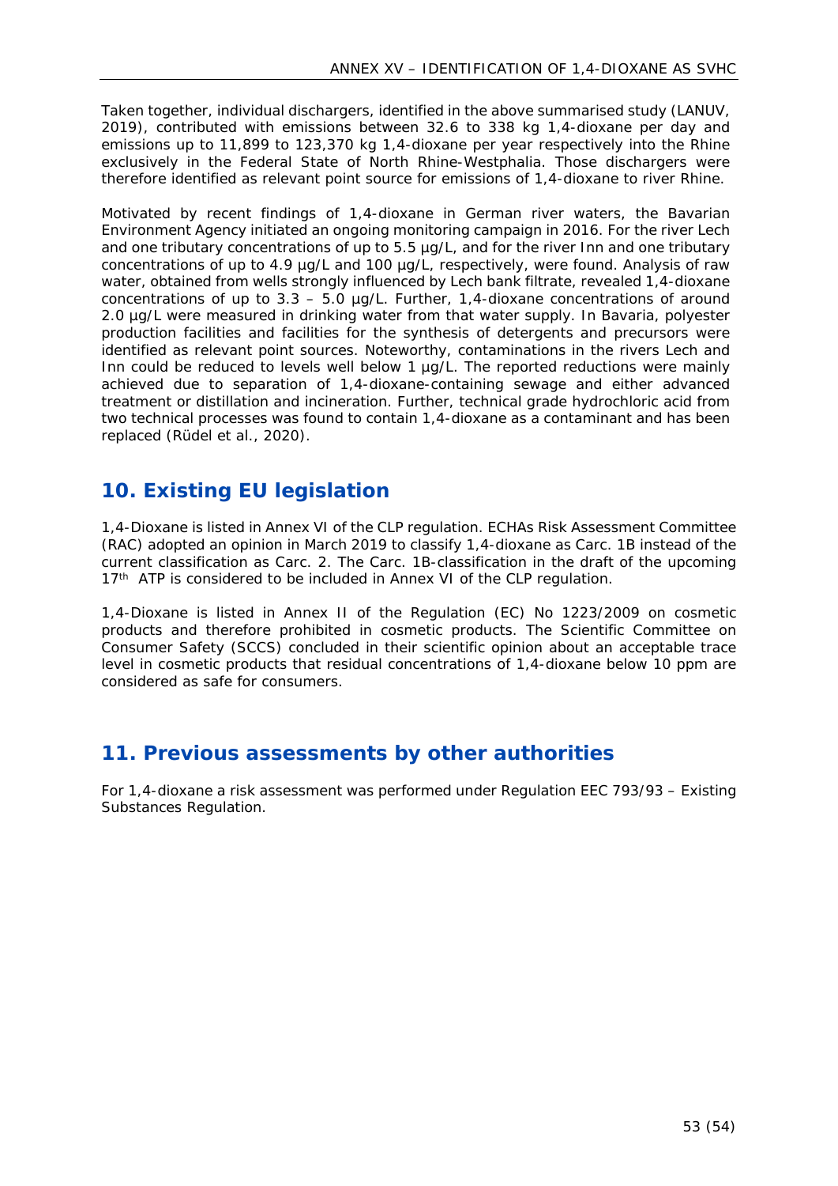Taken together, individual dischargers, identified in the above summarised study (LANUV, 2019), contributed with emissions between 32.6 to 338 kg 1,4-dioxane per day and emissions up to 11,899 to 123,370 kg 1,4-dioxane per year respectively into the Rhine exclusively in the Federal State of North Rhine-Westphalia. Those dischargers were therefore identified as relevant point source for emissions of 1,4-dioxane to river Rhine.

Motivated by recent findings of 1,4-dioxane in German river waters, the Bavarian Environment Agency initiated an ongoing monitoring campaign in 2016. For the river Lech and one tributary concentrations of up to 5.5 µg/L, and for the river Inn and one tributary concentrations of up to 4.9 µg/L and 100 µg/L, respectively, were found. Analysis of raw water, obtained from wells strongly influenced by Lech bank filtrate, revealed 1,4-dioxane concentrations of up to 3.3 – 5.0 µg/L. Further, 1,4-dioxane concentrations of around 2.0 µg/L were measured in drinking water from that water supply. In Bavaria, polyester production facilities and facilities for the synthesis of detergents and precursors were identified as relevant point sources. Noteworthy, contaminations in the rivers Lech and Inn could be reduced to levels well below 1 µg/L. The reported reductions were mainly achieved due to separation of 1,4-dioxane-containing sewage and either advanced treatment or distillation and incineration. Further, technical grade hydrochloric acid from two technical processes was found to contain 1,4-dioxane as a contaminant and has been replaced (Rüdel et al., 2020).

## 10. Existing EU legislation

1,4-Dioxane is listed in Annex VI of the CLP regulation. ECHAs Risk Assessment Committee (RAC) adopted an opinion in March 2019 to classify 1,4-dioxane as Carc. 1B instead of the current classification as Carc. 2. The Carc. 1B-classification in the draft of the upcoming 17th ATP is considered to be included in Annex VI of the CLP regulation.

1,4-Dioxane is listed in Annex II of the Regulation (EC) No 1223/2009 on cosmetic products and therefore prohibited in cosmetic products. The Scientific Committee on Consumer Safety (SCCS) concluded in their scientific opinion about an acceptable trace level in cosmetic products that residual concentrations of 1,4-dioxane below 10 ppm are considered as safe for consumers.

## 11. Previous assessments by other authorities

For 1,4-dioxane a risk assessment was performed under Regulation EEC 793/93 – Existing Substances Regulation.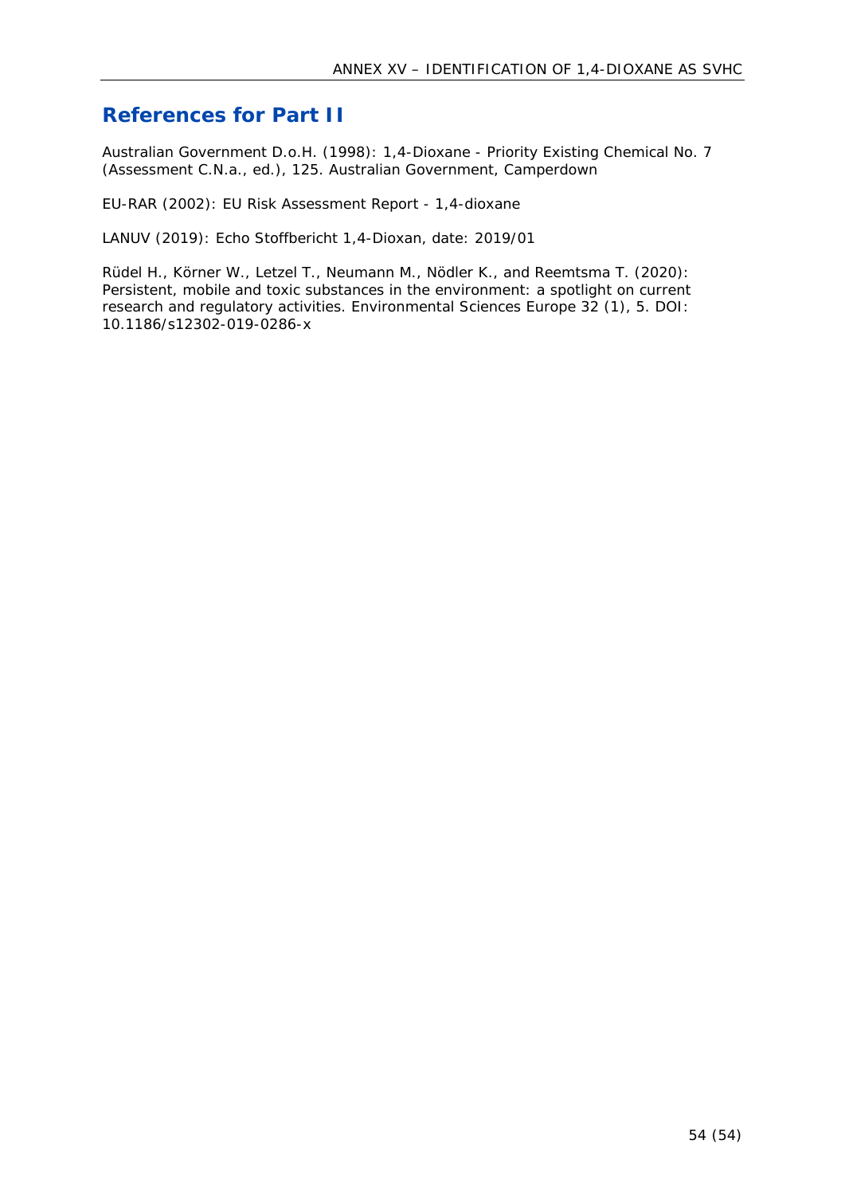## References for Part II

Australian Government D.o.H. (1998): 1,4-Dioxane - Priority Existing Chemical No. 7 (Assessment C.N.a., ed.), 125. Australian Government, Camperdown

EU-RAR (2002): EU Risk Assessment Report - 1,4-dioxane

LANUV (2019): Echo Stoffbericht 1,4-Dioxan, date: 2019/01

Rüdel H., Körner W., Letzel T., Neumann M., Nödler K., and Reemtsma T. (2020): Persistent, mobile and toxic substances in the environment: a spotlight on current research and regulatory activities. Environmental Sciences Europe 32 (1), 5. DOI: 10.1186/s12302-019-0286-x